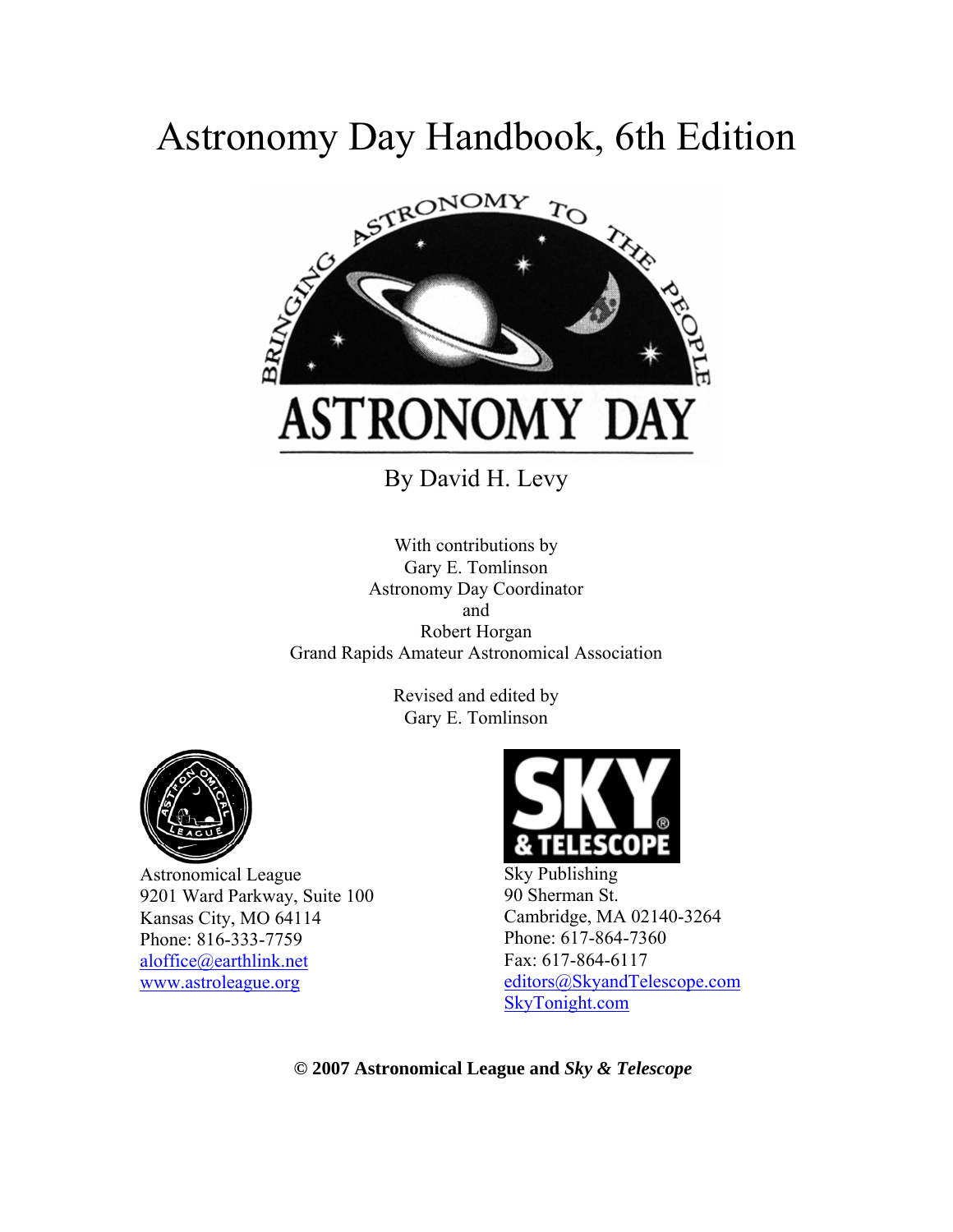# Astronomy Day Handbook, 6th Edition

BRINGING ASTRONOMY TO THE PEOPLE

ASTRONOMY DAY

By David H. Levy

With contributions by
Gary E. Tomlinson
Astronomy Day Coordinator
and
Robert Horgan
Grand Rapids Amateur Astronomical Association

Revised and edited by
Gary E. Tomlinson

Astronomical League
9201 Ward Parkway, Suite 100
Kansas City, MO 64114
Phone: 816-333-7759
aloffice@earthlink.net
www.astroleague.org

SKY & TELESCOPE
Sky Publishing
90 Sherman St.
Cambridge, MA 02140-3264
Phone: 617-864-7360
Fax: 617-864-6117
editors@SkyandTelescope.com
SkyTonight.com

**© 2007 Astronomical League and *Sky & Telescope***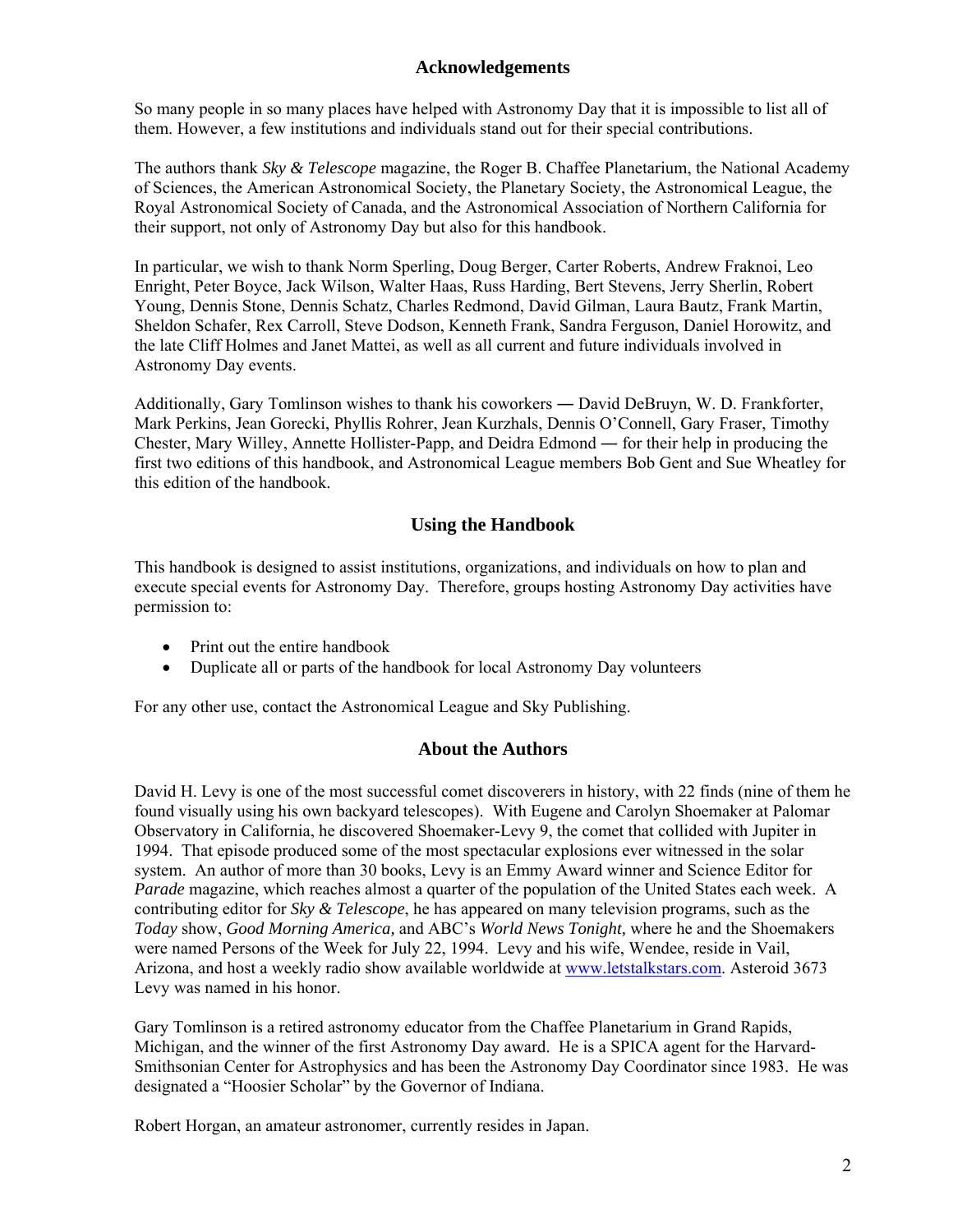## Acknowledgements

So many people in so many places have helped with Astronomy Day that it is impossible to list all of them. However, a few institutions and individuals stand out for their special contributions.

The authors thank *Sky & Telescope* magazine, the Roger B. Chaffee Planetarium, the National Academy of Sciences, the American Astronomical Society, the Planetary Society, the Astronomical League, the Royal Astronomical Society of Canada, and the Astronomical Association of Northern California for their support, not only of Astronomy Day but also for this handbook.

In particular, we wish to thank Norm Sperling, Doug Berger, Carter Roberts, Andrew Fraknoi, Leo Enright, Peter Boyce, Jack Wilson, Walter Haas, Russ Harding, Bert Stevens, Jerry Sherlin, Robert Young, Dennis Stone, Dennis Schatz, Charles Redmond, David Gilman, Laura Bautz, Frank Martin, Sheldon Schafer, Rex Carroll, Steve Dodson, Kenneth Frank, Sandra Ferguson, Daniel Horowitz, and the late Cliff Holmes and Janet Mattei, as well as all current and future individuals involved in Astronomy Day events.

Additionally, Gary Tomlinson wishes to thank his coworkers ― David DeBruyn, W. D. Frankforter, Mark Perkins, Jean Gorecki, Phyllis Rohrer, Jean Kurzhals, Dennis O'Connell, Gary Fraser, Timothy Chester, Mary Willey, Annette Hollister-Papp, and Deidra Edmond ― for their help in producing the first two editions of this handbook, and Astronomical League members Bob Gent and Sue Wheatley for this edition of the handbook.

## Using the Handbook

This handbook is designed to assist institutions, organizations, and individuals on how to plan and execute special events for Astronomy Day. Therefore, groups hosting Astronomy Day activities have permission to:

- Print out the entire handbook
- Duplicate all or parts of the handbook for local Astronomy Day volunteers

For any other use, contact the Astronomical League and Sky Publishing.

## About the Authors

David H. Levy is one of the most successful comet discoverers in history, with 22 finds (nine of them he found visually using his own backyard telescopes). With Eugene and Carolyn Shoemaker at Palomar Observatory in California, he discovered Shoemaker-Levy 9, the comet that collided with Jupiter in 1994. That episode produced some of the most spectacular explosions ever witnessed in the solar system. An author of more than 30 books, Levy is an Emmy Award winner and Science Editor for *Parade* magazine, which reaches almost a quarter of the population of the United States each week. A contributing editor for *Sky & Telescope*, he has appeared on many television programs, such as the *Today* show, *Good Morning America,* and ABC's *World News Tonight,* where he and the Shoemakers were named Persons of the Week for July 22, 1994. Levy and his wife, Wendee, reside in Vail, Arizona, and host a weekly radio show available worldwide at www.letstalkstars.com. Asteroid 3673 Levy was named in his honor.

Gary Tomlinson is a retired astronomy educator from the Chaffee Planetarium in Grand Rapids, Michigan, and the winner of the first Astronomy Day award. He is a SPICA agent for the Harvard-Smithsonian Center for Astrophysics and has been the Astronomy Day Coordinator since 1983. He was designated a "Hoosier Scholar" by the Governor of Indiana.

Robert Horgan, an amateur astronomer, currently resides in Japan.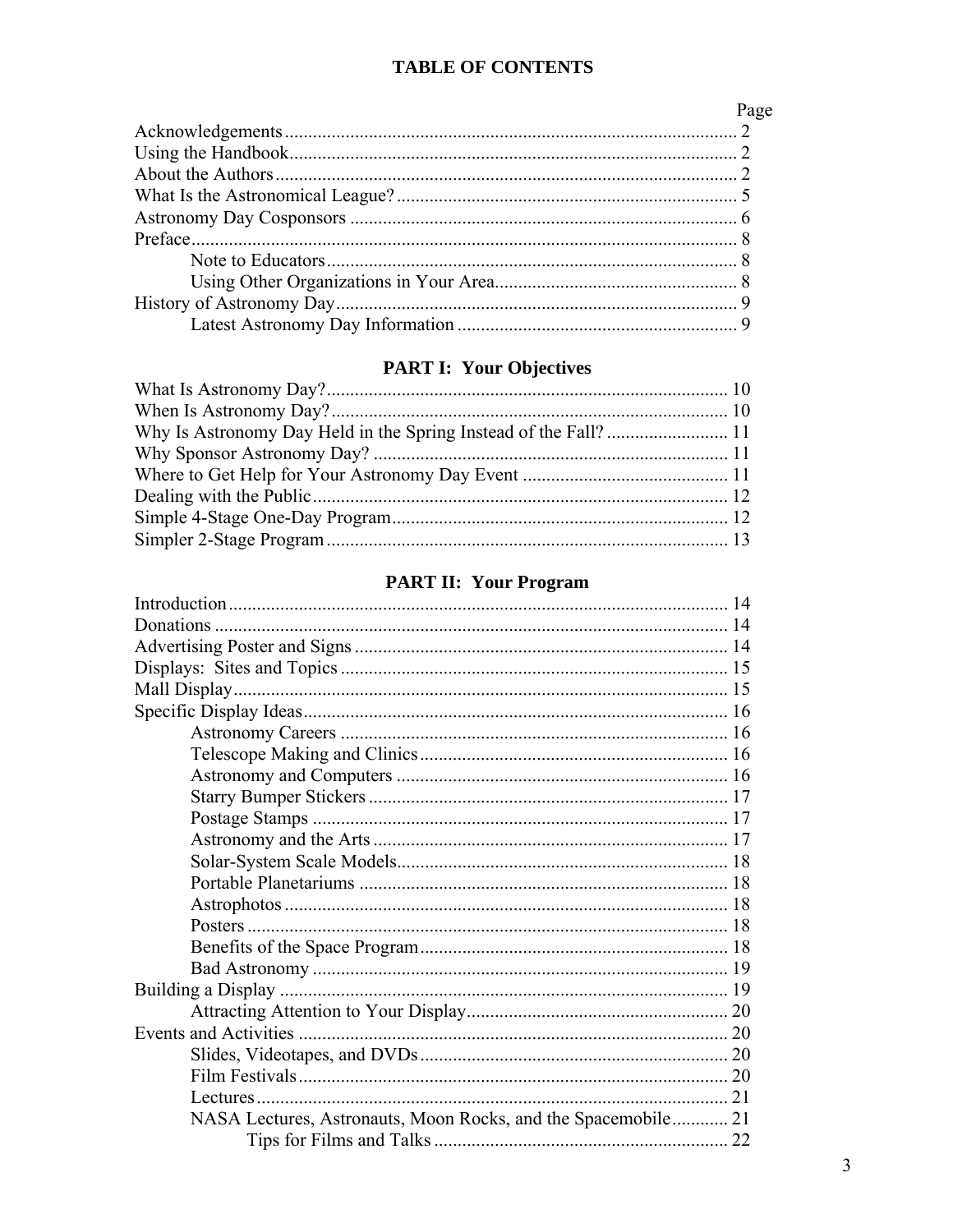# TABLE OF CONTENTS

| | Page |
|---|---|
| Acknowledgements | 2 |
| Using the Handbook | 2 |
| About the Authors | 2 |
| What Is the Astronomical League? | 5 |
| Astronomy Day Cosponsors | 6 |
| Preface | 8 |
| &nbsp;&nbsp;&nbsp;&nbsp;Note to Educators | 8 |
| &nbsp;&nbsp;&nbsp;&nbsp;Using Other Organizations in Your Area | 8 |
| History of Astronomy Day | 9 |
| &nbsp;&nbsp;&nbsp;&nbsp;Latest Astronomy Day Information | 9 |

## PART I: Your Objectives

| | |
|---|---|
| What Is Astronomy Day? | 10 |
| When Is Astronomy Day? | 10 |
| Why Is Astronomy Day Held in the Spring Instead of the Fall? | 11 |
| Why Sponsor Astronomy Day? | 11 |
| Where to Get Help for Your Astronomy Day Event | 11 |
| Dealing with the Public | 12 |
| Simple 4-Stage One-Day Program | 12 |
| Simpler 2-Stage Program | 13 |

## PART II: Your Program

| | |
|---|---|
| Introduction | 14 |
| Donations | 14 |
| Advertising Poster and Signs | 14 |
| Displays: Sites and Topics | 15 |
| Mall Display | 15 |
| Specific Display Ideas | 16 |
| &nbsp;&nbsp;&nbsp;&nbsp;Astronomy Careers | 16 |
| &nbsp;&nbsp;&nbsp;&nbsp;Telescope Making and Clinics | 16 |
| &nbsp;&nbsp;&nbsp;&nbsp;Astronomy and Computers | 16 |
| &nbsp;&nbsp;&nbsp;&nbsp;Starry Bumper Stickers | 17 |
| &nbsp;&nbsp;&nbsp;&nbsp;Postage Stamps | 17 |
| &nbsp;&nbsp;&nbsp;&nbsp;Astronomy and the Arts | 17 |
| &nbsp;&nbsp;&nbsp;&nbsp;Solar-System Scale Models | 18 |
| &nbsp;&nbsp;&nbsp;&nbsp;Portable Planetariums | 18 |
| &nbsp;&nbsp;&nbsp;&nbsp;Astrophotos | 18 |
| &nbsp;&nbsp;&nbsp;&nbsp;Posters | 18 |
| &nbsp;&nbsp;&nbsp;&nbsp;Benefits of the Space Program | 18 |
| &nbsp;&nbsp;&nbsp;&nbsp;Bad Astronomy | 19 |
| Building a Display | 19 |
| &nbsp;&nbsp;&nbsp;&nbsp;Attracting Attention to Your Display | 20 |
| Events and Activities | 20 |
| &nbsp;&nbsp;&nbsp;&nbsp;Slides, Videotapes, and DVDs | 20 |
| &nbsp;&nbsp;&nbsp;&nbsp;Film Festivals | 20 |
| &nbsp;&nbsp;&nbsp;&nbsp;Lectures | 21 |
| &nbsp;&nbsp;&nbsp;&nbsp;NASA Lectures, Astronauts, Moon Rocks, and the Spacemobile | 21 |
| &nbsp;&nbsp;&nbsp;&nbsp;&nbsp;&nbsp;&nbsp;&nbsp;Tips for Films and Talks | 22 |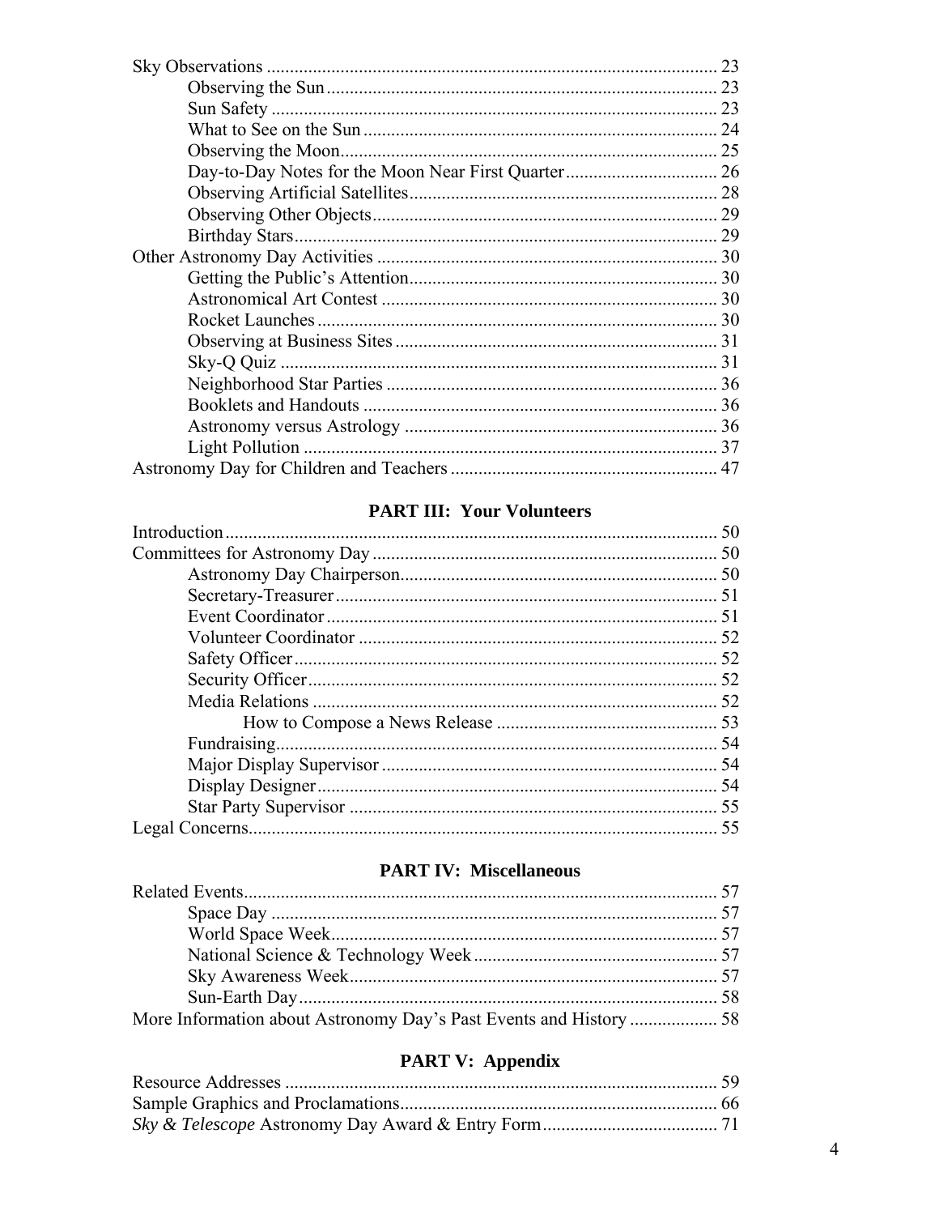Sky Observations ........................................................................................ 23
- Observing the Sun ........................................................................ 23
- Sun Safety .................................................................................... 23
- What to See on the Sun ................................................................ 24
- Observing the Moon ....................................................................... 25
- Day-to-Day Notes for the Moon Near First Quarter ........................ 26
- Observing Artificial Satellites ........................................................ 28
- Observing Other Objects ................................................................ 29
- Birthday Stars ................................................................................ 29

Other Astronomy Day Activities ................................................................ 30
- Getting the Public's Attention ........................................................ 30
- Astronomical Art Contest ............................................................... 30
- Rocket Launches ............................................................................ 30
- Observing at Business Sites ........................................................... 31
- Sky-Q Quiz .................................................................................... 31
- Neighborhood Star Parties ............................................................. 36
- Booklets and Handouts .................................................................. 36
- Astronomy versus Astrology .......................................................... 36
- Light Pollution ............................................................................... 37

Astronomy Day for Children and Teachers ................................................ 47

## PART III: Your Volunteers

Introduction ................................................................................................ 50

Committees for Astronomy Day ................................................................. 50
- Astronomy Day Chairperson .......................................................... 50
- Secretary-Treasurer ........................................................................ 51
- Event Coordinator .......................................................................... 51
- Volunteer Coordinator .................................................................... 52
- Safety Officer ................................................................................. 52
- Security Officer .............................................................................. 52
- Media Relations .............................................................................. 52
  - How to Compose a News Release ............................................ 53
- Fundraising ..................................................................................... 54
- Major Display Supervisor ............................................................... 54
- Display Designer ............................................................................ 54
- Star Party Supervisor ...................................................................... 55

Legal Concerns ........................................................................................... 55

## PART IV: Miscellaneous

Related Events ............................................................................................ 57
- Space Day ....................................................................................... 57
- World Space Week .......................................................................... 57
- National Science & Technology Week ............................................ 57
- Sky Awareness Week ...................................................................... 57
- Sun-Earth Day ................................................................................. 58

More Information about Astronomy Day's Past Events and History .......... 58

## PART V: Appendix

Resource Addresses .................................................................................... 59

Sample Graphics and Proclamations ........................................................... 66

*Sky & Telescope* Astronomy Day Award & Entry Form ............................ 71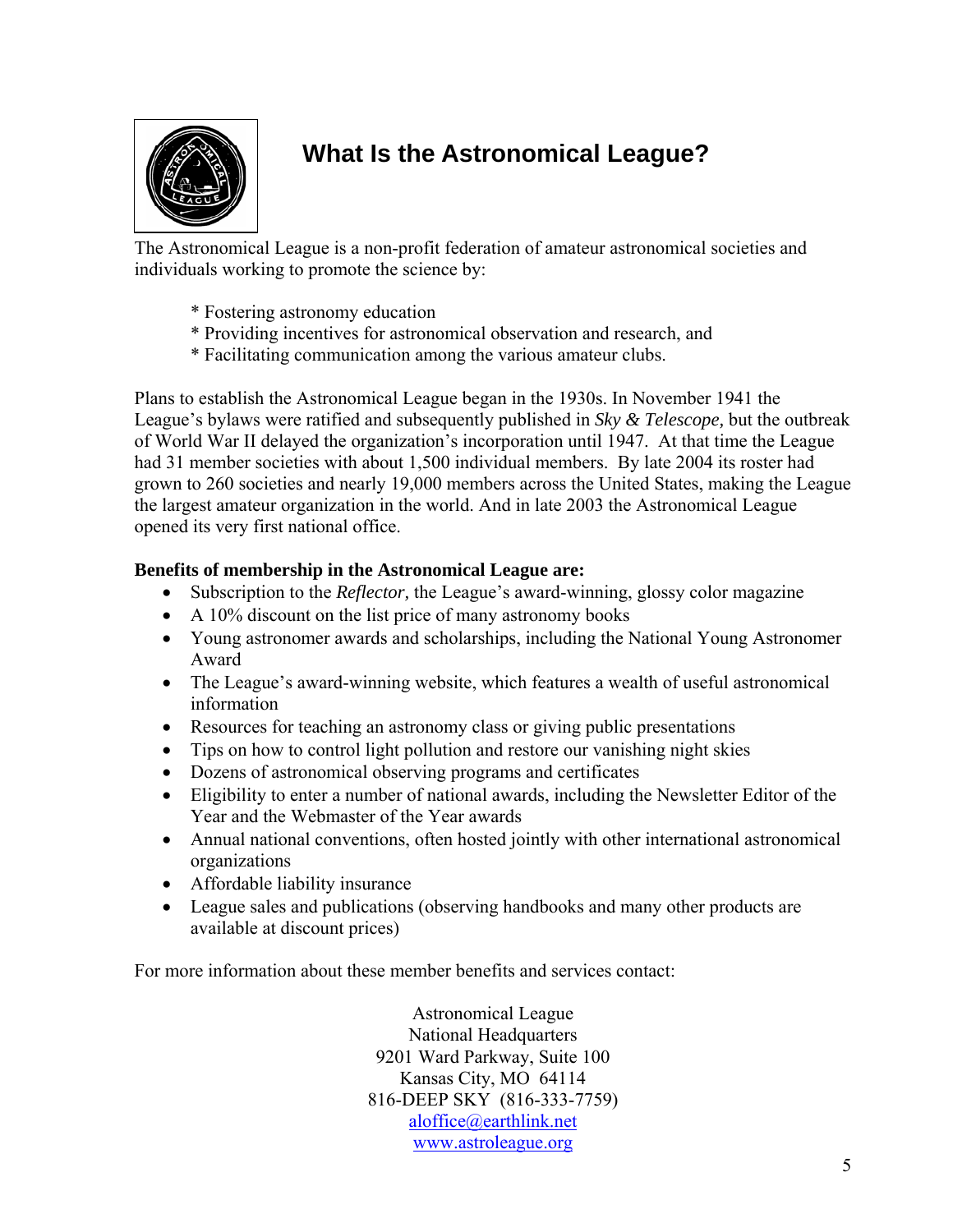# What Is the Astronomical League?

The Astronomical League is a non-profit federation of amateur astronomical societies and individuals working to promote the science by:

* Fostering astronomy education
* Providing incentives for astronomical observation and research, and
* Facilitating communication among the various amateur clubs.

Plans to establish the Astronomical League began in the 1930s. In November 1941 the League's bylaws were ratified and subsequently published in *Sky & Telescope*, but the outbreak of World War II delayed the organization's incorporation until 1947. At that time the League had 31 member societies with about 1,500 individual members. By late 2004 its roster had grown to 260 societies and nearly 19,000 members across the United States, making the League the largest amateur organization in the world. And in late 2003 the Astronomical League opened its very first national office.

**Benefits of membership in the Astronomical League are:**

- Subscription to the *Reflector*, the League's award-winning, glossy color magazine
- A 10% discount on the list price of many astronomy books
- Young astronomer awards and scholarships, including the National Young Astronomer Award
- The League's award-winning website, which features a wealth of useful astronomical information
- Resources for teaching an astronomy class or giving public presentations
- Tips on how to control light pollution and restore our vanishing night skies
- Dozens of astronomical observing programs and certificates
- Eligibility to enter a number of national awards, including the Newsletter Editor of the Year and the Webmaster of the Year awards
- Annual national conventions, often hosted jointly with other international astronomical organizations
- Affordable liability insurance
- League sales and publications (observing handbooks and many other products are available at discount prices)

For more information about these member benefits and services contact:

Astronomical League
National Headquarters
9201 Ward Parkway, Suite 100
Kansas City, MO 64114
816-DEEP SKY (816-333-7759)
aloffice@earthlink.net
www.astroleague.org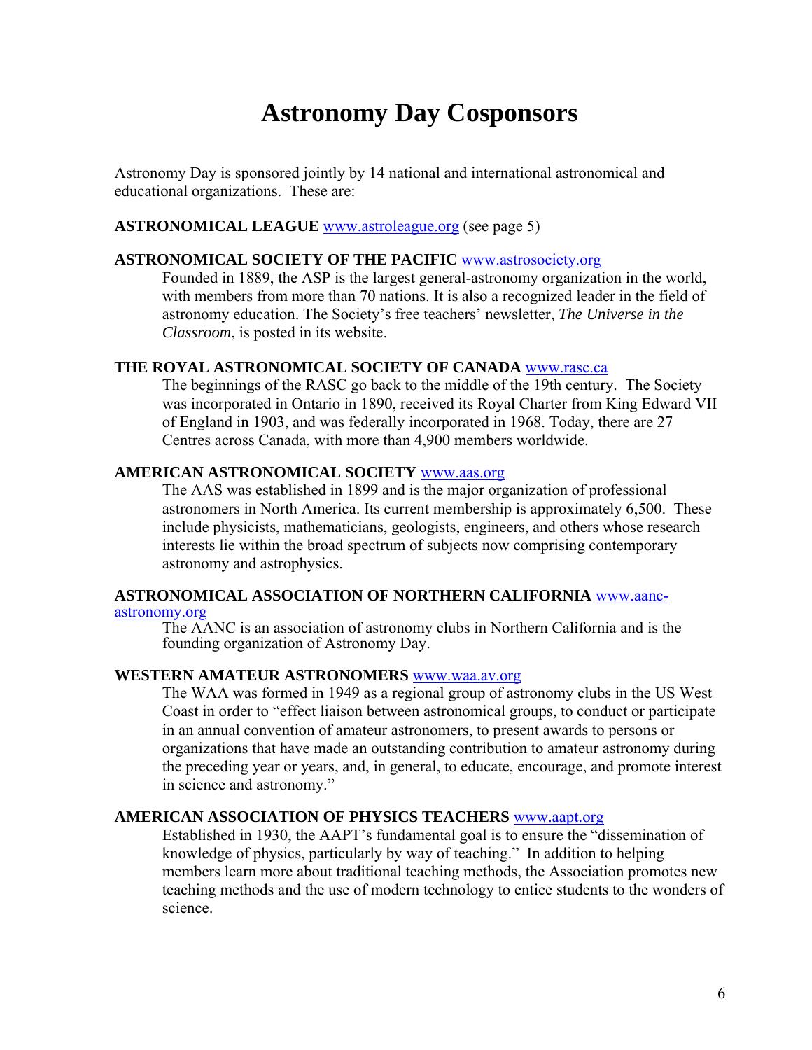# Astronomy Day Cosponsors

Astronomy Day is sponsored jointly by 14 national and international astronomical and educational organizations. These are:

**ASTRONOMICAL LEAGUE** www.astroleague.org (see page 5)

**ASTRONOMICAL SOCIETY OF THE PACIFIC** www.astrosociety.org

Founded in 1889, the ASP is the largest general-astronomy organization in the world, with members from more than 70 nations. It is also a recognized leader in the field of astronomy education. The Society's free teachers' newsletter, *The Universe in the Classroom*, is posted in its website.

**THE ROYAL ASTRONOMICAL SOCIETY OF CANADA** www.rasc.ca

The beginnings of the RASC go back to the middle of the 19th century. The Society was incorporated in Ontario in 1890, received its Royal Charter from King Edward VII of England in 1903, and was federally incorporated in 1968. Today, there are 27 Centres across Canada, with more than 4,900 members worldwide.

**AMERICAN ASTRONOMICAL SOCIETY** www.aas.org

The AAS was established in 1899 and is the major organization of professional astronomers in North America. Its current membership is approximately 6,500. These include physicists, mathematicians, geologists, engineers, and others whose research interests lie within the broad spectrum of subjects now comprising contemporary astronomy and astrophysics.

**ASTRONOMICAL ASSOCIATION OF NORTHERN CALIFORNIA** www.aanc-astronomy.org

The AANC is an association of astronomy clubs in Northern California and is the founding organization of Astronomy Day.

**WESTERN AMATEUR ASTRONOMERS** www.waa.av.org

The WAA was formed in 1949 as a regional group of astronomy clubs in the US West Coast in order to "effect liaison between astronomical groups, to conduct or participate in an annual convention of amateur astronomers, to present awards to persons or organizations that have made an outstanding contribution to amateur astronomy during the preceding year or years, and, in general, to educate, encourage, and promote interest in science and astronomy."

**AMERICAN ASSOCIATION OF PHYSICS TEACHERS** www.aapt.org

Established in 1930, the AAPT's fundamental goal is to ensure the "dissemination of knowledge of physics, particularly by way of teaching." In addition to helping members learn more about traditional teaching methods, the Association promotes new teaching methods and the use of modern technology to entice students to the wonders of science.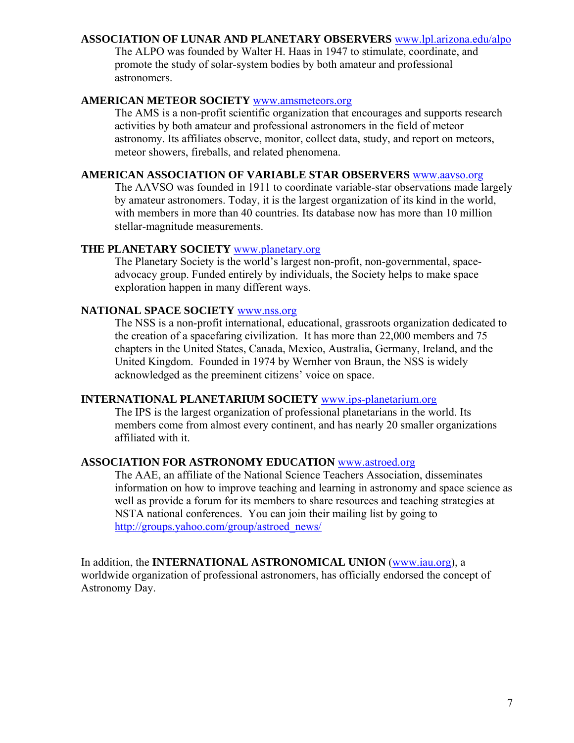**ASSOCIATION OF LUNAR AND PLANETARY OBSERVERS** www.lpl.arizona.edu/alpo

The ALPO was founded by Walter H. Haas in 1947 to stimulate, coordinate, and promote the study of solar-system bodies by both amateur and professional astronomers.

**AMERICAN METEOR SOCIETY** www.amsmeteors.org

The AMS is a non-profit scientific organization that encourages and supports research activities by both amateur and professional astronomers in the field of meteor astronomy. Its affiliates observe, monitor, collect data, study, and report on meteors, meteor showers, fireballs, and related phenomena.

**AMERICAN ASSOCIATION OF VARIABLE STAR OBSERVERS** www.aavso.org

The AAVSO was founded in 1911 to coordinate variable-star observations made largely by amateur astronomers. Today, it is the largest organization of its kind in the world, with members in more than 40 countries. Its database now has more than 10 million stellar-magnitude measurements.

**THE PLANETARY SOCIETY** www.planetary.org

The Planetary Society is the world's largest non-profit, non-governmental, space-advocacy group. Funded entirely by individuals, the Society helps to make space exploration happen in many different ways.

**NATIONAL SPACE SOCIETY** www.nss.org

The NSS is a non-profit international, educational, grassroots organization dedicated to the creation of a spacefaring civilization. It has more than 22,000 members and 75 chapters in the United States, Canada, Mexico, Australia, Germany, Ireland, and the United Kingdom. Founded in 1974 by Wernher von Braun, the NSS is widely acknowledged as the preeminent citizens' voice on space.

**INTERNATIONAL PLANETARIUM SOCIETY** www.ips-planetarium.org

The IPS is the largest organization of professional planetarians in the world. Its members come from almost every continent, and has nearly 20 smaller organizations affiliated with it.

**ASSOCIATION FOR ASTRONOMY EDUCATION** www.astroed.org

The AAE, an affiliate of the National Science Teachers Association, disseminates information on how to improve teaching and learning in astronomy and space science as well as provide a forum for its members to share resources and teaching strategies at NSTA national conferences. You can join their mailing list by going to http://groups.yahoo.com/group/astroed_news/

In addition, the **INTERNATIONAL ASTRONOMICAL UNION** (www.iau.org), a worldwide organization of professional astronomers, has officially endorsed the concept of Astronomy Day.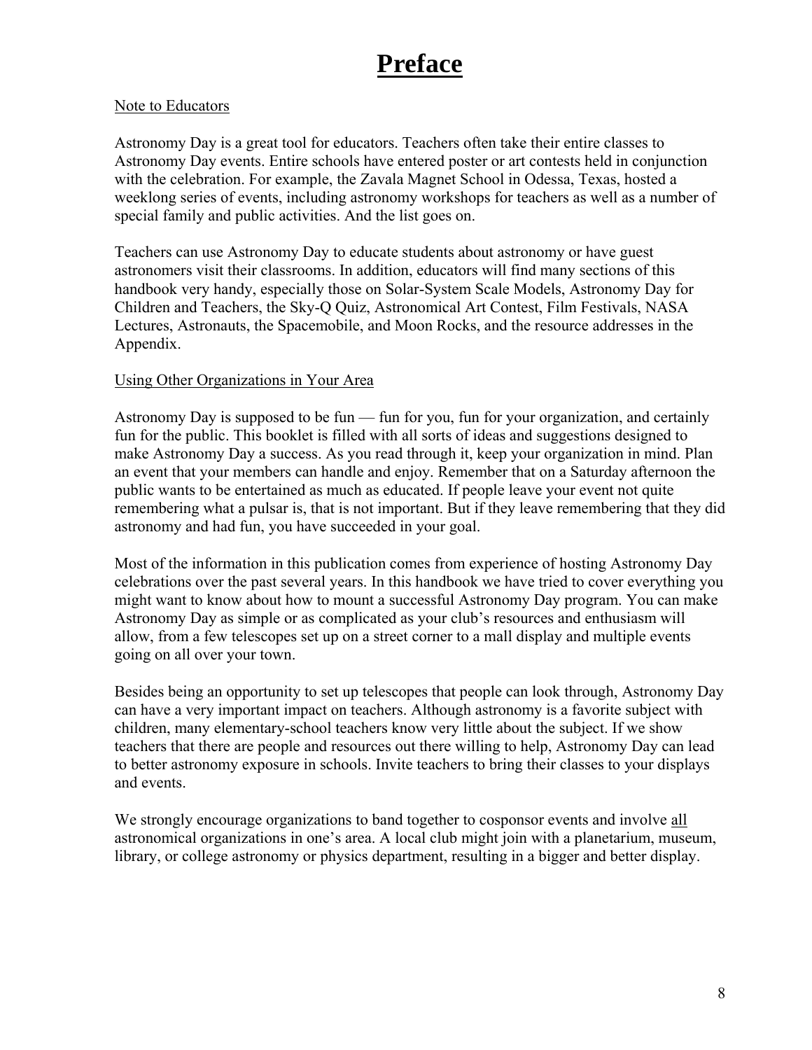# Preface

Note to Educators

Astronomy Day is a great tool for educators. Teachers often take their entire classes to Astronomy Day events. Entire schools have entered poster or art contests held in conjunction with the celebration. For example, the Zavala Magnet School in Odessa, Texas, hosted a weeklong series of events, including astronomy workshops for teachers as well as a number of special family and public activities. And the list goes on.

Teachers can use Astronomy Day to educate students about astronomy or have guest astronomers visit their classrooms. In addition, educators will find many sections of this handbook very handy, especially those on Solar-System Scale Models, Astronomy Day for Children and Teachers, the Sky-Q Quiz, Astronomical Art Contest, Film Festivals, NASA Lectures, Astronauts, the Spacemobile, and Moon Rocks, and the resource addresses in the Appendix.

Using Other Organizations in Your Area

Astronomy Day is supposed to be fun — fun for you, fun for your organization, and certainly fun for the public. This booklet is filled with all sorts of ideas and suggestions designed to make Astronomy Day a success. As you read through it, keep your organization in mind. Plan an event that your members can handle and enjoy. Remember that on a Saturday afternoon the public wants to be entertained as much as educated. If people leave your event not quite remembering what a pulsar is, that is not important. But if they leave remembering that they did astronomy and had fun, you have succeeded in your goal.

Most of the information in this publication comes from experience of hosting Astronomy Day celebrations over the past several years. In this handbook we have tried to cover everything you might want to know about how to mount a successful Astronomy Day program. You can make Astronomy Day as simple or as complicated as your club's resources and enthusiasm will allow, from a few telescopes set up on a street corner to a mall display and multiple events going on all over your town.

Besides being an opportunity to set up telescopes that people can look through, Astronomy Day can have a very important impact on teachers. Although astronomy is a favorite subject with children, many elementary-school teachers know very little about the subject. If we show teachers that there are people and resources out there willing to help, Astronomy Day can lead to better astronomy exposure in schools. Invite teachers to bring their classes to your displays and events.

We strongly encourage organizations to band together to cosponsor events and involve all astronomical organizations in one's area. A local club might join with a planetarium, museum, library, or college astronomy or physics department, resulting in a bigger and better display.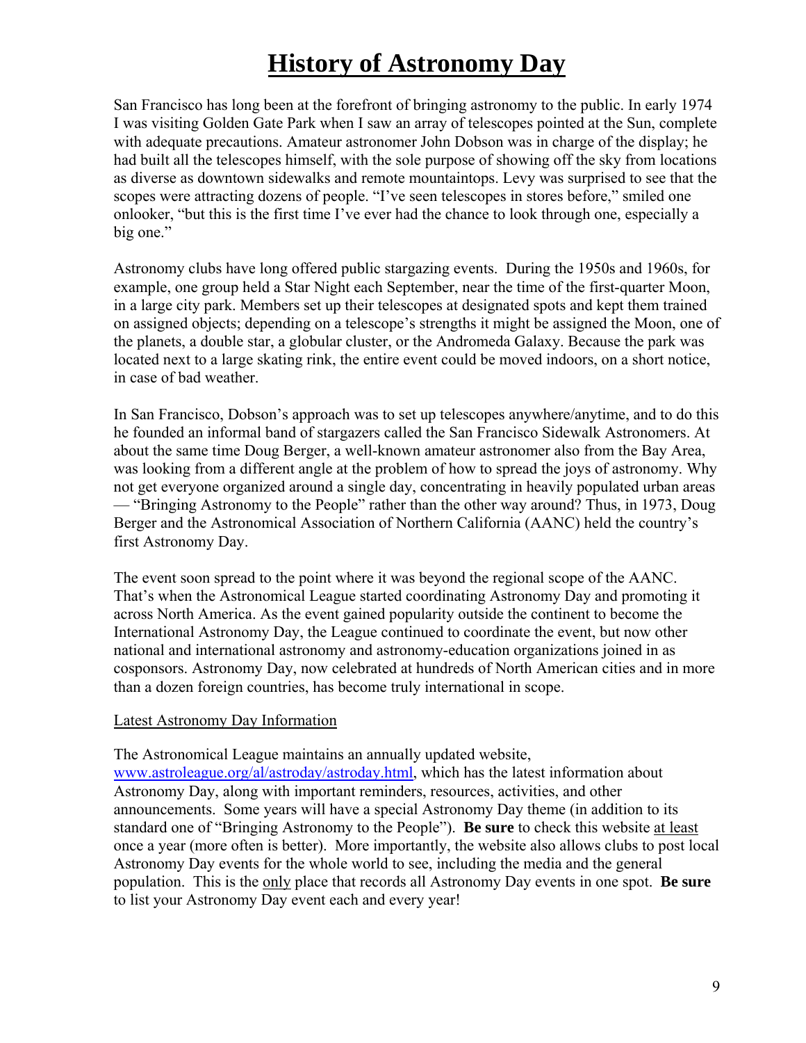# History of Astronomy Day

San Francisco has long been at the forefront of bringing astronomy to the public. In early 1974 I was visiting Golden Gate Park when I saw an array of telescopes pointed at the Sun, complete with adequate precautions. Amateur astronomer John Dobson was in charge of the display; he had built all the telescopes himself, with the sole purpose of showing off the sky from locations as diverse as downtown sidewalks and remote mountaintops. Levy was surprised to see that the scopes were attracting dozens of people. "I've seen telescopes in stores before," smiled one onlooker, "but this is the first time I've ever had the chance to look through one, especially a big one."

Astronomy clubs have long offered public stargazing events. During the 1950s and 1960s, for example, one group held a Star Night each September, near the time of the first-quarter Moon, in a large city park. Members set up their telescopes at designated spots and kept them trained on assigned objects; depending on a telescope's strengths it might be assigned the Moon, one of the planets, a double star, a globular cluster, or the Andromeda Galaxy. Because the park was located next to a large skating rink, the entire event could be moved indoors, on a short notice, in case of bad weather.

In San Francisco, Dobson's approach was to set up telescopes anywhere/anytime, and to do this he founded an informal band of stargazers called the San Francisco Sidewalk Astronomers. At about the same time Doug Berger, a well-known amateur astronomer also from the Bay Area, was looking from a different angle at the problem of how to spread the joys of astronomy. Why not get everyone organized around a single day, concentrating in heavily populated urban areas — "Bringing Astronomy to the People" rather than the other way around? Thus, in 1973, Doug Berger and the Astronomical Association of Northern California (AANC) held the country's first Astronomy Day.

The event soon spread to the point where it was beyond the regional scope of the AANC. That's when the Astronomical League started coordinating Astronomy Day and promoting it across North America. As the event gained popularity outside the continent to become the International Astronomy Day, the League continued to coordinate the event, but now other national and international astronomy and astronomy-education organizations joined in as cosponsors. Astronomy Day, now celebrated at hundreds of North American cities and in more than a dozen foreign countries, has become truly international in scope.

Latest Astronomy Day Information

The Astronomical League maintains an annually updated website, www.astroleague.org/al/astroday/astroday.html, which has the latest information about Astronomy Day, along with important reminders, resources, activities, and other announcements. Some years will have a special Astronomy Day theme (in addition to its standard one of "Bringing Astronomy to the People"). **Be sure** to check this website at least once a year (more often is better). More importantly, the website also allows clubs to post local Astronomy Day events for the whole world to see, including the media and the general population. This is the only place that records all Astronomy Day events in one spot. **Be sure** to list your Astronomy Day event each and every year!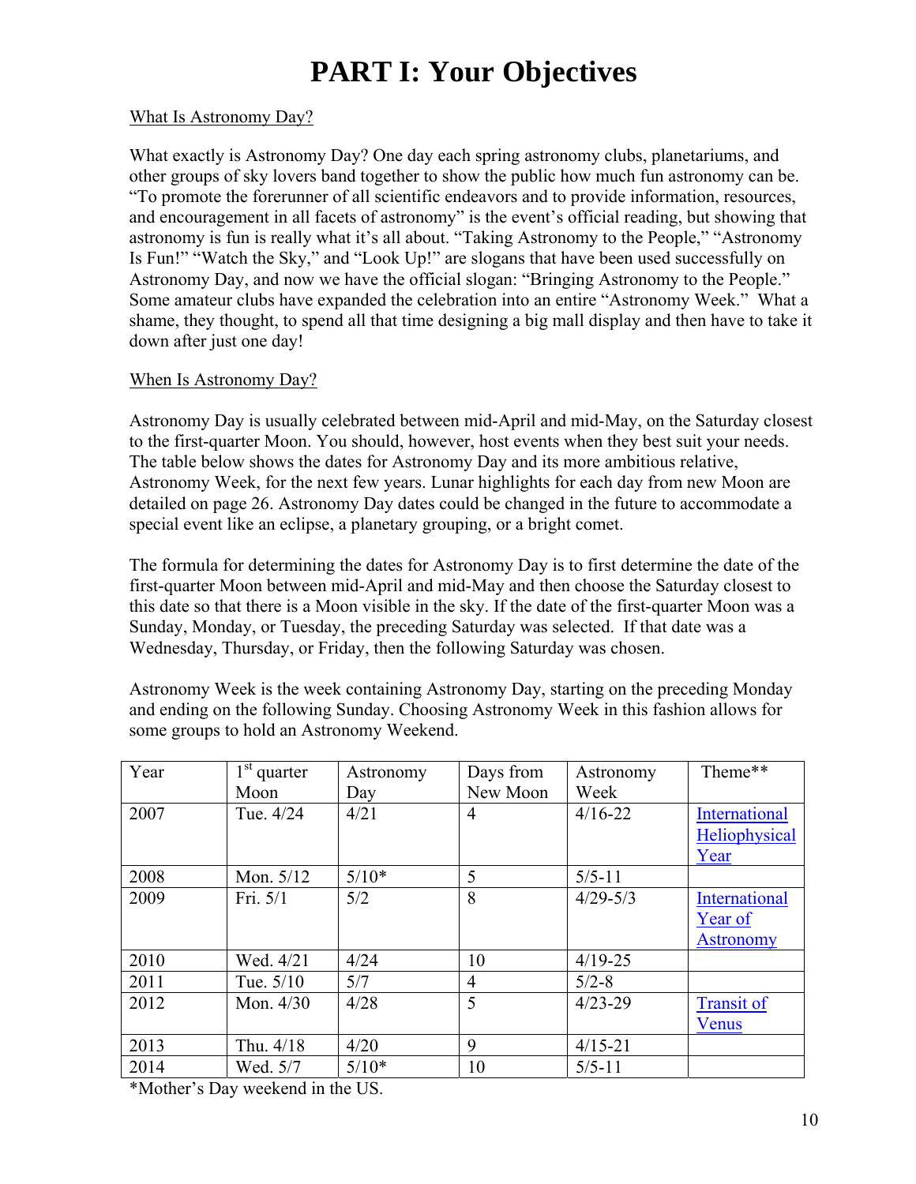# PART I: Your Objectives

What Is Astronomy Day?

What exactly is Astronomy Day? One day each spring astronomy clubs, planetariums, and other groups of sky lovers band together to show the public how much fun astronomy can be. "To promote the forerunner of all scientific endeavors and to provide information, resources, and encouragement in all facets of astronomy" is the event's official reading, but showing that astronomy is fun is really what it's all about. "Taking Astronomy to the People," "Astronomy Is Fun!" "Watch the Sky," and "Look Up!" are slogans that have been used successfully on Astronomy Day, and now we have the official slogan: "Bringing Astronomy to the People." Some amateur clubs have expanded the celebration into an entire "Astronomy Week." What a shame, they thought, to spend all that time designing a big mall display and then have to take it down after just one day!

When Is Astronomy Day?

Astronomy Day is usually celebrated between mid-April and mid-May, on the Saturday closest to the first-quarter Moon. You should, however, host events when they best suit your needs. The table below shows the dates for Astronomy Day and its more ambitious relative, Astronomy Week, for the next few years. Lunar highlights for each day from new Moon are detailed on page 26. Astronomy Day dates could be changed in the future to accommodate a special event like an eclipse, a planetary grouping, or a bright comet.

The formula for determining the dates for Astronomy Day is to first determine the date of the first-quarter Moon between mid-April and mid-May and then choose the Saturday closest to this date so that there is a Moon visible in the sky. If the date of the first-quarter Moon was a Sunday, Monday, or Tuesday, the preceding Saturday was selected. If that date was a Wednesday, Thursday, or Friday, then the following Saturday was chosen.

Astronomy Week is the week containing Astronomy Day, starting on the preceding Monday and ending on the following Sunday. Choosing Astronomy Week in this fashion allows for some groups to hold an Astronomy Weekend.

| Year | 1st quarter Moon | Astronomy Day | Days from New Moon | Astronomy Week | Theme** |
|---|---|---|---|---|---|
| 2007 | Tue. 4/24 | 4/21 | 4 | 4/16-22 | International Heliophysical Year |
| 2008 | Mon. 5/12 | 5/10* | 5 | 5/5-11 | |
| 2009 | Fri. 5/1 | 5/2 | 8 | 4/29-5/3 | International Year of Astronomy |
| 2010 | Wed. 4/21 | 4/24 | 10 | 4/19-25 | |
| 2011 | Tue. 5/10 | 5/7 | 4 | 5/2-8 | |
| 2012 | Mon. 4/30 | 4/28 | 5 | 4/23-29 | Transit of Venus |
| 2013 | Thu. 4/18 | 4/20 | 9 | 4/15-21 | |
| 2014 | Wed. 5/7 | 5/10* | 10 | 5/5-11 | |

*Mother's Day weekend in the US.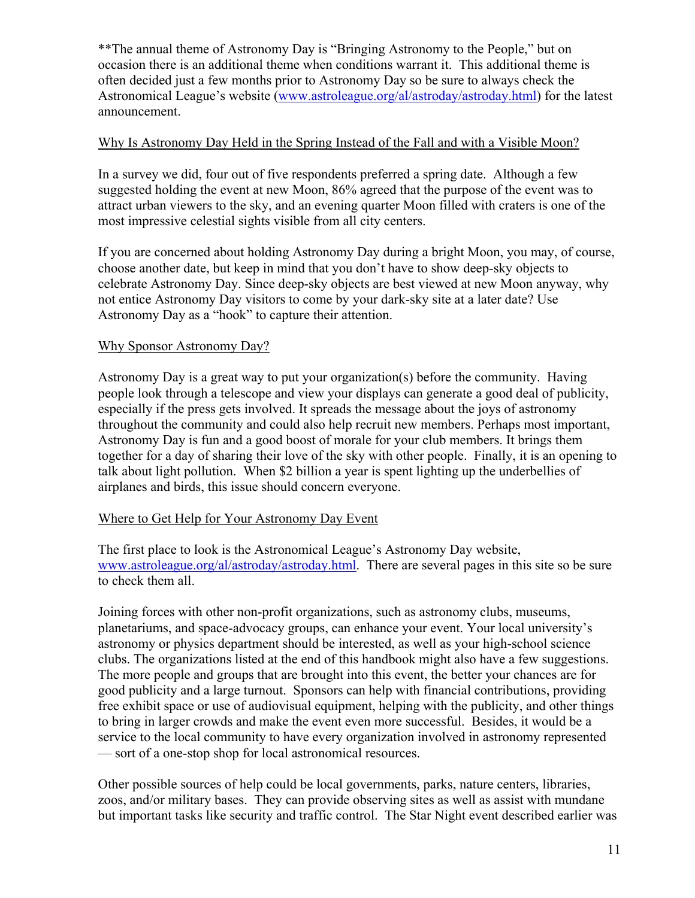**The annual theme of Astronomy Day is "Bringing Astronomy to the People," but on occasion there is an additional theme when conditions warrant it. This additional theme is often decided just a few months prior to Astronomy Day so be sure to always check the Astronomical League's website (www.astroleague.org/al/astroday/astroday.html) for the latest announcement.

## Why Is Astronomy Day Held in the Spring Instead of the Fall and with a Visible Moon?

In a survey we did, four out of five respondents preferred a spring date. Although a few suggested holding the event at new Moon, 86% agreed that the purpose of the event was to attract urban viewers to the sky, and an evening quarter Moon filled with craters is one of the most impressive celestial sights visible from all city centers.

If you are concerned about holding Astronomy Day during a bright Moon, you may, of course, choose another date, but keep in mind that you don't have to show deep-sky objects to celebrate Astronomy Day. Since deep-sky objects are best viewed at new Moon anyway, why not entice Astronomy Day visitors to come by your dark-sky site at a later date? Use Astronomy Day as a "hook" to capture their attention.

## Why Sponsor Astronomy Day?

Astronomy Day is a great way to put your organization(s) before the community. Having people look through a telescope and view your displays can generate a good deal of publicity, especially if the press gets involved. It spreads the message about the joys of astronomy throughout the community and could also help recruit new members. Perhaps most important, Astronomy Day is fun and a good boost of morale for your club members. It brings them together for a day of sharing their love of the sky with other people. Finally, it is an opening to talk about light pollution. When $2 billion a year is spent lighting up the underbellies of airplanes and birds, this issue should concern everyone.

## Where to Get Help for Your Astronomy Day Event

The first place to look is the Astronomical League's Astronomy Day website, www.astroleague.org/al/astroday/astroday.html. There are several pages in this site so be sure to check them all.

Joining forces with other non-profit organizations, such as astronomy clubs, museums, planetariums, and space-advocacy groups, can enhance your event. Your local university's astronomy or physics department should be interested, as well as your high-school science clubs. The organizations listed at the end of this handbook might also have a few suggestions. The more people and groups that are brought into this event, the better your chances are for good publicity and a large turnout. Sponsors can help with financial contributions, providing free exhibit space or use of audiovisual equipment, helping with the publicity, and other things to bring in larger crowds and make the event even more successful. Besides, it would be a service to the local community to have every organization involved in astronomy represented — sort of a one-stop shop for local astronomical resources.

Other possible sources of help could be local governments, parks, nature centers, libraries, zoos, and/or military bases. They can provide observing sites as well as assist with mundane but important tasks like security and traffic control. The Star Night event described earlier was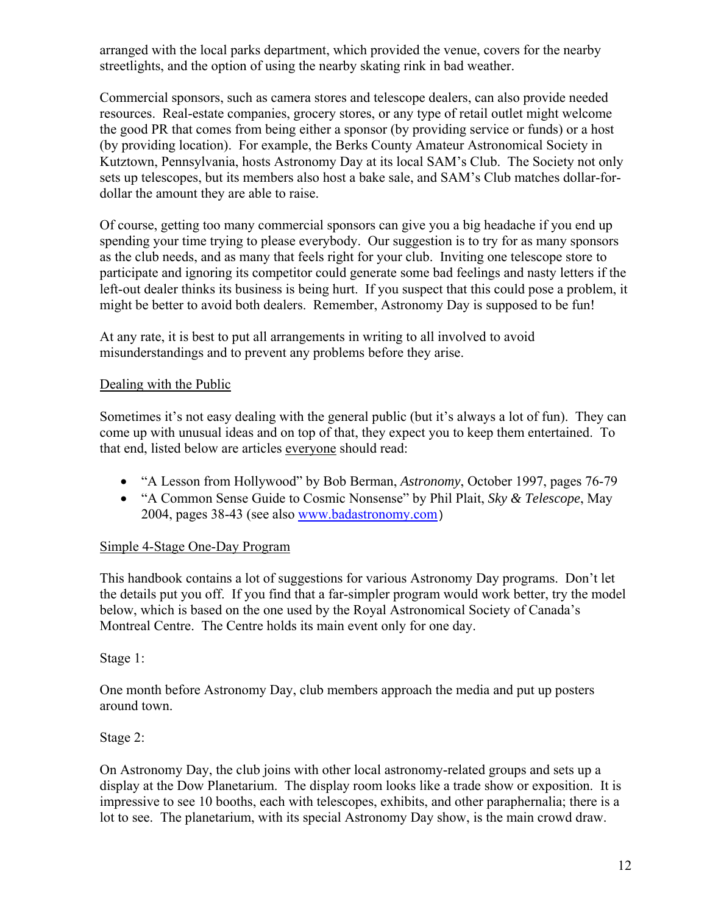arranged with the local parks department, which provided the venue, covers for the nearby streetlights, and the option of using the nearby skating rink in bad weather.

Commercial sponsors, such as camera stores and telescope dealers, can also provide needed resources. Real-estate companies, grocery stores, or any type of retail outlet might welcome the good PR that comes from being either a sponsor (by providing service or funds) or a host (by providing location). For example, the Berks County Amateur Astronomical Society in Kutztown, Pennsylvania, hosts Astronomy Day at its local SAM's Club. The Society not only sets up telescopes, but its members also host a bake sale, and SAM's Club matches dollar-for-dollar the amount they are able to raise.

Of course, getting too many commercial sponsors can give you a big headache if you end up spending your time trying to please everybody. Our suggestion is to try for as many sponsors as the club needs, and as many that feels right for your club. Inviting one telescope store to participate and ignoring its competitor could generate some bad feelings and nasty letters if the left-out dealer thinks its business is being hurt. If you suspect that this could pose a problem, it might be better to avoid both dealers. Remember, Astronomy Day is supposed to be fun!

At any rate, it is best to put all arrangements in writing to all involved to avoid misunderstandings and to prevent any problems before they arise.

## Dealing with the Public

Sometimes it's not easy dealing with the general public (but it's always a lot of fun). They can come up with unusual ideas and on top of that, they expect you to keep them entertained. To that end, listed below are articles everyone should read:

- "A Lesson from Hollywood" by Bob Berman, *Astronomy*, October 1997, pages 76-79
- "A Common Sense Guide to Cosmic Nonsense" by Phil Plait, *Sky & Telescope*, May 2004, pages 38-43 (see also www.badastronomy.com)

## Simple 4-Stage One-Day Program

This handbook contains a lot of suggestions for various Astronomy Day programs. Don't let the details put you off. If you find that a far-simpler program would work better, try the model below, which is based on the one used by the Royal Astronomical Society of Canada's Montreal Centre. The Centre holds its main event only for one day.

Stage 1:

One month before Astronomy Day, club members approach the media and put up posters around town.

Stage 2:

On Astronomy Day, the club joins with other local astronomy-related groups and sets up a display at the Dow Planetarium. The display room looks like a trade show or exposition. It is impressive to see 10 booths, each with telescopes, exhibits, and other paraphernalia; there is a lot to see. The planetarium, with its special Astronomy Day show, is the main crowd draw.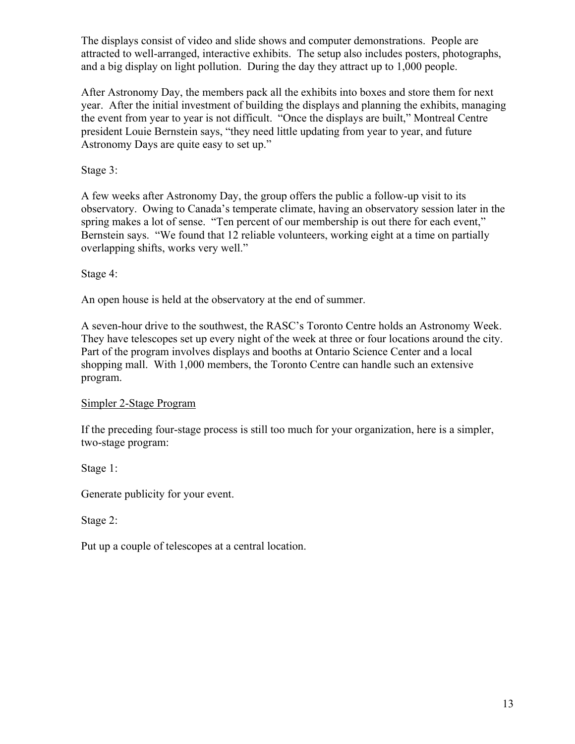The displays consist of video and slide shows and computer demonstrations. People are attracted to well-arranged, interactive exhibits. The setup also includes posters, photographs, and a big display on light pollution. During the day they attract up to 1,000 people.

After Astronomy Day, the members pack all the exhibits into boxes and store them for next year. After the initial investment of building the displays and planning the exhibits, managing the event from year to year is not difficult. "Once the displays are built," Montreal Centre president Louie Bernstein says, "they need little updating from year to year, and future Astronomy Days are quite easy to set up."

Stage 3:

A few weeks after Astronomy Day, the group offers the public a follow-up visit to its observatory. Owing to Canada's temperate climate, having an observatory session later in the spring makes a lot of sense. "Ten percent of our membership is out there for each event," Bernstein says. "We found that 12 reliable volunteers, working eight at a time on partially overlapping shifts, works very well."

Stage 4:

An open house is held at the observatory at the end of summer.

A seven-hour drive to the southwest, the RASC's Toronto Centre holds an Astronomy Week. They have telescopes set up every night of the week at three or four locations around the city. Part of the program involves displays and booths at Ontario Science Center and a local shopping mall. With 1,000 members, the Toronto Centre can handle such an extensive program.

<u>Simpler 2-Stage Program</u>

If the preceding four-stage process is still too much for your organization, here is a simpler, two-stage program:

Stage 1:

Generate publicity for your event.

Stage 2:

Put up a couple of telescopes at a central location.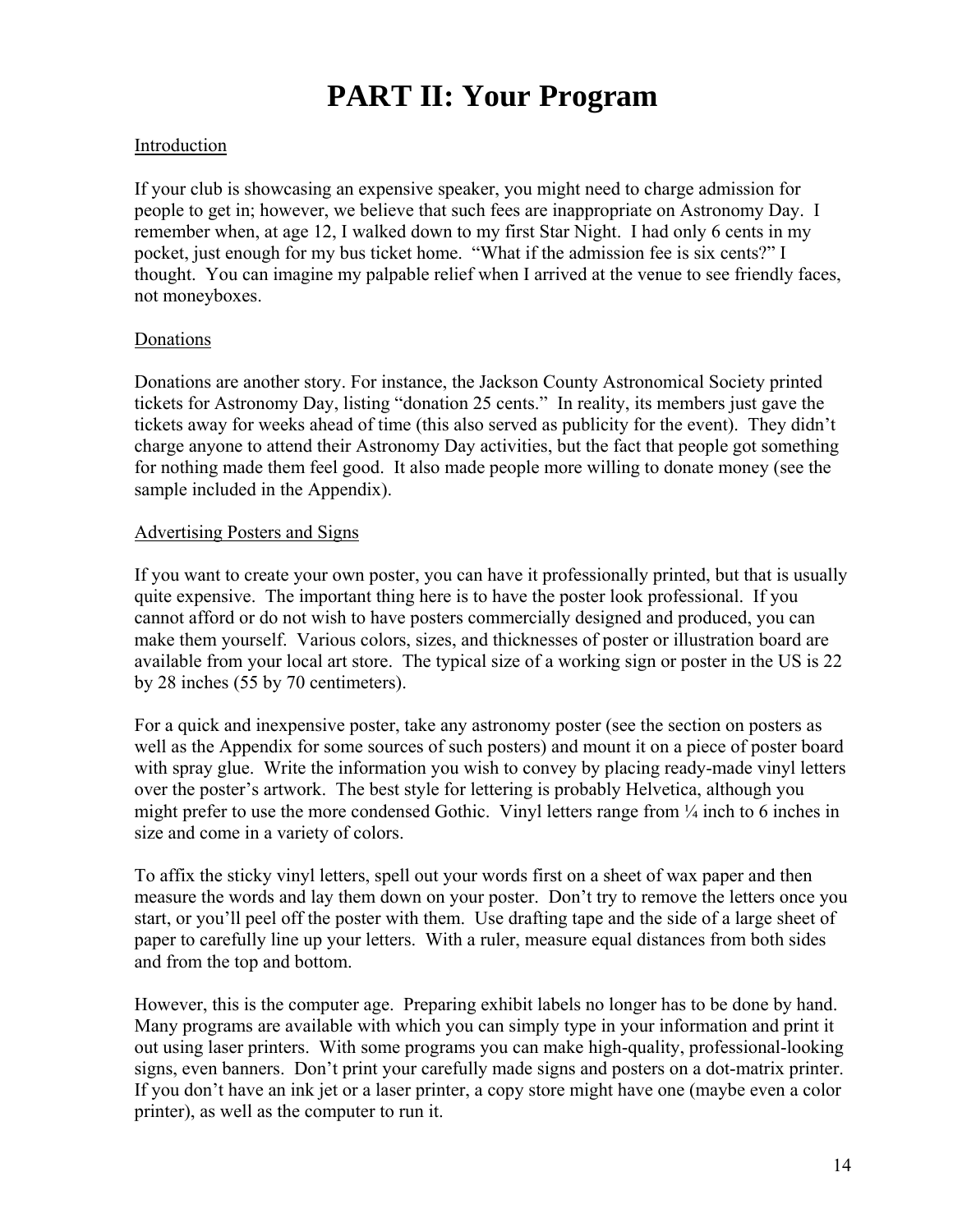# PART II: Your Program

## Introduction

If your club is showcasing an expensive speaker, you might need to charge admission for people to get in; however, we believe that such fees are inappropriate on Astronomy Day. I remember when, at age 12, I walked down to my first Star Night. I had only 6 cents in my pocket, just enough for my bus ticket home. "What if the admission fee is six cents?" I thought. You can imagine my palpable relief when I arrived at the venue to see friendly faces, not moneyboxes.

## Donations

Donations are another story. For instance, the Jackson County Astronomical Society printed tickets for Astronomy Day, listing "donation 25 cents." In reality, its members just gave the tickets away for weeks ahead of time (this also served as publicity for the event). They didn't charge anyone to attend their Astronomy Day activities, but the fact that people got something for nothing made them feel good. It also made people more willing to donate money (see the sample included in the Appendix).

## Advertising Posters and Signs

If you want to create your own poster, you can have it professionally printed, but that is usually quite expensive. The important thing here is to have the poster look professional. If you cannot afford or do not wish to have posters commercially designed and produced, you can make them yourself. Various colors, sizes, and thicknesses of poster or illustration board are available from your local art store. The typical size of a working sign or poster in the US is 22 by 28 inches (55 by 70 centimeters).

For a quick and inexpensive poster, take any astronomy poster (see the section on posters as well as the Appendix for some sources of such posters) and mount it on a piece of poster board with spray glue. Write the information you wish to convey by placing ready-made vinyl letters over the poster's artwork. The best style for lettering is probably Helvetica, although you might prefer to use the more condensed Gothic. Vinyl letters range from ¼ inch to 6 inches in size and come in a variety of colors.

To affix the sticky vinyl letters, spell out your words first on a sheet of wax paper and then measure the words and lay them down on your poster. Don't try to remove the letters once you start, or you'll peel off the poster with them. Use drafting tape and the side of a large sheet of paper to carefully line up your letters. With a ruler, measure equal distances from both sides and from the top and bottom.

However, this is the computer age. Preparing exhibit labels no longer has to be done by hand. Many programs are available with which you can simply type in your information and print it out using laser printers. With some programs you can make high-quality, professional-looking signs, even banners. Don't print your carefully made signs and posters on a dot-matrix printer. If you don't have an ink jet or a laser printer, a copy store might have one (maybe even a color printer), as well as the computer to run it.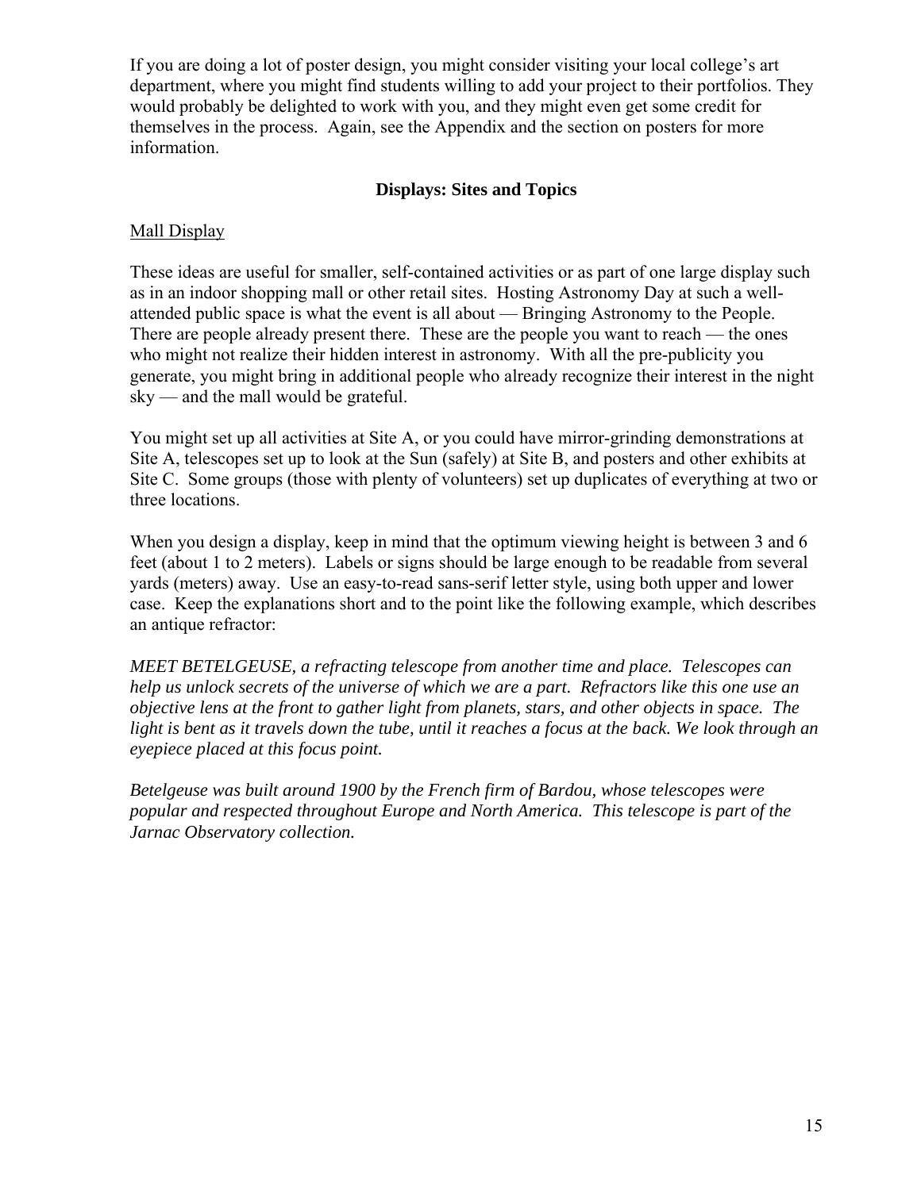If you are doing a lot of poster design, you might consider visiting your local college's art department, where you might find students willing to add your project to their portfolios. They would probably be delighted to work with you, and they might even get some credit for themselves in the process. Again, see the Appendix and the section on posters for more information.

## Displays: Sites and Topics

### Mall Display

These ideas are useful for smaller, self-contained activities or as part of one large display such as in an indoor shopping mall or other retail sites. Hosting Astronomy Day at such a well-attended public space is what the event is all about — Bringing Astronomy to the People. There are people already present there. These are the people you want to reach — the ones who might not realize their hidden interest in astronomy. With all the pre-publicity you generate, you might bring in additional people who already recognize their interest in the night sky — and the mall would be grateful.

You might set up all activities at Site A, or you could have mirror-grinding demonstrations at Site A, telescopes set up to look at the Sun (safely) at Site B, and posters and other exhibits at Site C. Some groups (those with plenty of volunteers) set up duplicates of everything at two or three locations.

When you design a display, keep in mind that the optimum viewing height is between 3 and 6 feet (about 1 to 2 meters). Labels or signs should be large enough to be readable from several yards (meters) away. Use an easy-to-read sans-serif letter style, using both upper and lower case. Keep the explanations short and to the point like the following example, which describes an antique refractor:

*MEET BETELGEUSE, a refracting telescope from another time and place. Telescopes can help us unlock secrets of the universe of which we are a part. Refractors like this one use an objective lens at the front to gather light from planets, stars, and other objects in space. The light is bent as it travels down the tube, until it reaches a focus at the back. We look through an eyepiece placed at this focus point.*

*Betelgeuse was built around 1900 by the French firm of Bardou, whose telescopes were popular and respected throughout Europe and North America. This telescope is part of the Jarnac Observatory collection.*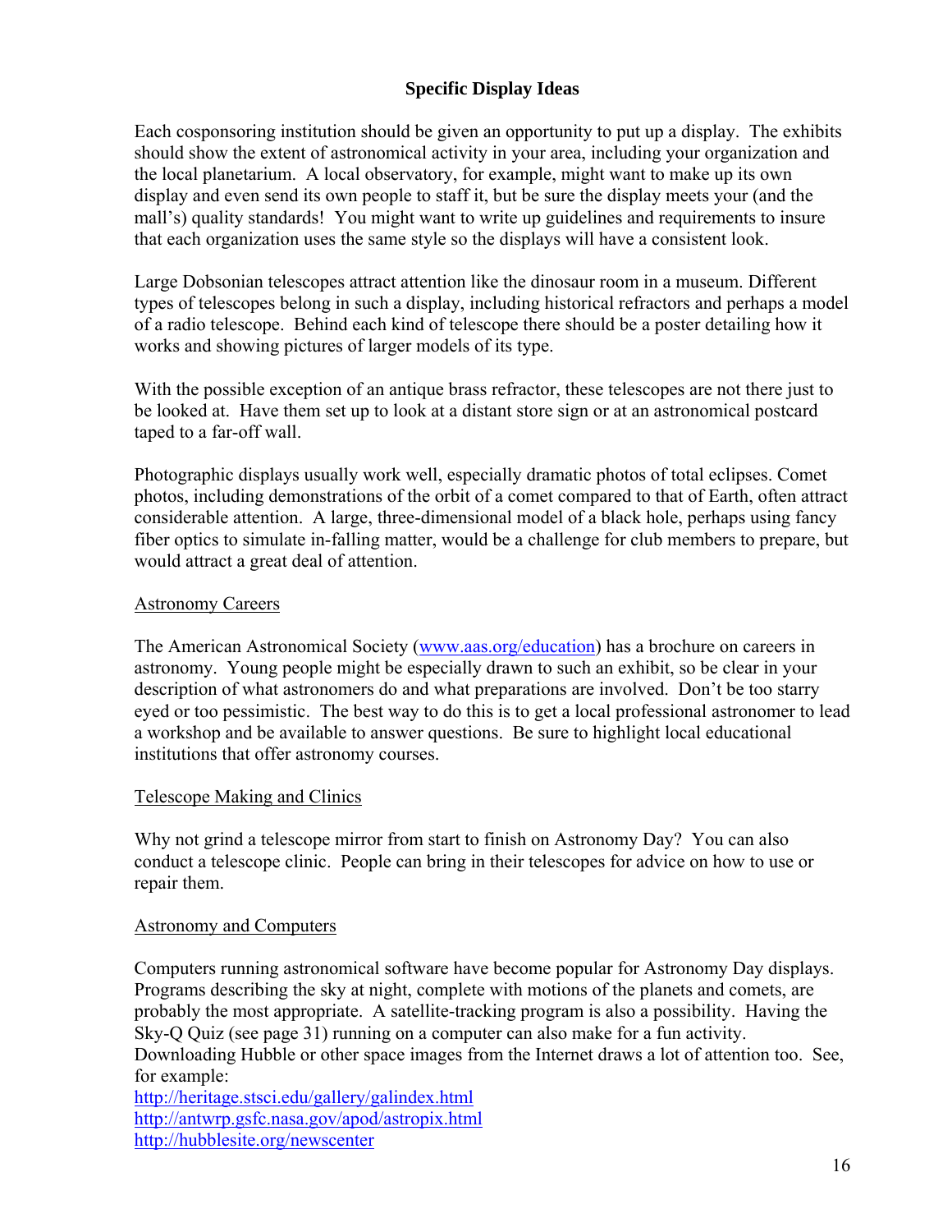## Specific Display Ideas

Each cosponsoring institution should be given an opportunity to put up a display. The exhibits should show the extent of astronomical activity in your area, including your organization and the local planetarium. A local observatory, for example, might want to make up its own display and even send its own people to staff it, but be sure the display meets your (and the mall's) quality standards! You might want to write up guidelines and requirements to insure that each organization uses the same style so the displays will have a consistent look.

Large Dobsonian telescopes attract attention like the dinosaur room in a museum. Different types of telescopes belong in such a display, including historical refractors and perhaps a model of a radio telescope. Behind each kind of telescope there should be a poster detailing how it works and showing pictures of larger models of its type.

With the possible exception of an antique brass refractor, these telescopes are not there just to be looked at. Have them set up to look at a distant store sign or at an astronomical postcard taped to a far-off wall.

Photographic displays usually work well, especially dramatic photos of total eclipses. Comet photos, including demonstrations of the orbit of a comet compared to that of Earth, often attract considerable attention. A large, three-dimensional model of a black hole, perhaps using fancy fiber optics to simulate in-falling matter, would be a challenge for club members to prepare, but would attract a great deal of attention.

### Astronomy Careers

The American Astronomical Society ([www.aas.org/education](www.aas.org/education)) has a brochure on careers in astronomy. Young people might be especially drawn to such an exhibit, so be clear in your description of what astronomers do and what preparations are involved. Don't be too starry eyed or too pessimistic. The best way to do this is to get a local professional astronomer to lead a workshop and be available to answer questions. Be sure to highlight local educational institutions that offer astronomy courses.

### Telescope Making and Clinics

Why not grind a telescope mirror from start to finish on Astronomy Day? You can also conduct a telescope clinic. People can bring in their telescopes for advice on how to use or repair them.

### Astronomy and Computers

Computers running astronomical software have become popular for Astronomy Day displays. Programs describing the sky at night, complete with motions of the planets and comets, are probably the most appropriate. A satellite-tracking program is also a possibility. Having the Sky-Q Quiz (see page 31) running on a computer can also make for a fun activity. Downloading Hubble or other space images from the Internet draws a lot of attention too. See, for example:
http://heritage.stsci.edu/gallery/galindex.html
http://antwrp.gsfc.nasa.gov/apod/astropix.html
http://hubblesite.org/newscenter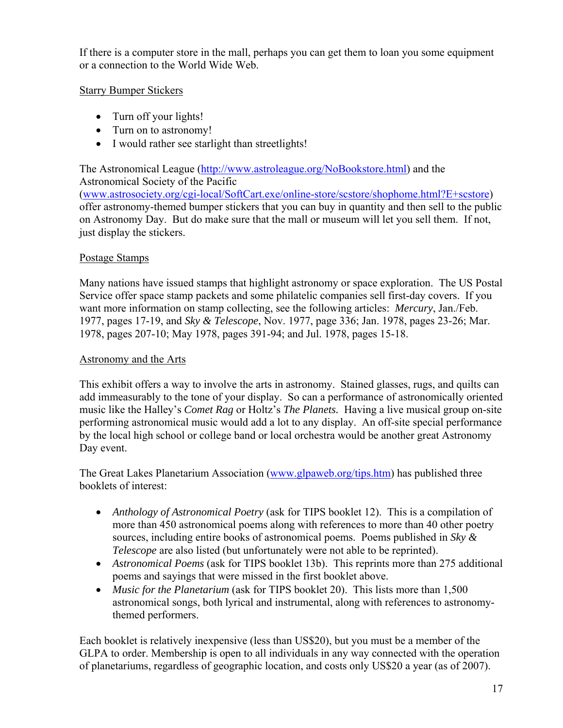If there is a computer store in the mall, perhaps you can get them to loan you some equipment or a connection to the World Wide Web.

Starry Bumper Stickers

- Turn off your lights!
- Turn on to astronomy!
- I would rather see starlight than streetlights!

The Astronomical League (http://www.astroleague.org/NoBookstore.html) and the Astronomical Society of the Pacific (www.astrosociety.org/cgi-local/SoftCart.exe/online-store/scstore/shophome.html?E+scstore) offer astronomy-themed bumper stickers that you can buy in quantity and then sell to the public on Astronomy Day. But do make sure that the mall or museum will let you sell them. If not, just display the stickers.

Postage Stamps

Many nations have issued stamps that highlight astronomy or space exploration. The US Postal Service offer space stamp packets and some philatelic companies sell first-day covers. If you want more information on stamp collecting, see the following articles: *Mercury*, Jan./Feb. 1977, pages 17-19, and *Sky & Telescope*, Nov. 1977, page 336; Jan. 1978, pages 23-26; Mar. 1978, pages 207-10; May 1978, pages 391-94; and Jul. 1978, pages 15-18.

Astronomy and the Arts

This exhibit offers a way to involve the arts in astronomy. Stained glasses, rugs, and quilts can add immeasurably to the tone of your display. So can a performance of astronomically oriented music like the Halley's *Comet Rag* or Holtz's *The Planets.* Having a live musical group on-site performing astronomical music would add a lot to any display. An off-site special performance by the local high school or college band or local orchestra would be another great Astronomy Day event.

The Great Lakes Planetarium Association (www.glpaweb.org/tips.htm) has published three booklets of interest:

- *Anthology of Astronomical Poetry* (ask for TIPS booklet 12). This is a compilation of more than 450 astronomical poems along with references to more than 40 other poetry sources, including entire books of astronomical poems. Poems published in *Sky & Telescope* are also listed (but unfortunately were not able to be reprinted).
- *Astronomical Poems* (ask for TIPS booklet 13b). This reprints more than 275 additional poems and sayings that were missed in the first booklet above.
- *Music for the Planetarium* (ask for TIPS booklet 20). This lists more than 1,500 astronomical songs, both lyrical and instrumental, along with references to astronomy-themed performers.

Each booklet is relatively inexpensive (less than US$20), but you must be a member of the GLPA to order. Membership is open to all individuals in any way connected with the operation of planetariums, regardless of geographic location, and costs only US$20 a year (as of 2007).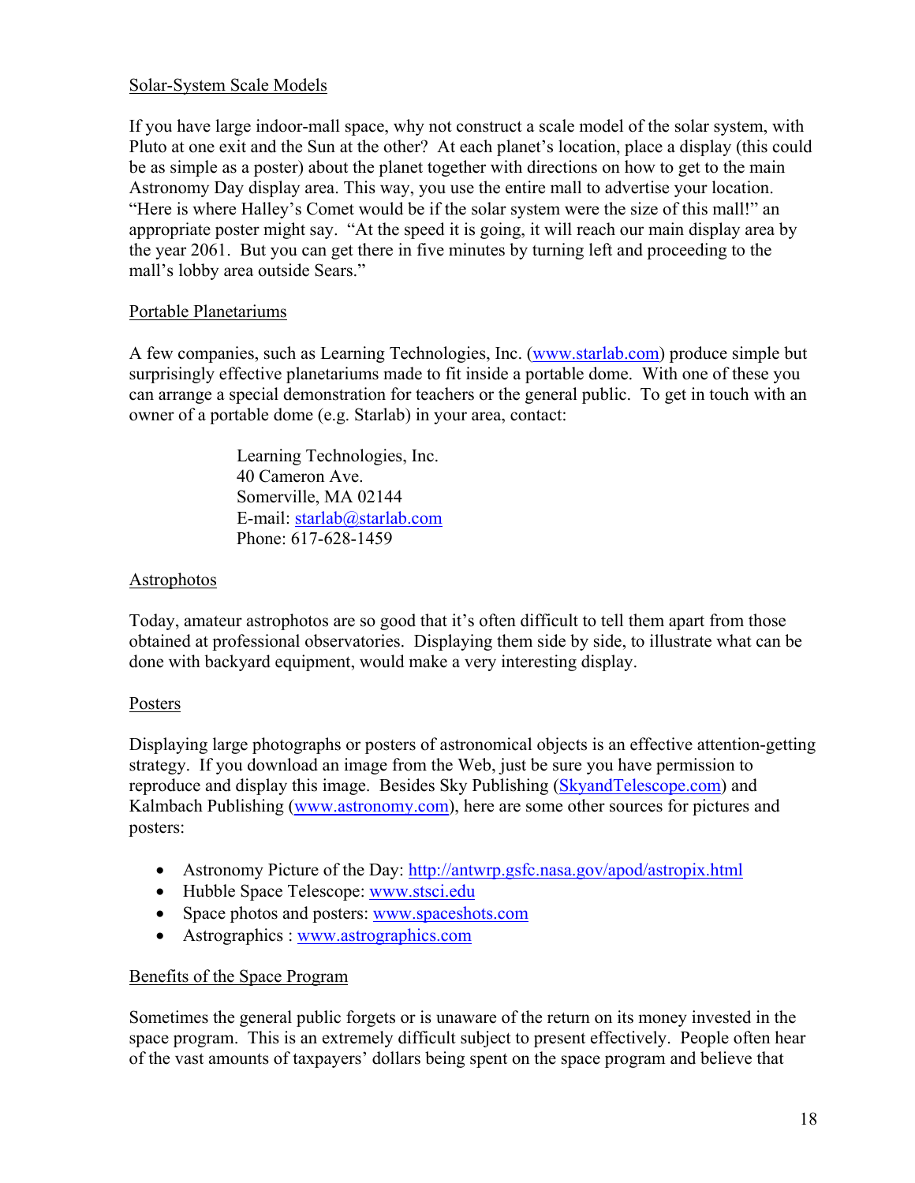## Solar-System Scale Models

If you have large indoor-mall space, why not construct a scale model of the solar system, with Pluto at one exit and the Sun at the other? At each planet's location, place a display (this could be as simple as a poster) about the planet together with directions on how to get to the main Astronomy Day display area. This way, you use the entire mall to advertise your location. "Here is where Halley's Comet would be if the solar system were the size of this mall!" an appropriate poster might say. "At the speed it is going, it will reach our main display area by the year 2061. But you can get there in five minutes by turning left and proceeding to the mall's lobby area outside Sears."

## Portable Planetariums

A few companies, such as Learning Technologies, Inc. (www.starlab.com) produce simple but surprisingly effective planetariums made to fit inside a portable dome. With one of these you can arrange a special demonstration for teachers or the general public. To get in touch with an owner of a portable dome (e.g. Starlab) in your area, contact:

> Learning Technologies, Inc.
> 40 Cameron Ave.
> Somerville, MA 02144
> E-mail: starlab@starlab.com
> Phone: 617-628-1459

## Astrophotos

Today, amateur astrophotos are so good that it's often difficult to tell them apart from those obtained at professional observatories. Displaying them side by side, to illustrate what can be done with backyard equipment, would make a very interesting display.

## Posters

Displaying large photographs or posters of astronomical objects is an effective attention-getting strategy. If you download an image from the Web, just be sure you have permission to reproduce and display this image. Besides Sky Publishing (SkyandTelescope.com) and Kalmbach Publishing (www.astronomy.com), here are some other sources for pictures and posters:

- Astronomy Picture of the Day: http://antwrp.gsfc.nasa.gov/apod/astropix.html
- Hubble Space Telescope: www.stsci.edu
- Space photos and posters: www.spaceshots.com
- Astrographics : www.astrographics.com

## Benefits of the Space Program

Sometimes the general public forgets or is unaware of the return on its money invested in the space program. This is an extremely difficult subject to present effectively. People often hear of the vast amounts of taxpayers' dollars being spent on the space program and believe that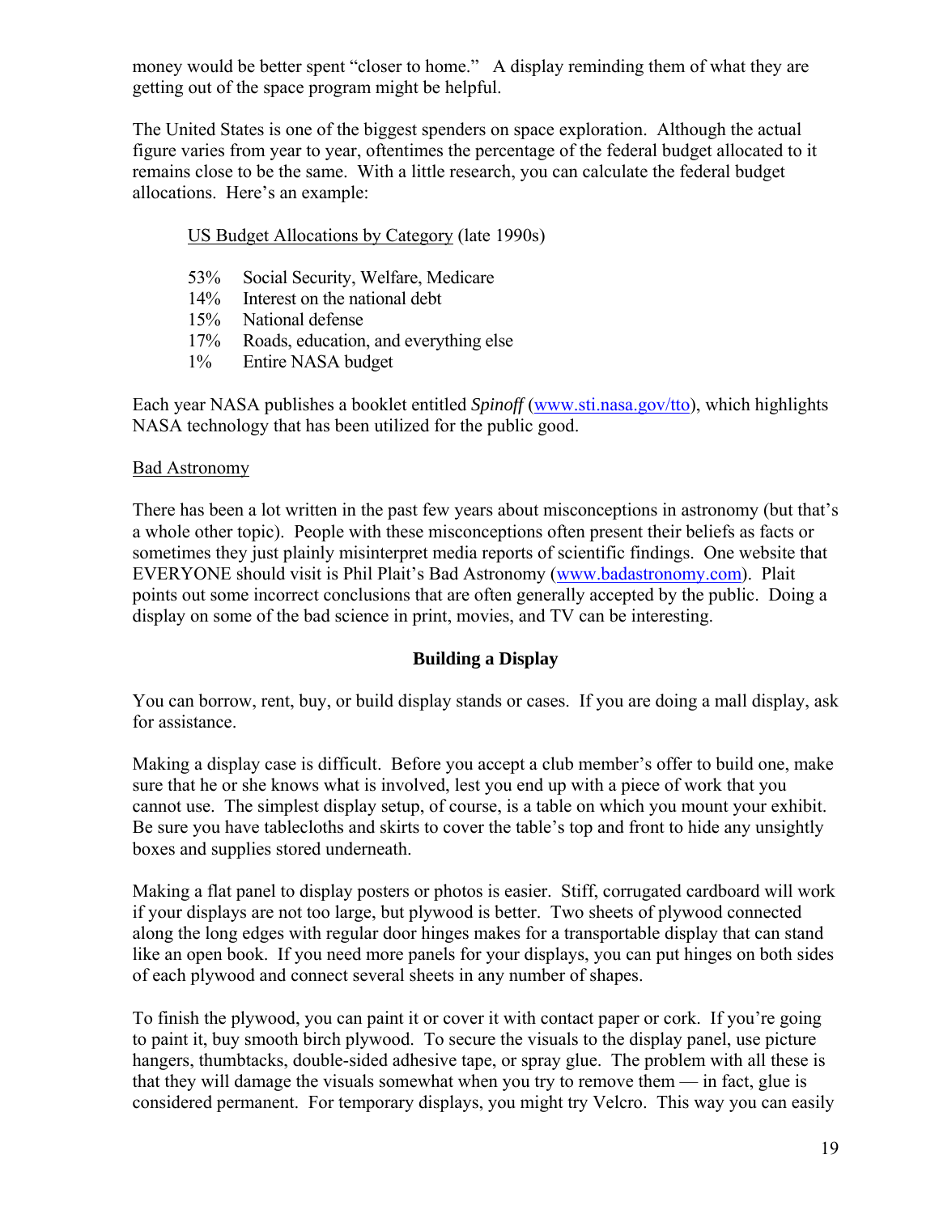money would be better spent "closer to home." A display reminding them of what they are getting out of the space program might be helpful.

The United States is one of the biggest spenders on space exploration. Although the actual figure varies from year to year, oftentimes the percentage of the federal budget allocated to it remains close to be the same. With a little research, you can calculate the federal budget allocations. Here's an example:

US Budget Allocations by Category (late 1990s)

| | |
|---|---|
| 53% | Social Security, Welfare, Medicare |
| 14% | Interest on the national debt |
| 15% | National defense |
| 17% | Roads, education, and everything else |
| 1% | Entire NASA budget |

Each year NASA publishes a booklet entitled *Spinoff* (www.sti.nasa.gov/tto), which highlights NASA technology that has been utilized for the public good.

Bad Astronomy

There has been a lot written in the past few years about misconceptions in astronomy (but that's a whole other topic). People with these misconceptions often present their beliefs as facts or sometimes they just plainly misinterpret media reports of scientific findings. One website that EVERYONE should visit is Phil Plait's Bad Astronomy (www.badastronomy.com). Plait points out some incorrect conclusions that are often generally accepted by the public. Doing a display on some of the bad science in print, movies, and TV can be interesting.

## Building a Display

You can borrow, rent, buy, or build display stands or cases. If you are doing a mall display, ask for assistance.

Making a display case is difficult. Before you accept a club member's offer to build one, make sure that he or she knows what is involved, lest you end up with a piece of work that you cannot use. The simplest display setup, of course, is a table on which you mount your exhibit. Be sure you have tablecloths and skirts to cover the table's top and front to hide any unsightly boxes and supplies stored underneath.

Making a flat panel to display posters or photos is easier. Stiff, corrugated cardboard will work if your displays are not too large, but plywood is better. Two sheets of plywood connected along the long edges with regular door hinges makes for a transportable display that can stand like an open book. If you need more panels for your displays, you can put hinges on both sides of each plywood and connect several sheets in any number of shapes.

To finish the plywood, you can paint it or cover it with contact paper or cork. If you're going to paint it, buy smooth birch plywood. To secure the visuals to the display panel, use picture hangers, thumbtacks, double-sided adhesive tape, or spray glue. The problem with all these is that they will damage the visuals somewhat when you try to remove them — in fact, glue is considered permanent. For temporary displays, you might try Velcro. This way you can easily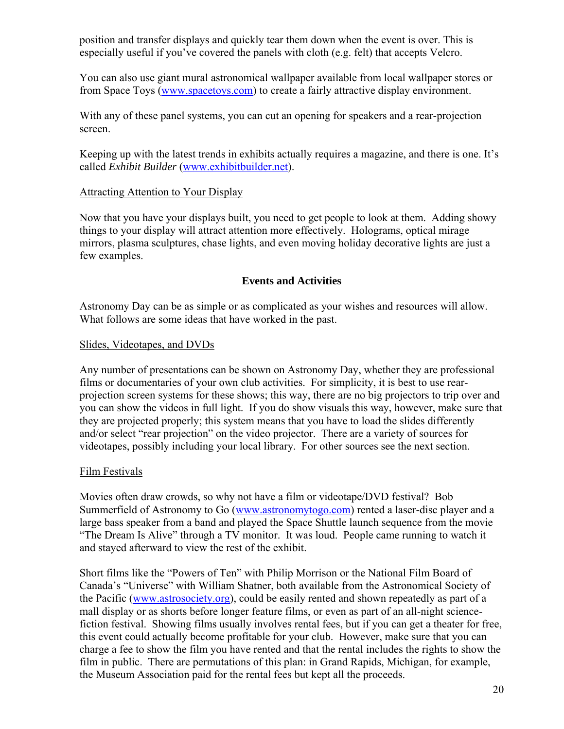position and transfer displays and quickly tear them down when the event is over. This is especially useful if you've covered the panels with cloth (e.g. felt) that accepts Velcro.

You can also use giant mural astronomical wallpaper available from local wallpaper stores or from Space Toys (www.spacetoys.com) to create a fairly attractive display environment.

With any of these panel systems, you can cut an opening for speakers and a rear-projection screen.

Keeping up with the latest trends in exhibits actually requires a magazine, and there is one. It's called *Exhibit Builder* (www.exhibitbuilder.net).

Attracting Attention to Your Display

Now that you have your displays built, you need to get people to look at them. Adding showy things to your display will attract attention more effectively. Holograms, optical mirage mirrors, plasma sculptures, chase lights, and even moving holiday decorative lights are just a few examples.

## Events and Activities

Astronomy Day can be as simple or as complicated as your wishes and resources will allow. What follows are some ideas that have worked in the past.

Slides, Videotapes, and DVDs

Any number of presentations can be shown on Astronomy Day, whether they are professional films or documentaries of your own club activities. For simplicity, it is best to use rear-projection screen systems for these shows; this way, there are no big projectors to trip over and you can show the videos in full light. If you do show visuals this way, however, make sure that they are projected properly; this system means that you have to load the slides differently and/or select "rear projection" on the video projector. There are a variety of sources for videotapes, possibly including your local library. For other sources see the next section.

Film Festivals

Movies often draw crowds, so why not have a film or videotape/DVD festival? Bob Summerfield of Astronomy to Go (www.astronomytogo.com) rented a laser-disc player and a large bass speaker from a band and played the Space Shuttle launch sequence from the movie "The Dream Is Alive" through a TV monitor. It was loud. People came running to watch it and stayed afterward to view the rest of the exhibit.

Short films like the "Powers of Ten" with Philip Morrison or the National Film Board of Canada's "Universe" with William Shatner, both available from the Astronomical Society of the Pacific (www.astrosociety.org), could be easily rented and shown repeatedly as part of a mall display or as shorts before longer feature films, or even as part of an all-night science-fiction festival. Showing films usually involves rental fees, but if you can get a theater for free, this event could actually become profitable for your club. However, make sure that you can charge a fee to show the film you have rented and that the rental includes the rights to show the film in public. There are permutations of this plan: in Grand Rapids, Michigan, for example, the Museum Association paid for the rental fees but kept all the proceeds.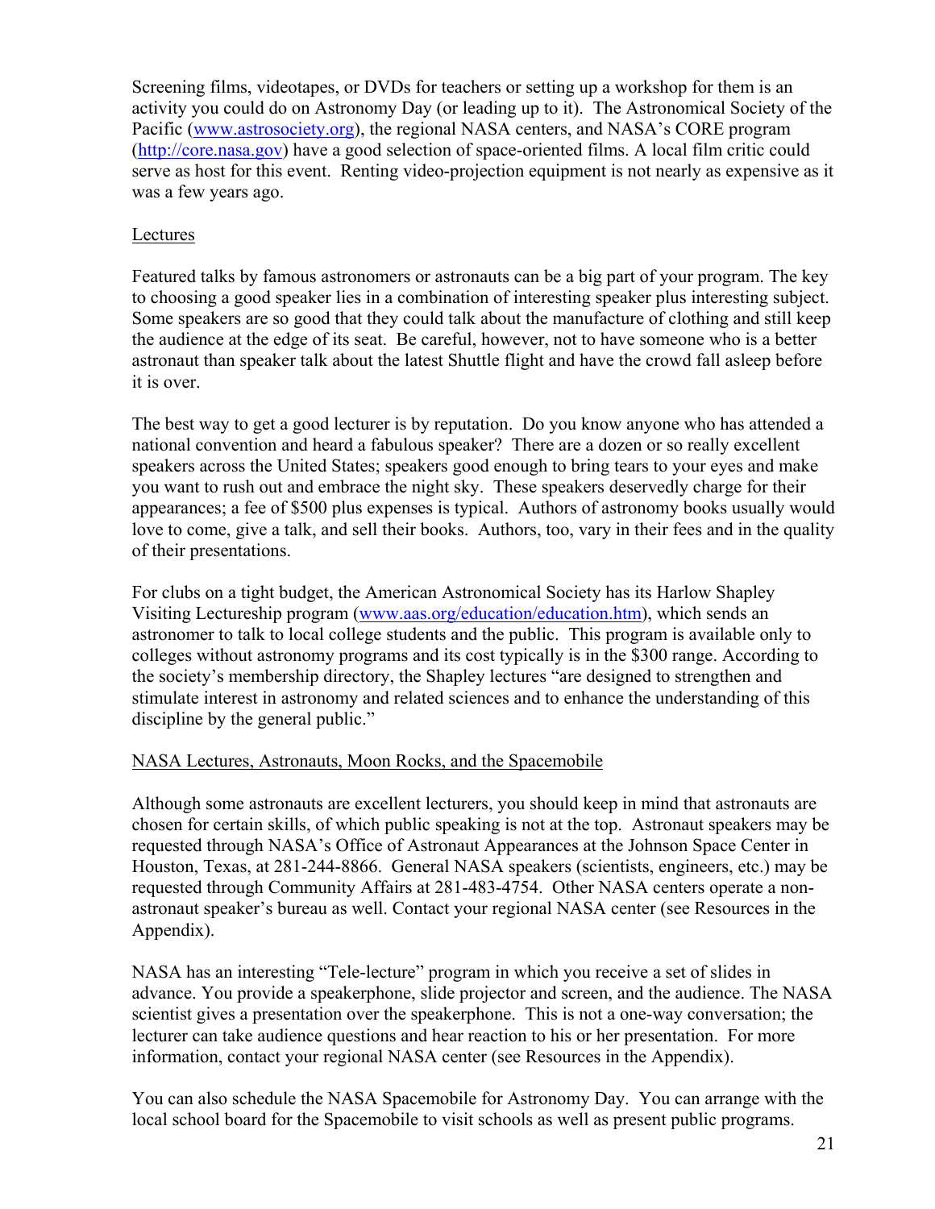Screening films, videotapes, or DVDs for teachers or setting up a workshop for them is an activity you could do on Astronomy Day (or leading up to it). The Astronomical Society of the Pacific (www.astrosociety.org), the regional NASA centers, and NASA's CORE program (http://core.nasa.gov) have a good selection of space-oriented films. A local film critic could serve as host for this event. Renting video-projection equipment is not nearly as expensive as it was a few years ago.

## Lectures

Featured talks by famous astronomers or astronauts can be a big part of your program. The key to choosing a good speaker lies in a combination of interesting speaker plus interesting subject. Some speakers are so good that they could talk about the manufacture of clothing and still keep the audience at the edge of its seat. Be careful, however, not to have someone who is a better astronaut than speaker talk about the latest Shuttle flight and have the crowd fall asleep before it is over.

The best way to get a good lecturer is by reputation. Do you know anyone who has attended a national convention and heard a fabulous speaker? There are a dozen or so really excellent speakers across the United States; speakers good enough to bring tears to your eyes and make you want to rush out and embrace the night sky. These speakers deservedly charge for their appearances; a fee of $500 plus expenses is typical. Authors of astronomy books usually would love to come, give a talk, and sell their books. Authors, too, vary in their fees and in the quality of their presentations.

For clubs on a tight budget, the American Astronomical Society has its Harlow Shapley Visiting Lectureship program (www.aas.org/education/education.htm), which sends an astronomer to talk to local college students and the public. This program is available only to colleges without astronomy programs and its cost typically is in the $300 range. According to the society's membership directory, the Shapley lectures "are designed to strengthen and stimulate interest in astronomy and related sciences and to enhance the understanding of this discipline by the general public."

## NASA Lectures, Astronauts, Moon Rocks, and the Spacemobile

Although some astronauts are excellent lecturers, you should keep in mind that astronauts are chosen for certain skills, of which public speaking is not at the top. Astronaut speakers may be requested through NASA's Office of Astronaut Appearances at the Johnson Space Center in Houston, Texas, at 281-244-8866. General NASA speakers (scientists, engineers, etc.) may be requested through Community Affairs at 281-483-4754. Other NASA centers operate a non-astronaut speaker's bureau as well. Contact your regional NASA center (see Resources in the Appendix).

NASA has an interesting "Tele-lecture" program in which you receive a set of slides in advance. You provide a speakerphone, slide projector and screen, and the audience. The NASA scientist gives a presentation over the speakerphone. This is not a one-way conversation; the lecturer can take audience questions and hear reaction to his or her presentation. For more information, contact your regional NASA center (see Resources in the Appendix).

You can also schedule the NASA Spacemobile for Astronomy Day. You can arrange with the local school board for the Spacemobile to visit schools as well as present public programs.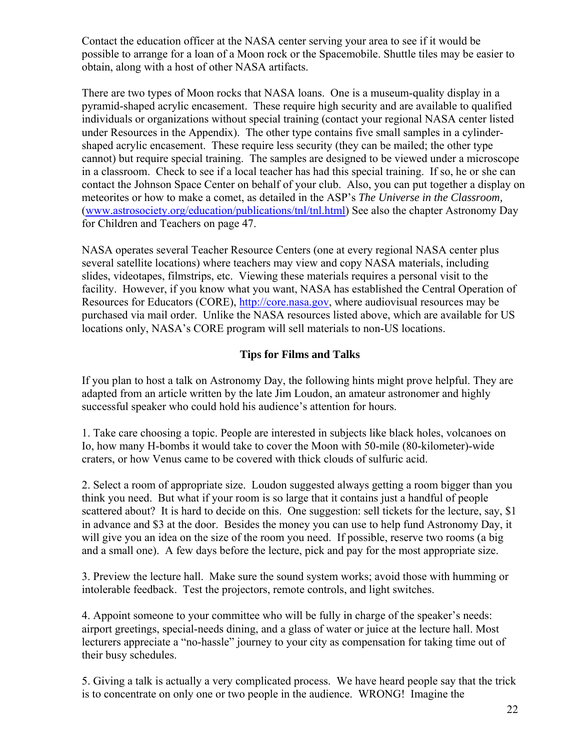Contact the education officer at the NASA center serving your area to see if it would be possible to arrange for a loan of a Moon rock or the Spacemobile. Shuttle tiles may be easier to obtain, along with a host of other NASA artifacts.

There are two types of Moon rocks that NASA loans. One is a museum-quality display in a pyramid-shaped acrylic encasement. These require high security and are available to qualified individuals or organizations without special training (contact your regional NASA center listed under Resources in the Appendix). The other type contains five small samples in a cylinder-shaped acrylic encasement. These require less security (they can be mailed; the other type cannot) but require special training. The samples are designed to be viewed under a microscope in a classroom. Check to see if a local teacher has had this special training. If so, he or she can contact the Johnson Space Center on behalf of your club. Also, you can put together a display on meteorites or how to make a comet, as detailed in the ASP's *The Universe in the Classroom,* (www.astrosociety.org/education/publications/tnl/tnl.html) See also the chapter Astronomy Day for Children and Teachers on page 47.

NASA operates several Teacher Resource Centers (one at every regional NASA center plus several satellite locations) where teachers may view and copy NASA materials, including slides, videotapes, filmstrips, etc. Viewing these materials requires a personal visit to the facility. However, if you know what you want, NASA has established the Central Operation of Resources for Educators (CORE), http://core.nasa.gov, where audiovisual resources may be purchased via mail order. Unlike the NASA resources listed above, which are available for US locations only, NASA's CORE program will sell materials to non-US locations.

## Tips for Films and Talks

If you plan to host a talk on Astronomy Day, the following hints might prove helpful. They are adapted from an article written by the late Jim Loudon, an amateur astronomer and highly successful speaker who could hold his audience's attention for hours.

1. Take care choosing a topic. People are interested in subjects like black holes, volcanoes on Io, how many H-bombs it would take to cover the Moon with 50-mile (80-kilometer)-wide craters, or how Venus came to be covered with thick clouds of sulfuric acid.

2. Select a room of appropriate size. Loudon suggested always getting a room bigger than you think you need. But what if your room is so large that it contains just a handful of people scattered about? It is hard to decide on this. One suggestion: sell tickets for the lecture, say, $1 in advance and $3 at the door. Besides the money you can use to help fund Astronomy Day, it will give you an idea on the size of the room you need. If possible, reserve two rooms (a big and a small one). A few days before the lecture, pick and pay for the most appropriate size.

3. Preview the lecture hall. Make sure the sound system works; avoid those with humming or intolerable feedback. Test the projectors, remote controls, and light switches.

4. Appoint someone to your committee who will be fully in charge of the speaker's needs: airport greetings, special-needs dining, and a glass of water or juice at the lecture hall. Most lecturers appreciate a "no-hassle" journey to your city as compensation for taking time out of their busy schedules.

5. Giving a talk is actually a very complicated process. We have heard people say that the trick is to concentrate on only one or two people in the audience. WRONG! Imagine the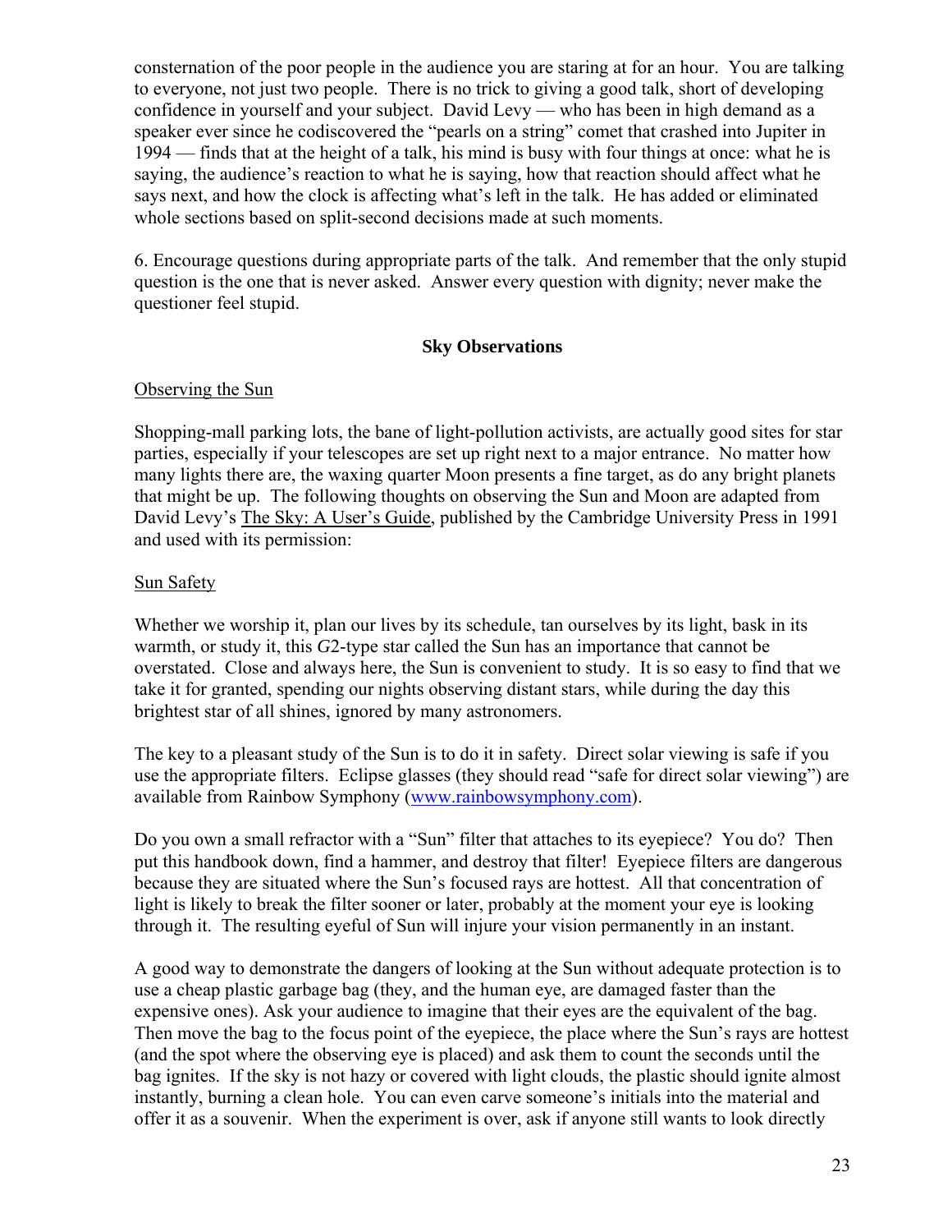consternation of the poor people in the audience you are staring at for an hour. You are talking to everyone, not just two people. There is no trick to giving a good talk, short of developing confidence in yourself and your subject. David Levy — who has been in high demand as a speaker ever since he codiscovered the "pearls on a string" comet that crashed into Jupiter in 1994 — finds that at the height of a talk, his mind is busy with four things at once: what he is saying, the audience's reaction to what he is saying, how that reaction should affect what he says next, and how the clock is affecting what's left in the talk. He has added or eliminated whole sections based on split-second decisions made at such moments.

6. Encourage questions during appropriate parts of the talk. And remember that the only stupid question is the one that is never asked. Answer every question with dignity; never make the questioner feel stupid.

## Sky Observations

### Observing the Sun

Shopping-mall parking lots, the bane of light-pollution activists, are actually good sites for star parties, especially if your telescopes are set up right next to a major entrance. No matter how many lights there are, the waxing quarter Moon presents a fine target, as do any bright planets that might be up. The following thoughts on observing the Sun and Moon are adapted from David Levy's The Sky: A User's Guide, published by the Cambridge University Press in 1991 and used with its permission:

### Sun Safety

Whether we worship it, plan our lives by its schedule, tan ourselves by its light, bask in its warmth, or study it, this *G*2-type star called the Sun has an importance that cannot be overstated. Close and always here, the Sun is convenient to study. It is so easy to find that we take it for granted, spending our nights observing distant stars, while during the day this brightest star of all shines, ignored by many astronomers.

The key to a pleasant study of the Sun is to do it in safety. Direct solar viewing is safe if you use the appropriate filters. Eclipse glasses (they should read "safe for direct solar viewing") are available from Rainbow Symphony (www.rainbowsymphony.com).

Do you own a small refractor with a "Sun" filter that attaches to its eyepiece? You do? Then put this handbook down, find a hammer, and destroy that filter! Eyepiece filters are dangerous because they are situated where the Sun's focused rays are hottest. All that concentration of light is likely to break the filter sooner or later, probably at the moment your eye is looking through it. The resulting eyeful of Sun will injure your vision permanently in an instant.

A good way to demonstrate the dangers of looking at the Sun without adequate protection is to use a cheap plastic garbage bag (they, and the human eye, are damaged faster than the expensive ones). Ask your audience to imagine that their eyes are the equivalent of the bag. Then move the bag to the focus point of the eyepiece, the place where the Sun's rays are hottest (and the spot where the observing eye is placed) and ask them to count the seconds until the bag ignites. If the sky is not hazy or covered with light clouds, the plastic should ignite almost instantly, burning a clean hole. You can even carve someone's initials into the material and offer it as a souvenir. When the experiment is over, ask if anyone still wants to look directly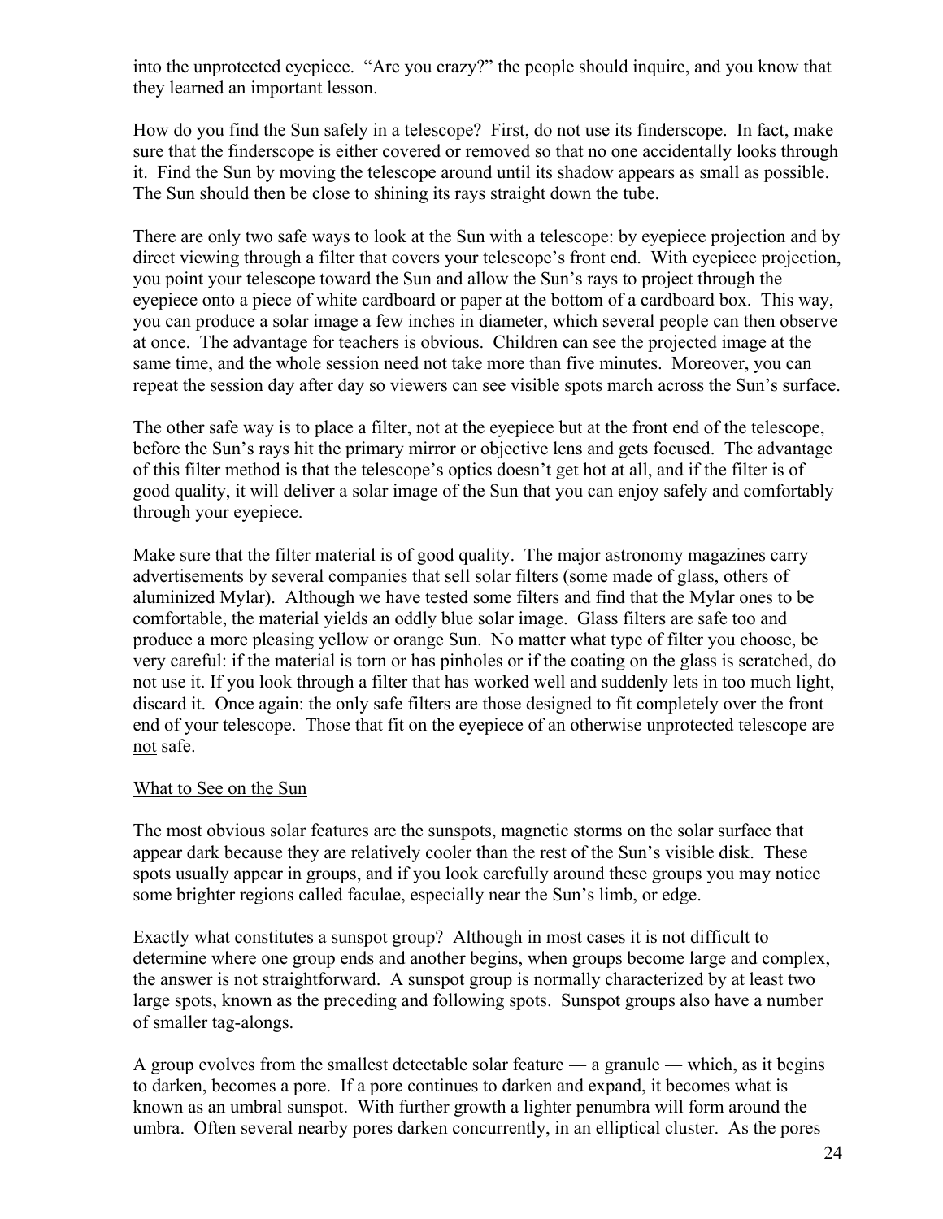into the unprotected eyepiece. "Are you crazy?" the people should inquire, and you know that they learned an important lesson.

How do you find the Sun safely in a telescope? First, do not use its finderscope. In fact, make sure that the finderscope is either covered or removed so that no one accidentally looks through it. Find the Sun by moving the telescope around until its shadow appears as small as possible. The Sun should then be close to shining its rays straight down the tube.

There are only two safe ways to look at the Sun with a telescope: by eyepiece projection and by direct viewing through a filter that covers your telescope's front end. With eyepiece projection, you point your telescope toward the Sun and allow the Sun's rays to project through the eyepiece onto a piece of white cardboard or paper at the bottom of a cardboard box. This way, you can produce a solar image a few inches in diameter, which several people can then observe at once. The advantage for teachers is obvious. Children can see the projected image at the same time, and the whole session need not take more than five minutes. Moreover, you can repeat the session day after day so viewers can see visible spots march across the Sun's surface.

The other safe way is to place a filter, not at the eyepiece but at the front end of the telescope, before the Sun's rays hit the primary mirror or objective lens and gets focused. The advantage of this filter method is that the telescope's optics doesn't get hot at all, and if the filter is of good quality, it will deliver a solar image of the Sun that you can enjoy safely and comfortably through your eyepiece.

Make sure that the filter material is of good quality. The major astronomy magazines carry advertisements by several companies that sell solar filters (some made of glass, others of aluminized Mylar). Although we have tested some filters and find that the Mylar ones to be comfortable, the material yields an oddly blue solar image. Glass filters are safe too and produce a more pleasing yellow or orange Sun. No matter what type of filter you choose, be very careful: if the material is torn or has pinholes or if the coating on the glass is scratched, do not use it. If you look through a filter that has worked well and suddenly lets in too much light, discard it. Once again: the only safe filters are those designed to fit completely over the front end of your telescope. Those that fit on the eyepiece of an otherwise unprotected telescope are not safe.

## What to See on the Sun

The most obvious solar features are the sunspots, magnetic storms on the solar surface that appear dark because they are relatively cooler than the rest of the Sun's visible disk. These spots usually appear in groups, and if you look carefully around these groups you may notice some brighter regions called faculae, especially near the Sun's limb, or edge.

Exactly what constitutes a sunspot group? Although in most cases it is not difficult to determine where one group ends and another begins, when groups become large and complex, the answer is not straightforward. A sunspot group is normally characterized by at least two large spots, known as the preceding and following spots. Sunspot groups also have a number of smaller tag-alongs.

A group evolves from the smallest detectable solar feature — a granule — which, as it begins to darken, becomes a pore. If a pore continues to darken and expand, it becomes what is known as an umbral sunspot. With further growth a lighter penumbra will form around the umbra. Often several nearby pores darken concurrently, in an elliptical cluster. As the pores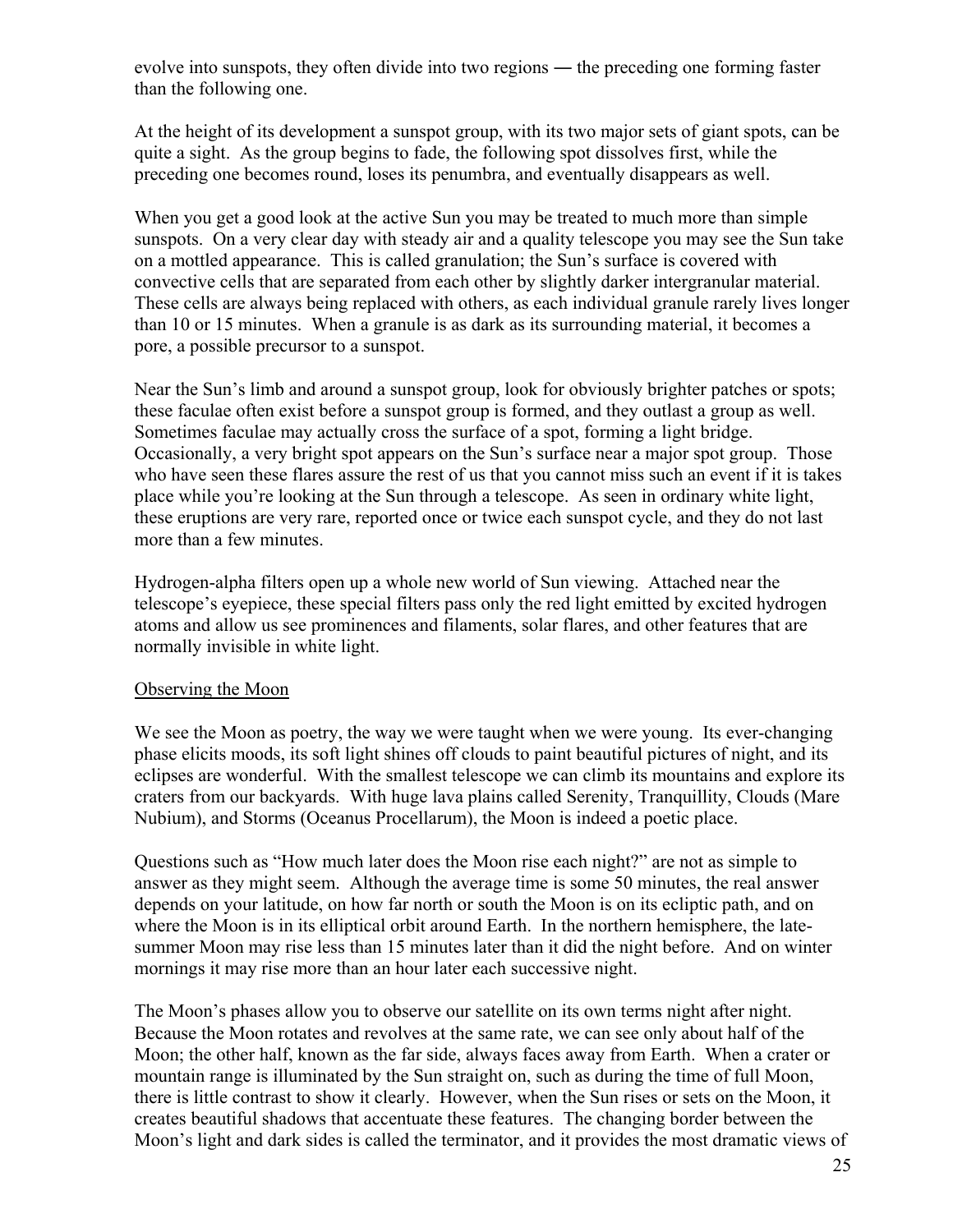evolve into sunspots, they often divide into two regions ― the preceding one forming faster than the following one.

At the height of its development a sunspot group, with its two major sets of giant spots, can be quite a sight. As the group begins to fade, the following spot dissolves first, while the preceding one becomes round, loses its penumbra, and eventually disappears as well.

When you get a good look at the active Sun you may be treated to much more than simple sunspots. On a very clear day with steady air and a quality telescope you may see the Sun take on a mottled appearance. This is called granulation; the Sun's surface is covered with convective cells that are separated from each other by slightly darker intergranular material. These cells are always being replaced with others, as each individual granule rarely lives longer than 10 or 15 minutes. When a granule is as dark as its surrounding material, it becomes a pore, a possible precursor to a sunspot.

Near the Sun's limb and around a sunspot group, look for obviously brighter patches or spots; these faculae often exist before a sunspot group is formed, and they outlast a group as well. Sometimes faculae may actually cross the surface of a spot, forming a light bridge. Occasionally, a very bright spot appears on the Sun's surface near a major spot group. Those who have seen these flares assure the rest of us that you cannot miss such an event if it is takes place while you're looking at the Sun through a telescope. As seen in ordinary white light, these eruptions are very rare, reported once or twice each sunspot cycle, and they do not last more than a few minutes.

Hydrogen-alpha filters open up a whole new world of Sun viewing. Attached near the telescope's eyepiece, these special filters pass only the red light emitted by excited hydrogen atoms and allow us see prominences and filaments, solar flares, and other features that are normally invisible in white light.

## Observing the Moon

We see the Moon as poetry, the way we were taught when we were young. Its ever-changing phase elicits moods, its soft light shines off clouds to paint beautiful pictures of night, and its eclipses are wonderful. With the smallest telescope we can climb its mountains and explore its craters from our backyards. With huge lava plains called Serenity, Tranquillity, Clouds (Mare Nubium), and Storms (Oceanus Procellarum), the Moon is indeed a poetic place.

Questions such as "How much later does the Moon rise each night?" are not as simple to answer as they might seem. Although the average time is some 50 minutes, the real answer depends on your latitude, on how far north or south the Moon is on its ecliptic path, and on where the Moon is in its elliptical orbit around Earth. In the northern hemisphere, the late-summer Moon may rise less than 15 minutes later than it did the night before. And on winter mornings it may rise more than an hour later each successive night.

The Moon's phases allow you to observe our satellite on its own terms night after night. Because the Moon rotates and revolves at the same rate, we can see only about half of the Moon; the other half, known as the far side, always faces away from Earth. When a crater or mountain range is illuminated by the Sun straight on, such as during the time of full Moon, there is little contrast to show it clearly. However, when the Sun rises or sets on the Moon, it creates beautiful shadows that accentuate these features. The changing border between the Moon's light and dark sides is called the terminator, and it provides the most dramatic views of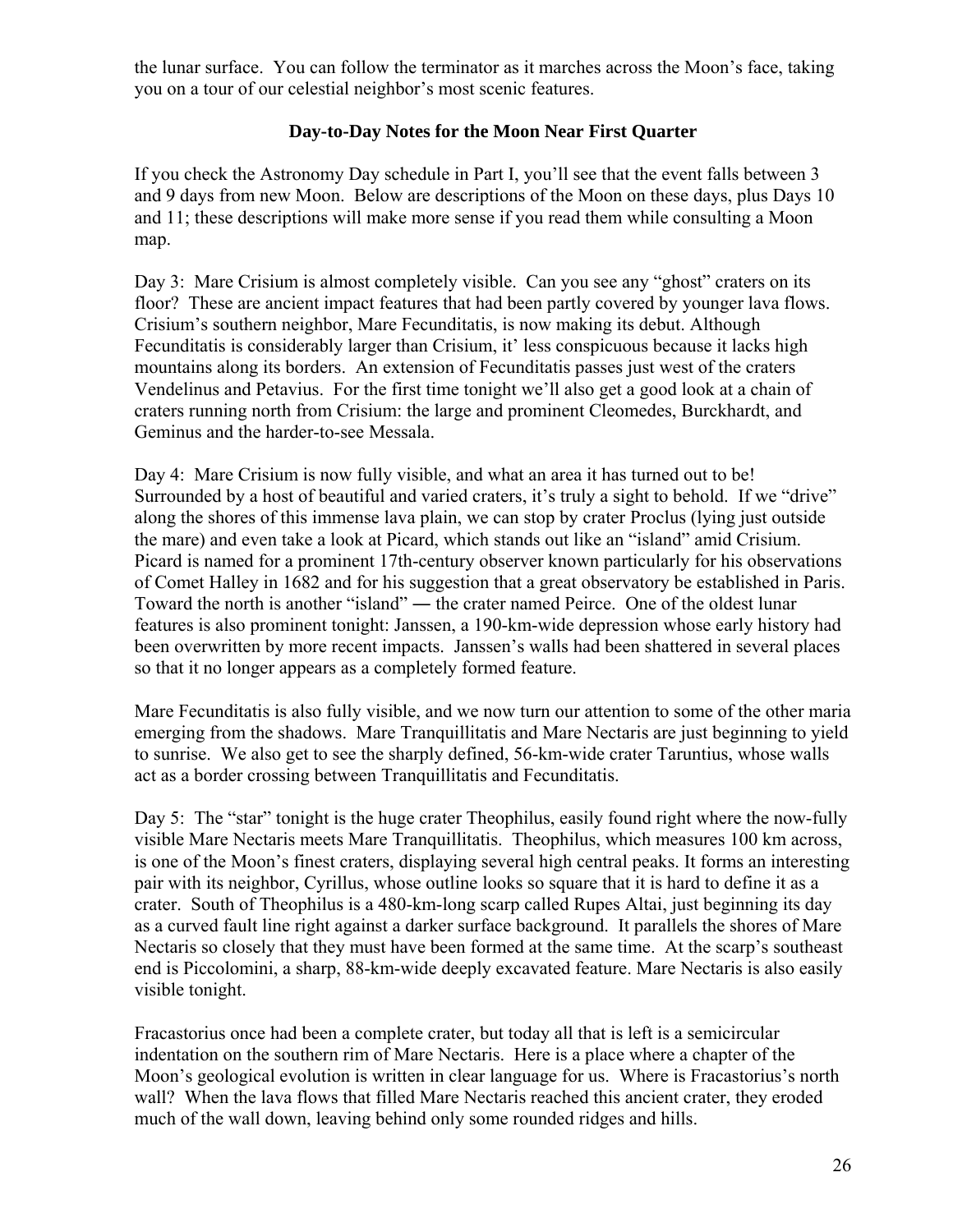the lunar surface. You can follow the terminator as it marches across the Moon's face, taking you on a tour of our celestial neighbor's most scenic features.

### Day-to-Day Notes for the Moon Near First Quarter

If you check the Astronomy Day schedule in Part I, you'll see that the event falls between 3 and 9 days from new Moon. Below are descriptions of the Moon on these days, plus Days 10 and 11; these descriptions will make more sense if you read them while consulting a Moon map.

Day 3: Mare Crisium is almost completely visible. Can you see any "ghost" craters on its floor? These are ancient impact features that had been partly covered by younger lava flows. Crisium's southern neighbor, Mare Fecunditatis, is now making its debut. Although Fecunditatis is considerably larger than Crisium, it' less conspicuous because it lacks high mountains along its borders. An extension of Fecunditatis passes just west of the craters Vendelinus and Petavius. For the first time tonight we'll also get a good look at a chain of craters running north from Crisium: the large and prominent Cleomedes, Burckhardt, and Geminus and the harder-to-see Messala.

Day 4: Mare Crisium is now fully visible, and what an area it has turned out to be! Surrounded by a host of beautiful and varied craters, it's truly a sight to behold. If we "drive" along the shores of this immense lava plain, we can stop by crater Proclus (lying just outside the mare) and even take a look at Picard, which stands out like an "island" amid Crisium. Picard is named for a prominent 17th-century observer known particularly for his observations of Comet Halley in 1682 and for his suggestion that a great observatory be established in Paris. Toward the north is another "island" ― the crater named Peirce. One of the oldest lunar features is also prominent tonight: Janssen, a 190-km-wide depression whose early history had been overwritten by more recent impacts. Janssen's walls had been shattered in several places so that it no longer appears as a completely formed feature.

Mare Fecunditatis is also fully visible, and we now turn our attention to some of the other maria emerging from the shadows. Mare Tranquillitatis and Mare Nectaris are just beginning to yield to sunrise. We also get to see the sharply defined, 56-km-wide crater Taruntius, whose walls act as a border crossing between Tranquillitatis and Fecunditatis.

Day 5: The "star" tonight is the huge crater Theophilus, easily found right where the now-fully visible Mare Nectaris meets Mare Tranquillitatis. Theophilus, which measures 100 km across, is one of the Moon's finest craters, displaying several high central peaks. It forms an interesting pair with its neighbor, Cyrillus, whose outline looks so square that it is hard to define it as a crater. South of Theophilus is a 480-km-long scarp called Rupes Altai, just beginning its day as a curved fault line right against a darker surface background. It parallels the shores of Mare Nectaris so closely that they must have been formed at the same time. At the scarp's southeast end is Piccolomini, a sharp, 88-km-wide deeply excavated feature. Mare Nectaris is also easily visible tonight.

Fracastorius once had been a complete crater, but today all that is left is a semicircular indentation on the southern rim of Mare Nectaris. Here is a place where a chapter of the Moon's geological evolution is written in clear language for us. Where is Fracastorius's north wall? When the lava flows that filled Mare Nectaris reached this ancient crater, they eroded much of the wall down, leaving behind only some rounded ridges and hills.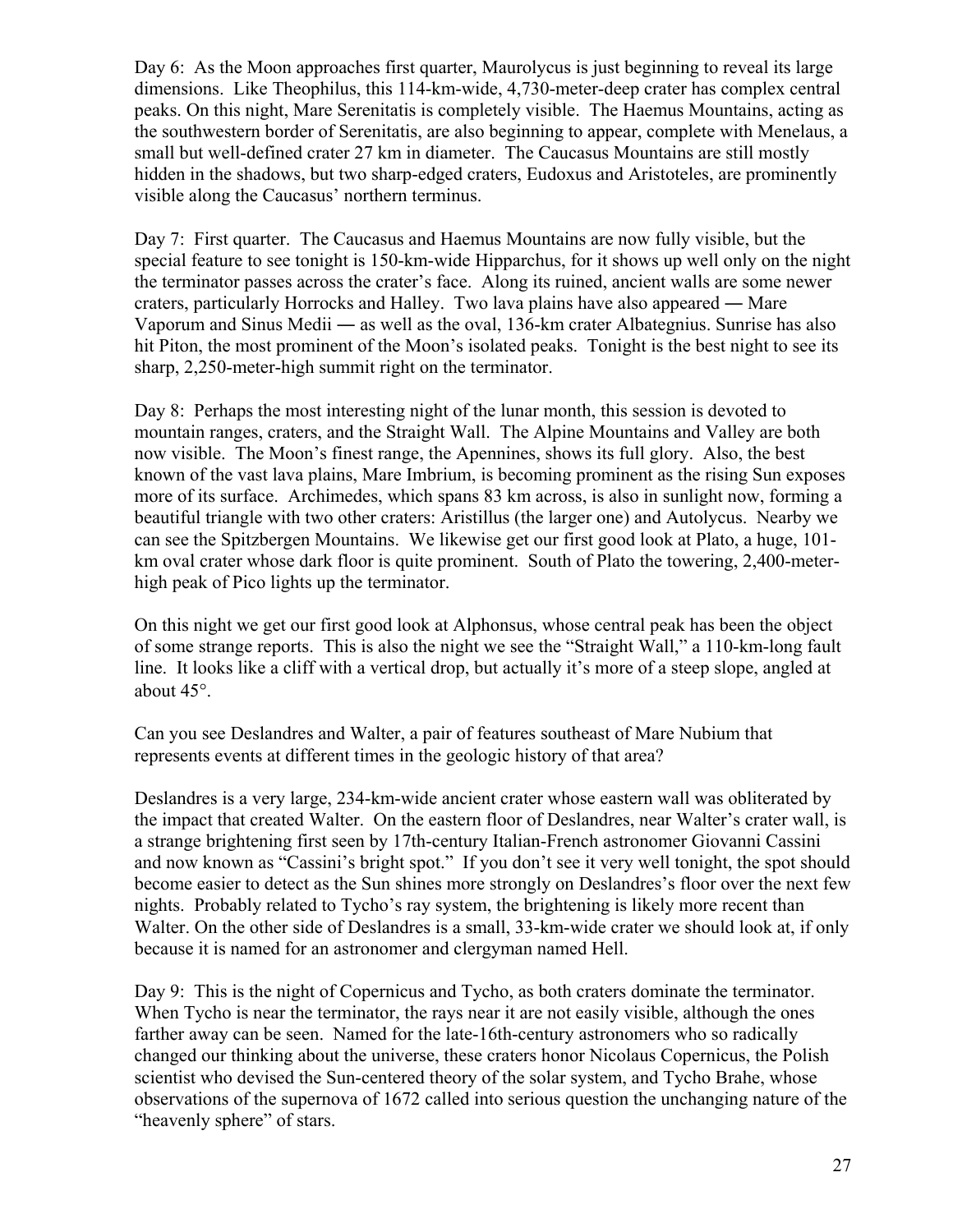Day 6: As the Moon approaches first quarter, Maurolycus is just beginning to reveal its large dimensions. Like Theophilus, this 114-km-wide, 4,730-meter-deep crater has complex central peaks. On this night, Mare Serenitatis is completely visible. The Haemus Mountains, acting as the southwestern border of Serenitatis, are also beginning to appear, complete with Menelaus, a small but well-defined crater 27 km in diameter. The Caucasus Mountains are still mostly hidden in the shadows, but two sharp-edged craters, Eudoxus and Aristoteles, are prominently visible along the Caucasus' northern terminus.

Day 7: First quarter. The Caucasus and Haemus Mountains are now fully visible, but the special feature to see tonight is 150-km-wide Hipparchus, for it shows up well only on the night the terminator passes across the crater's face. Along its ruined, ancient walls are some newer craters, particularly Horrocks and Halley. Two lava plains have also appeared ― Mare Vaporum and Sinus Medii ― as well as the oval, 136-km crater Albategnius. Sunrise has also hit Piton, the most prominent of the Moon's isolated peaks. Tonight is the best night to see its sharp, 2,250-meter-high summit right on the terminator.

Day 8: Perhaps the most interesting night of the lunar month, this session is devoted to mountain ranges, craters, and the Straight Wall. The Alpine Mountains and Valley are both now visible. The Moon's finest range, the Apennines, shows its full glory. Also, the best known of the vast lava plains, Mare Imbrium, is becoming prominent as the rising Sun exposes more of its surface. Archimedes, which spans 83 km across, is also in sunlight now, forming a beautiful triangle with two other craters: Aristillus (the larger one) and Autolycus. Nearby we can see the Spitzbergen Mountains. We likewise get our first good look at Plato, a huge, 101-km oval crater whose dark floor is quite prominent. South of Plato the towering, 2,400-meter-high peak of Pico lights up the terminator.

On this night we get our first good look at Alphonsus, whose central peak has been the object of some strange reports. This is also the night we see the "Straight Wall," a 110-km-long fault line. It looks like a cliff with a vertical drop, but actually it's more of a steep slope, angled at about 45°.

Can you see Deslandres and Walter, a pair of features southeast of Mare Nubium that represents events at different times in the geologic history of that area?

Deslandres is a very large, 234-km-wide ancient crater whose eastern wall was obliterated by the impact that created Walter. On the eastern floor of Deslandres, near Walter's crater wall, is a strange brightening first seen by 17th-century Italian-French astronomer Giovanni Cassini and now known as "Cassini's bright spot." If you don't see it very well tonight, the spot should become easier to detect as the Sun shines more strongly on Deslandres's floor over the next few nights. Probably related to Tycho's ray system, the brightening is likely more recent than Walter. On the other side of Deslandres is a small, 33-km-wide crater we should look at, if only because it is named for an astronomer and clergyman named Hell.

Day 9: This is the night of Copernicus and Tycho, as both craters dominate the terminator. When Tycho is near the terminator, the rays near it are not easily visible, although the ones farther away can be seen. Named for the late-16th-century astronomers who so radically changed our thinking about the universe, these craters honor Nicolaus Copernicus, the Polish scientist who devised the Sun-centered theory of the solar system, and Tycho Brahe, whose observations of the supernova of 1672 called into serious question the unchanging nature of the "heavenly sphere" of stars.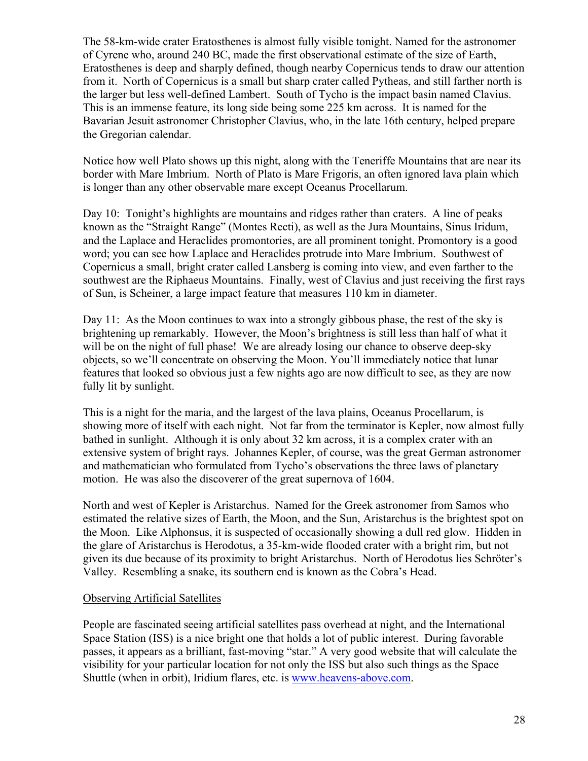The 58-km-wide crater Eratosthenes is almost fully visible tonight. Named for the astronomer of Cyrene who, around 240 BC, made the first observational estimate of the size of Earth, Eratosthenes is deep and sharply defined, though nearby Copernicus tends to draw our attention from it. North of Copernicus is a small but sharp crater called Pytheas, and still farther north is the larger but less well-defined Lambert. South of Tycho is the impact basin named Clavius. This is an immense feature, its long side being some 225 km across. It is named for the Bavarian Jesuit astronomer Christopher Clavius, who, in the late 16th century, helped prepare the Gregorian calendar.

Notice how well Plato shows up this night, along with the Teneriffe Mountains that are near its border with Mare Imbrium. North of Plato is Mare Frigoris, an often ignored lava plain which is longer than any other observable mare except Oceanus Procellarum.

Day 10: Tonight's highlights are mountains and ridges rather than craters. A line of peaks known as the "Straight Range" (Montes Recti), as well as the Jura Mountains, Sinus Iridum, and the Laplace and Heraclides promontories, are all prominent tonight. Promontory is a good word; you can see how Laplace and Heraclides protrude into Mare Imbrium. Southwest of Copernicus a small, bright crater called Lansberg is coming into view, and even farther to the southwest are the Riphaeus Mountains. Finally, west of Clavius and just receiving the first rays of Sun, is Scheiner, a large impact feature that measures 110 km in diameter.

Day 11: As the Moon continues to wax into a strongly gibbous phase, the rest of the sky is brightening up remarkably. However, the Moon's brightness is still less than half of what it will be on the night of full phase! We are already losing our chance to observe deep-sky objects, so we'll concentrate on observing the Moon. You'll immediately notice that lunar features that looked so obvious just a few nights ago are now difficult to see, as they are now fully lit by sunlight.

This is a night for the maria, and the largest of the lava plains, Oceanus Procellarum, is showing more of itself with each night. Not far from the terminator is Kepler, now almost fully bathed in sunlight. Although it is only about 32 km across, it is a complex crater with an extensive system of bright rays. Johannes Kepler, of course, was the great German astronomer and mathematician who formulated from Tycho's observations the three laws of planetary motion. He was also the discoverer of the great supernova of 1604.

North and west of Kepler is Aristarchus. Named for the Greek astronomer from Samos who estimated the relative sizes of Earth, the Moon, and the Sun, Aristarchus is the brightest spot on the Moon. Like Alphonsus, it is suspected of occasionally showing a dull red glow. Hidden in the glare of Aristarchus is Herodotus, a 35-km-wide flooded crater with a bright rim, but not given its due because of its proximity to bright Aristarchus. North of Herodotus lies Schröter's Valley. Resembling a snake, its southern end is known as the Cobra's Head.

<u>Observing Artificial Satellites</u>

People are fascinated seeing artificial satellites pass overhead at night, and the International Space Station (ISS) is a nice bright one that holds a lot of public interest. During favorable passes, it appears as a brilliant, fast-moving "star." A very good website that will calculate the visibility for your particular location for not only the ISS but also such things as the Space Shuttle (when in orbit), Iridium flares, etc. is [www.heavens-above.com](http://www.heavens-above.com).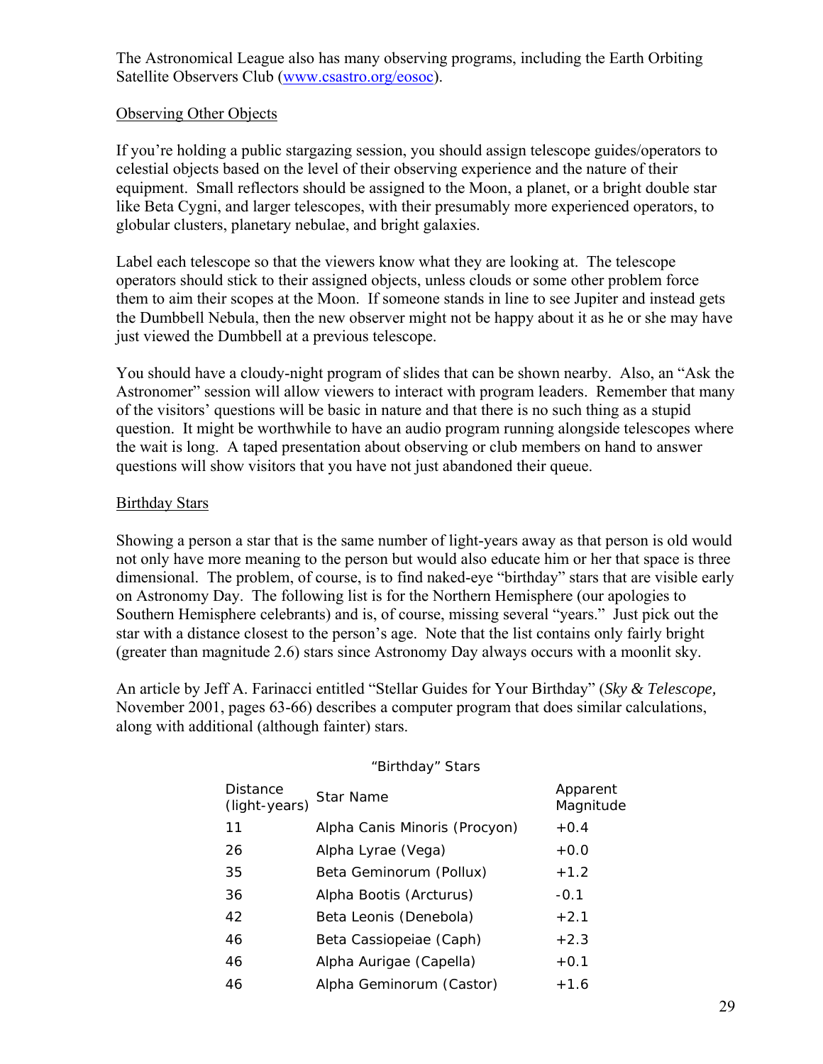The Astronomical League also has many observing programs, including the Earth Orbiting Satellite Observers Club (www.csastro.org/eosoc).

## Observing Other Objects

If you're holding a public stargazing session, you should assign telescope guides/operators to celestial objects based on the level of their observing experience and the nature of their equipment. Small reflectors should be assigned to the Moon, a planet, or a bright double star like Beta Cygni, and larger telescopes, with their presumably more experienced operators, to globular clusters, planetary nebulae, and bright galaxies.

Label each telescope so that the viewers know what they are looking at. The telescope operators should stick to their assigned objects, unless clouds or some other problem force them to aim their scopes at the Moon. If someone stands in line to see Jupiter and instead gets the Dumbbell Nebula, then the new observer might not be happy about it as he or she may have just viewed the Dumbbell at a previous telescope.

You should have a cloudy-night program of slides that can be shown nearby. Also, an "Ask the Astronomer" session will allow viewers to interact with program leaders. Remember that many of the visitors' questions will be basic in nature and that there is no such thing as a stupid question. It might be worthwhile to have an audio program running alongside telescopes where the wait is long. A taped presentation about observing or club members on hand to answer questions will show visitors that you have not just abandoned their queue.

## Birthday Stars

Showing a person a star that is the same number of light-years away as that person is old would not only have more meaning to the person but would also educate him or her that space is three dimensional. The problem, of course, is to find naked-eye "birthday" stars that are visible early on Astronomy Day. The following list is for the Northern Hemisphere (our apologies to Southern Hemisphere celebrants) and is, of course, missing several "years." Just pick out the star with a distance closest to the person's age. Note that the list contains only fairly bright (greater than magnitude 2.6) stars since Astronomy Day always occurs with a moonlit sky.

An article by Jeff A. Farinacci entitled "Stellar Guides for Your Birthday" (*Sky & Telescope,* November 2001, pages 63-66) describes a computer program that does similar calculations, along with additional (although fainter) stars.

"Birthday" Stars

| Distance (light-years) | Star Name | Apparent Magnitude |
|---|---|---|
| 11 | Alpha Canis Minoris (Procyon) | +0.4 |
| 26 | Alpha Lyrae (Vega) | +0.0 |
| 35 | Beta Geminorum (Pollux) | +1.2 |
| 36 | Alpha Bootis (Arcturus) | -0.1 |
| 42 | Beta Leonis (Denebola) | +2.1 |
| 46 | Beta Cassiopeiae (Caph) | +2.3 |
| 46 | Alpha Aurigae (Capella) | +0.1 |
| 46 | Alpha Geminorum (Castor) | +1.6 |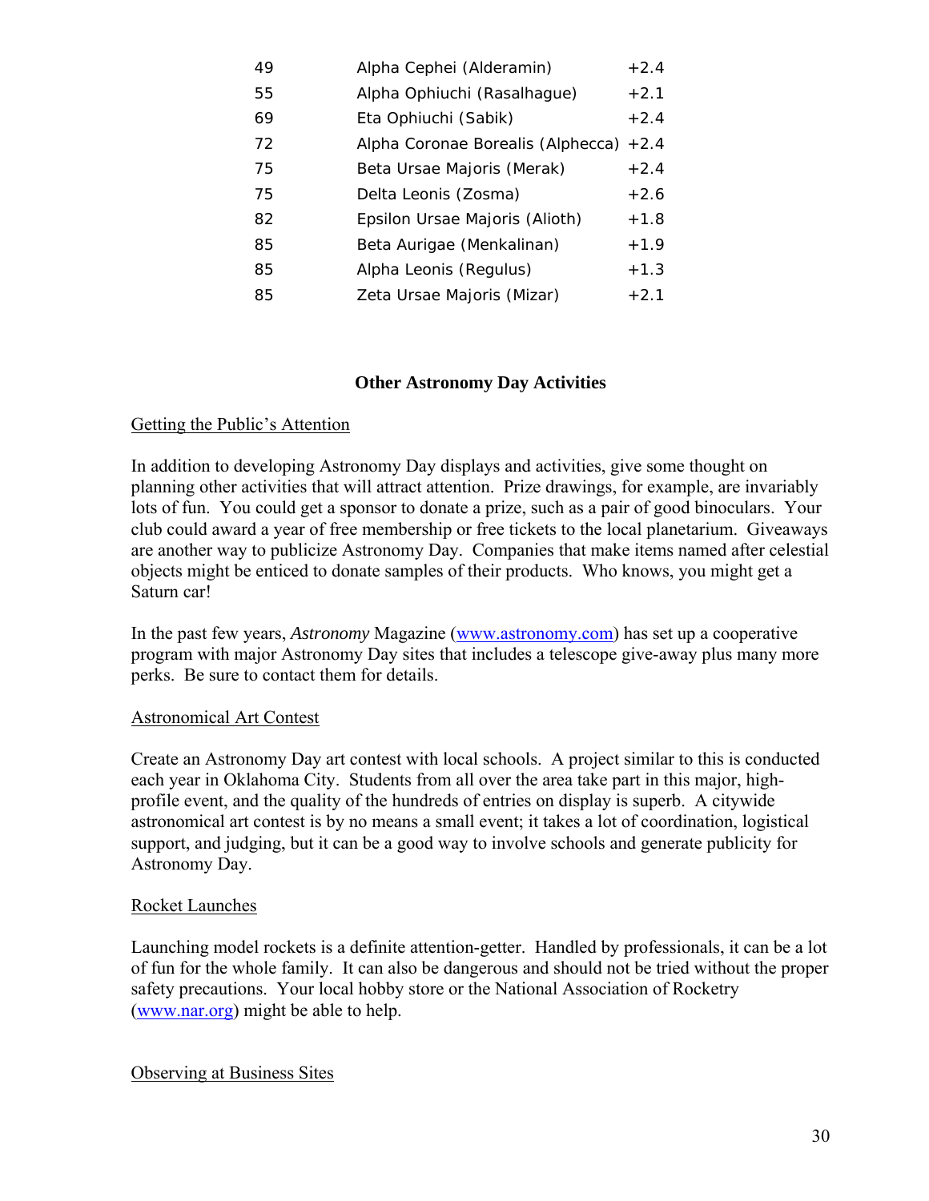| | | |
|---|---|---|
| 49 | Alpha Cephei (Alderamin) | +2.4 |
| 55 | Alpha Ophiuchi (Rasalhague) | +2.1 |
| 69 | Eta Ophiuchi (Sabik) | +2.4 |
| 72 | Alpha Coronae Borealis (Alphecca) | +2.4 |
| 75 | Beta Ursae Majoris (Merak) | +2.4 |
| 75 | Delta Leonis (Zosma) | +2.6 |
| 82 | Epsilon Ursae Majoris (Alioth) | +1.8 |
| 85 | Beta Aurigae (Menkalinan) | +1.9 |
| 85 | Alpha Leonis (Regulus) | +1.3 |
| 85 | Zeta Ursae Majoris (Mizar) | +2.1 |

## Other Astronomy Day Activities

### Getting the Public's Attention

In addition to developing Astronomy Day displays and activities, give some thought on planning other activities that will attract attention. Prize drawings, for example, are invariably lots of fun. You could get a sponsor to donate a prize, such as a pair of good binoculars. Your club could award a year of free membership or free tickets to the local planetarium. Giveaways are another way to publicize Astronomy Day. Companies that make items named after celestial objects might be enticed to donate samples of their products. Who knows, you might get a Saturn car!

In the past few years, *Astronomy* Magazine (www.astronomy.com) has set up a cooperative program with major Astronomy Day sites that includes a telescope give-away plus many more perks. Be sure to contact them for details.

### Astronomical Art Contest

Create an Astronomy Day art contest with local schools. A project similar to this is conducted each year in Oklahoma City. Students from all over the area take part in this major, high-profile event, and the quality of the hundreds of entries on display is superb. A citywide astronomical art contest is by no means a small event; it takes a lot of coordination, logistical support, and judging, but it can be a good way to involve schools and generate publicity for Astronomy Day.

### Rocket Launches

Launching model rockets is a definite attention-getter. Handled by professionals, it can be a lot of fun for the whole family. It can also be dangerous and should not be tried without the proper safety precautions. Your local hobby store or the National Association of Rocketry (www.nar.org) might be able to help.

### Observing at Business Sites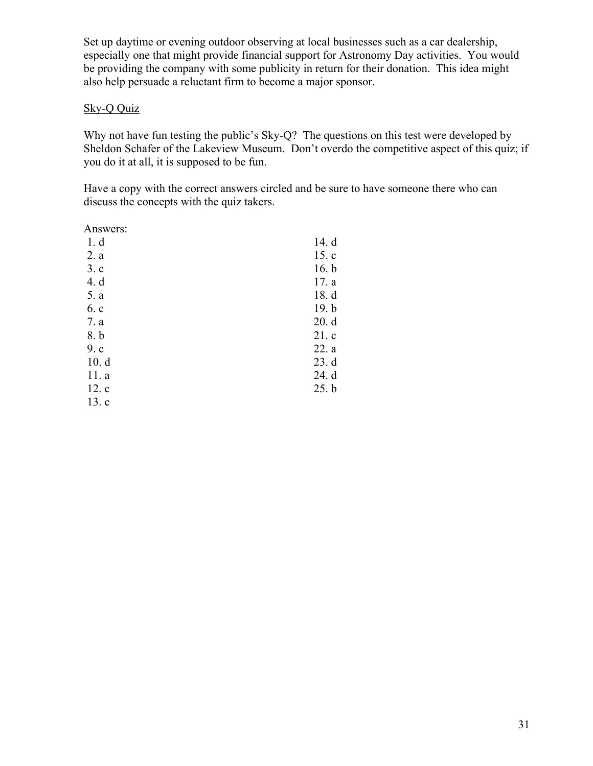Set up daytime or evening outdoor observing at local businesses such as a car dealership, especially one that might provide financial support for Astronomy Day activities. You would be providing the company with some publicity in return for their donation. This idea might also help persuade a reluctant firm to become a major sponsor.

<u>Sky-Q Quiz</u>

Why not have fun testing the public's Sky-Q? The questions on this test were developed by Sheldon Schafer of the Lakeview Museum. Don't overdo the competitive aspect of this quiz; if you do it at all, it is supposed to be fun.

Have a copy with the correct answers circled and be sure to have someone there who can discuss the concepts with the quiz takers.

Answers:

1. d
2. a
3. c
4. d
5. a
6. c
7. a
8. b
9. c
10. d
11. a
12. c
13. c
14. d
15. c
16. b
17. a
18. d
19. b
20. d
21. c
22. a
23. d
24. d
25. b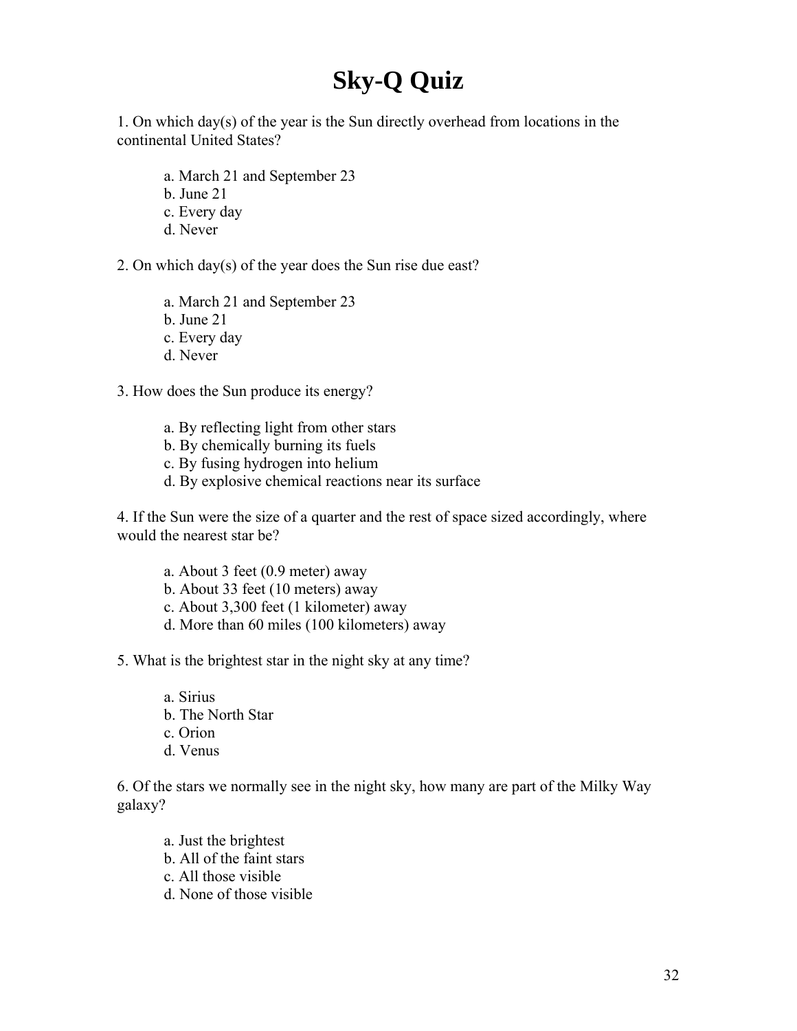# Sky-Q Quiz

1. On which day(s) of the year is the Sun directly overhead from locations in the continental United States?

   a. March 21 and September 23
   b. June 21
   c. Every day
   d. Never

2. On which day(s) of the year does the Sun rise due east?

   a. March 21 and September 23
   b. June 21
   c. Every day
   d. Never

3. How does the Sun produce its energy?

   a. By reflecting light from other stars
   b. By chemically burning its fuels
   c. By fusing hydrogen into helium
   d. By explosive chemical reactions near its surface

4. If the Sun were the size of a quarter and the rest of space sized accordingly, where would the nearest star be?

   a. About 3 feet (0.9 meter) away
   b. About 33 feet (10 meters) away
   c. About 3,300 feet (1 kilometer) away
   d. More than 60 miles (100 kilometers) away

5. What is the brightest star in the night sky at any time?

   a. Sirius
   b. The North Star
   c. Orion
   d. Venus

6. Of the stars we normally see in the night sky, how many are part of the Milky Way galaxy?

   a. Just the brightest
   b. All of the faint stars
   c. All those visible
   d. None of those visible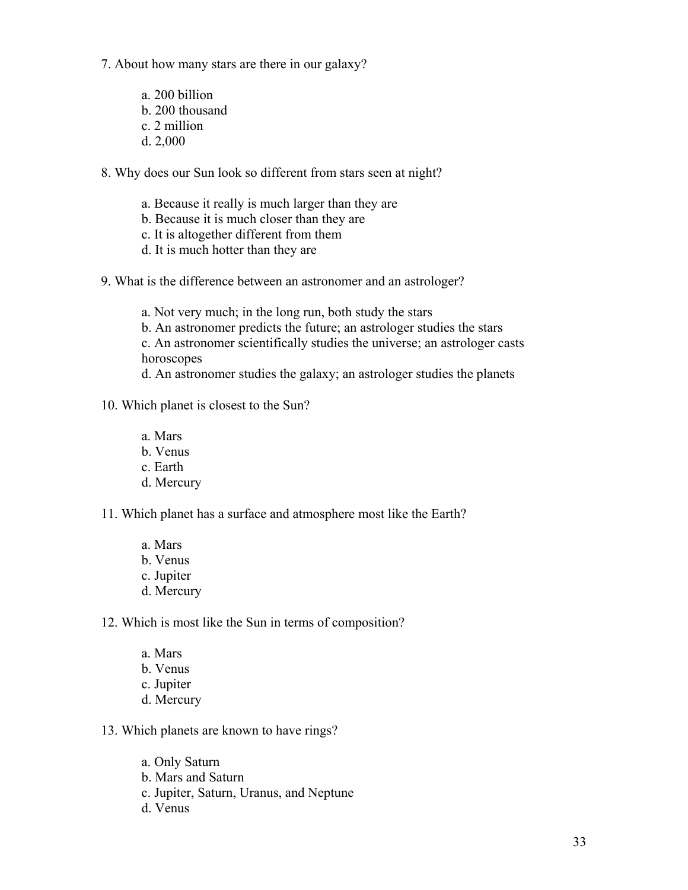7. About how many stars are there in our galaxy?

    a. 200 billion
    b. 200 thousand
    c. 2 million
    d. 2,000

8. Why does our Sun look so different from stars seen at night?

    a. Because it really is much larger than they are
    b. Because it is much closer than they are
    c. It is altogether different from them
    d. It is much hotter than they are

9. What is the difference between an astronomer and an astrologer?

    a. Not very much; in the long run, both study the stars
    b. An astronomer predicts the future; an astrologer studies the stars
    c. An astronomer scientifically studies the universe; an astrologer casts horoscopes
    d. An astronomer studies the galaxy; an astrologer studies the planets

10. Which planet is closest to the Sun?

    a. Mars
    b. Venus
    c. Earth
    d. Mercury

11. Which planet has a surface and atmosphere most like the Earth?

    a. Mars
    b. Venus
    c. Jupiter
    d. Mercury

12. Which is most like the Sun in terms of composition?

    a. Mars
    b. Venus
    c. Jupiter
    d. Mercury

13. Which planets are known to have rings?

    a. Only Saturn
    b. Mars and Saturn
    c. Jupiter, Saturn, Uranus, and Neptune
    d. Venus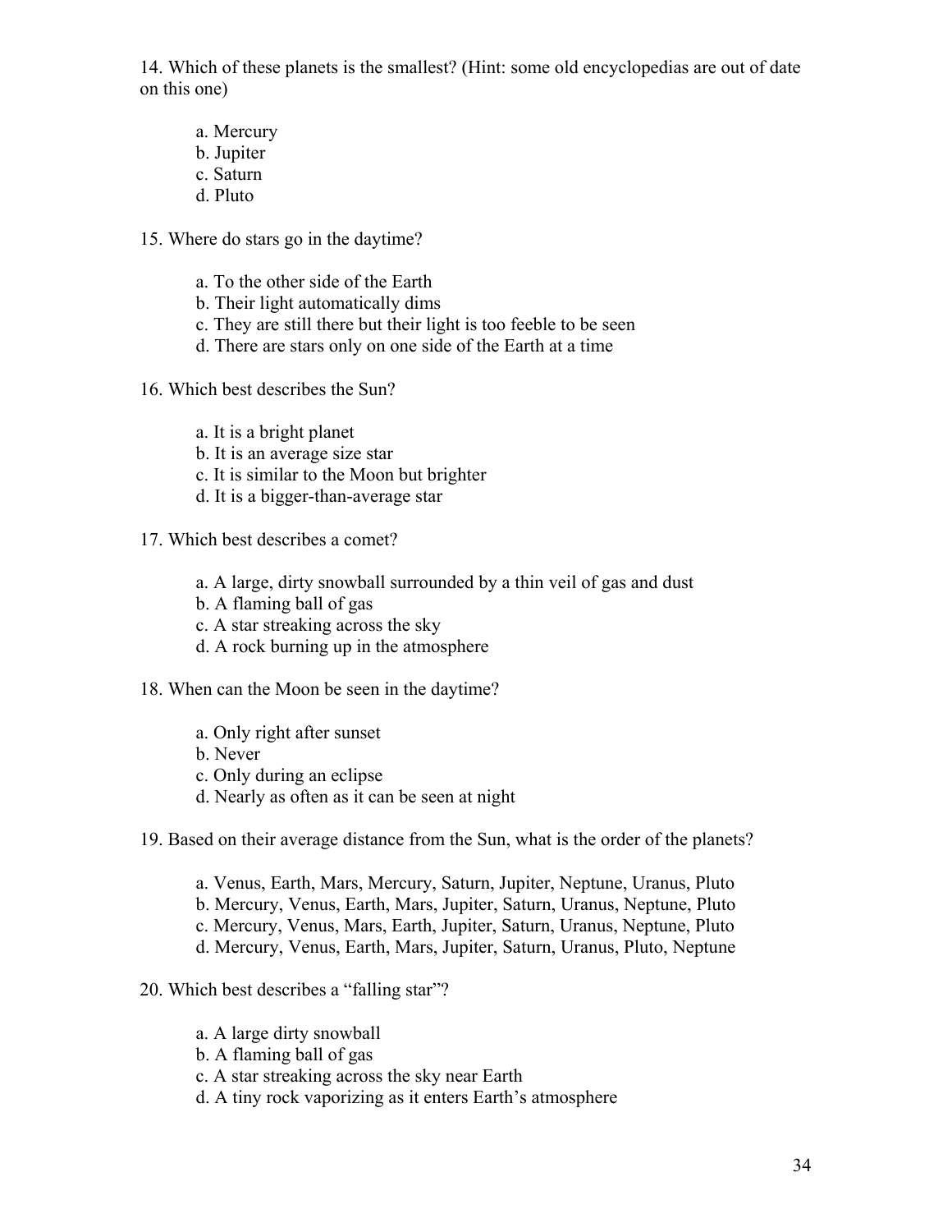14. Which of these planets is the smallest? (Hint: some old encyclopedias are out of date on this one)

    a. Mercury
    b. Jupiter
    c. Saturn
    d. Pluto

15. Where do stars go in the daytime?

    a. To the other side of the Earth
    b. Their light automatically dims
    c. They are still there but their light is too feeble to be seen
    d. There are stars only on one side of the Earth at a time

16. Which best describes the Sun?

    a. It is a bright planet
    b. It is an average size star
    c. It is similar to the Moon but brighter
    d. It is a bigger-than-average star

17. Which best describes a comet?

    a. A large, dirty snowball surrounded by a thin veil of gas and dust
    b. A flaming ball of gas
    c. A star streaking across the sky
    d. A rock burning up in the atmosphere

18. When can the Moon be seen in the daytime?

    a. Only right after sunset
    b. Never
    c. Only during an eclipse
    d. Nearly as often as it can be seen at night

19. Based on their average distance from the Sun, what is the order of the planets?

    a. Venus, Earth, Mars, Mercury, Saturn, Jupiter, Neptune, Uranus, Pluto
    b. Mercury, Venus, Earth, Mars, Jupiter, Saturn, Uranus, Neptune, Pluto
    c. Mercury, Venus, Mars, Earth, Jupiter, Saturn, Uranus, Neptune, Pluto
    d. Mercury, Venus, Earth, Mars, Jupiter, Saturn, Uranus, Pluto, Neptune

20. Which best describes a "falling star"?

    a. A large dirty snowball
    b. A flaming ball of gas
    c. A star streaking across the sky near Earth
    d. A tiny rock vaporizing as it enters Earth's atmosphere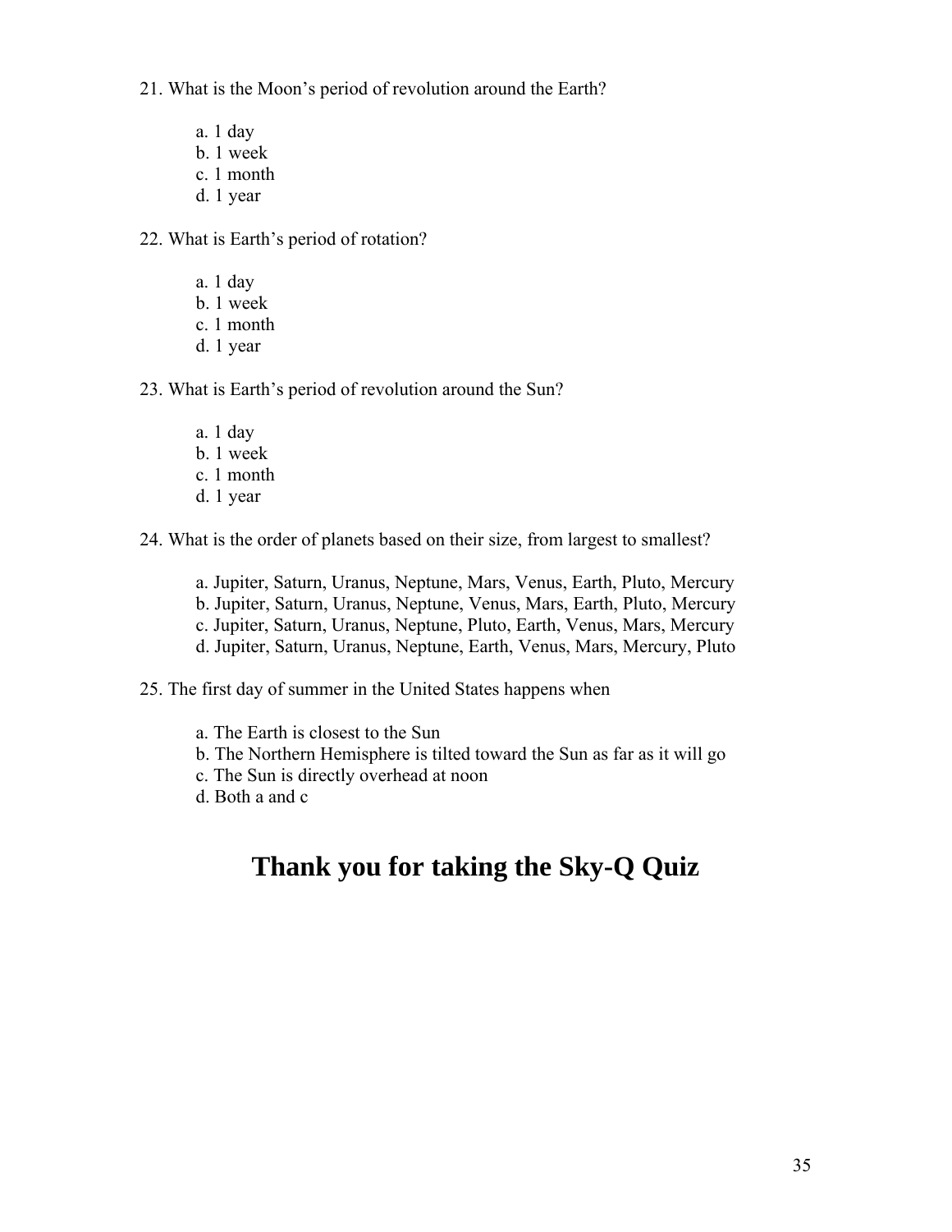21. What is the Moon's period of revolution around the Earth?

    a. 1 day
    b. 1 week
    c. 1 month
    d. 1 year

22. What is Earth's period of rotation?

    a. 1 day
    b. 1 week
    c. 1 month
    d. 1 year

23. What is Earth's period of revolution around the Sun?

    a. 1 day
    b. 1 week
    c. 1 month
    d. 1 year

24. What is the order of planets based on their size, from largest to smallest?

    a. Jupiter, Saturn, Uranus, Neptune, Mars, Venus, Earth, Pluto, Mercury
    b. Jupiter, Saturn, Uranus, Neptune, Venus, Mars, Earth, Pluto, Mercury
    c. Jupiter, Saturn, Uranus, Neptune, Pluto, Earth, Venus, Mars, Mercury
    d. Jupiter, Saturn, Uranus, Neptune, Earth, Venus, Mars, Mercury, Pluto

25. The first day of summer in the United States happens when

    a. The Earth is closest to the Sun
    b. The Northern Hemisphere is tilted toward the Sun as far as it will go
    c. The Sun is directly overhead at noon
    d. Both a and c

# Thank you for taking the Sky-Q Quiz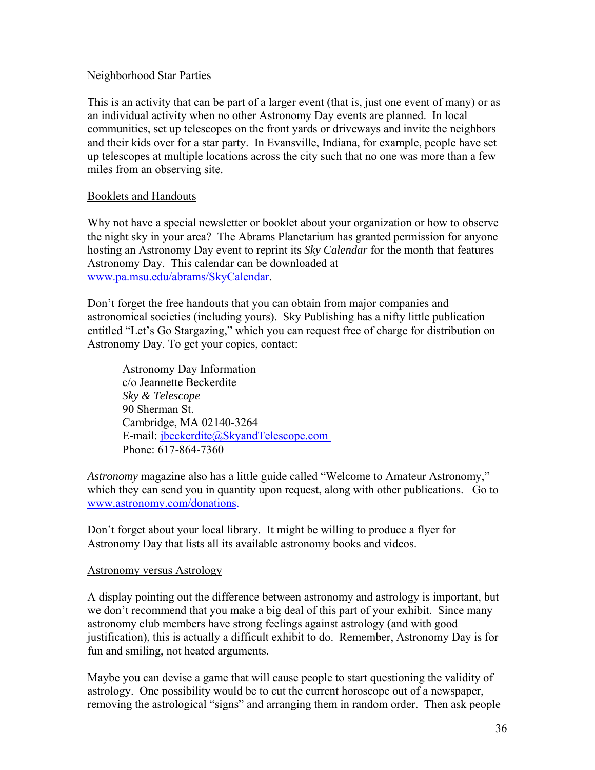## Neighborhood Star Parties

This is an activity that can be part of a larger event (that is, just one event of many) or as an individual activity when no other Astronomy Day events are planned. In local communities, set up telescopes on the front yards or driveways and invite the neighbors and their kids over for a star party. In Evansville, Indiana, for example, people have set up telescopes at multiple locations across the city such that no one was more than a few miles from an observing site.

## Booklets and Handouts

Why not have a special newsletter or booklet about your organization or how to observe the night sky in your area? The Abrams Planetarium has granted permission for anyone hosting an Astronomy Day event to reprint its *Sky Calendar* for the month that features Astronomy Day. This calendar can be downloaded at [www.pa.msu.edu/abrams/SkyCalendar](www.pa.msu.edu/abrams/SkyCalendar).

Don't forget the free handouts that you can obtain from major companies and astronomical societies (including yours). Sky Publishing has a nifty little publication entitled "Let's Go Stargazing," which you can request free of charge for distribution on Astronomy Day. To get your copies, contact:

> Astronomy Day Information
> c/o Jeannette Beckerdite
> *Sky & Telescope*
> 90 Sherman St.
> Cambridge, MA 02140-3264
> E-mail: jbeckerdite@SkyandTelescope.com
> Phone: 617-864-7360

*Astronomy* magazine also has a little guide called "Welcome to Amateur Astronomy," which they can send you in quantity upon request, along with other publications. Go to [www.astronomy.com/donations](www.astronomy.com/donations).

Don't forget about your local library. It might be willing to produce a flyer for Astronomy Day that lists all its available astronomy books and videos.

## Astronomy versus Astrology

A display pointing out the difference between astronomy and astrology is important, but we don't recommend that you make a big deal of this part of your exhibit. Since many astronomy club members have strong feelings against astrology (and with good justification), this is actually a difficult exhibit to do. Remember, Astronomy Day is for fun and smiling, not heated arguments.

Maybe you can devise a game that will cause people to start questioning the validity of astrology. One possibility would be to cut the current horoscope out of a newspaper, removing the astrological "signs" and arranging them in random order. Then ask people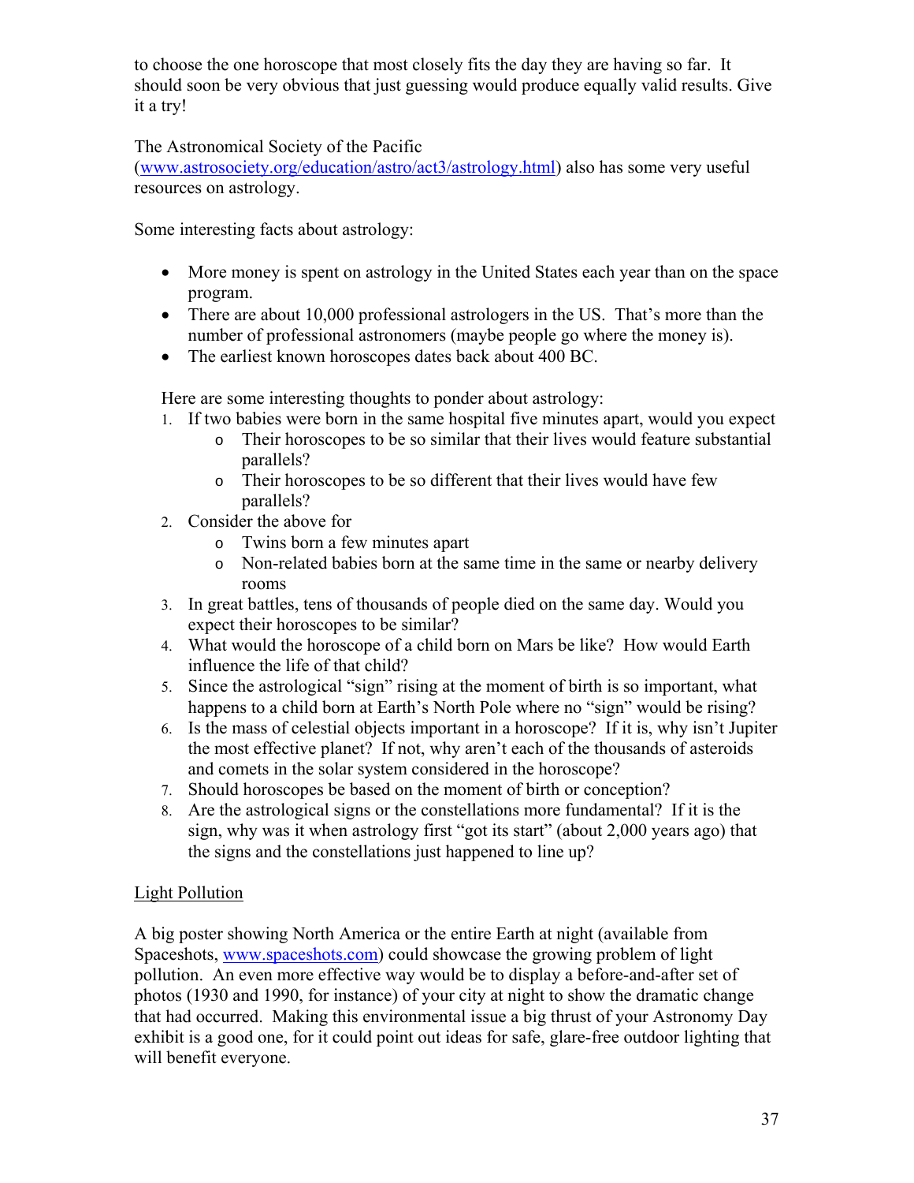to choose the one horoscope that most closely fits the day they are having so far. It should soon be very obvious that just guessing would produce equally valid results. Give it a try!

The Astronomical Society of the Pacific ([www.astrosociety.org/education/astro/act3/astrology.html](www.astrosociety.org/education/astro/act3/astrology.html)) also has some very useful resources on astrology.

Some interesting facts about astrology:

- More money is spent on astrology in the United States each year than on the space program.
- There are about 10,000 professional astrologers in the US. That's more than the number of professional astronomers (maybe people go where the money is).
- The earliest known horoscopes dates back about 400 BC.

Here are some interesting thoughts to ponder about astrology:

1. If two babies were born in the same hospital five minutes apart, would you expect
   - Their horoscopes to be so similar that their lives would feature substantial parallels?
   - Their horoscopes to be so different that their lives would have few parallels?
2. Consider the above for
   - Twins born a few minutes apart
   - Non-related babies born at the same time in the same or nearby delivery rooms
3. In great battles, tens of thousands of people died on the same day. Would you expect their horoscopes to be similar?
4. What would the horoscope of a child born on Mars be like? How would Earth influence the life of that child?
5. Since the astrological "sign" rising at the moment of birth is so important, what happens to a child born at Earth's North Pole where no "sign" would be rising?
6. Is the mass of celestial objects important in a horoscope? If it is, why isn't Jupiter the most effective planet? If not, why aren't each of the thousands of asteroids and comets in the solar system considered in the horoscope?
7. Should horoscopes be based on the moment of birth or conception?
8. Are the astrological signs or the constellations more fundamental? If it is the sign, why was it when astrology first "got its start" (about 2,000 years ago) that the signs and the constellations just happened to line up?

## Light Pollution

A big poster showing North America or the entire Earth at night (available from Spaceshots, [www.spaceshots.com](www.spaceshots.com)) could showcase the growing problem of light pollution. An even more effective way would be to display a before-and-after set of photos (1930 and 1990, for instance) of your city at night to show the dramatic change that had occurred. Making this environmental issue a big thrust of your Astronomy Day exhibit is a good one, for it could point out ideas for safe, glare-free outdoor lighting that will benefit everyone.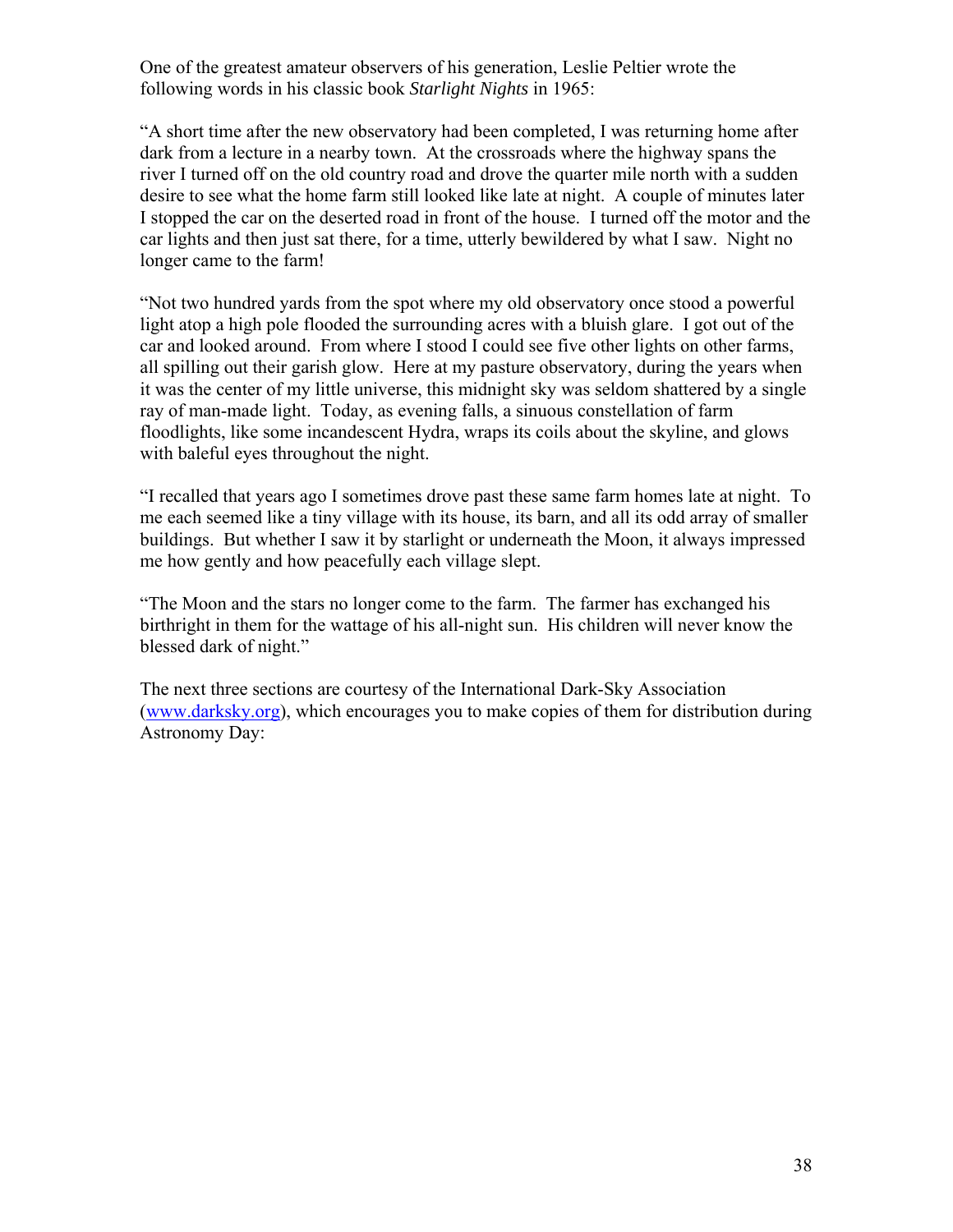One of the greatest amateur observers of his generation, Leslie Peltier wrote the following words in his classic book *Starlight Nights* in 1965:

"A short time after the new observatory had been completed, I was returning home after dark from a lecture in a nearby town. At the crossroads where the highway spans the river I turned off on the old country road and drove the quarter mile north with a sudden desire to see what the home farm still looked like late at night. A couple of minutes later I stopped the car on the deserted road in front of the house. I turned off the motor and the car lights and then just sat there, for a time, utterly bewildered by what I saw. Night no longer came to the farm!

"Not two hundred yards from the spot where my old observatory once stood a powerful light atop a high pole flooded the surrounding acres with a bluish glare. I got out of the car and looked around. From where I stood I could see five other lights on other farms, all spilling out their garish glow. Here at my pasture observatory, during the years when it was the center of my little universe, this midnight sky was seldom shattered by a single ray of man-made light. Today, as evening falls, a sinuous constellation of farm floodlights, like some incandescent Hydra, wraps its coils about the skyline, and glows with baleful eyes throughout the night.

"I recalled that years ago I sometimes drove past these same farm homes late at night. To me each seemed like a tiny village with its house, its barn, and all its odd array of smaller buildings. But whether I saw it by starlight or underneath the Moon, it always impressed me how gently and how peacefully each village slept.

"The Moon and the stars no longer come to the farm. The farmer has exchanged his birthright in them for the wattage of his all-night sun. His children will never know the blessed dark of night."

The next three sections are courtesy of the International Dark-Sky Association (www.darksky.org), which encourages you to make copies of them for distribution during Astronomy Day: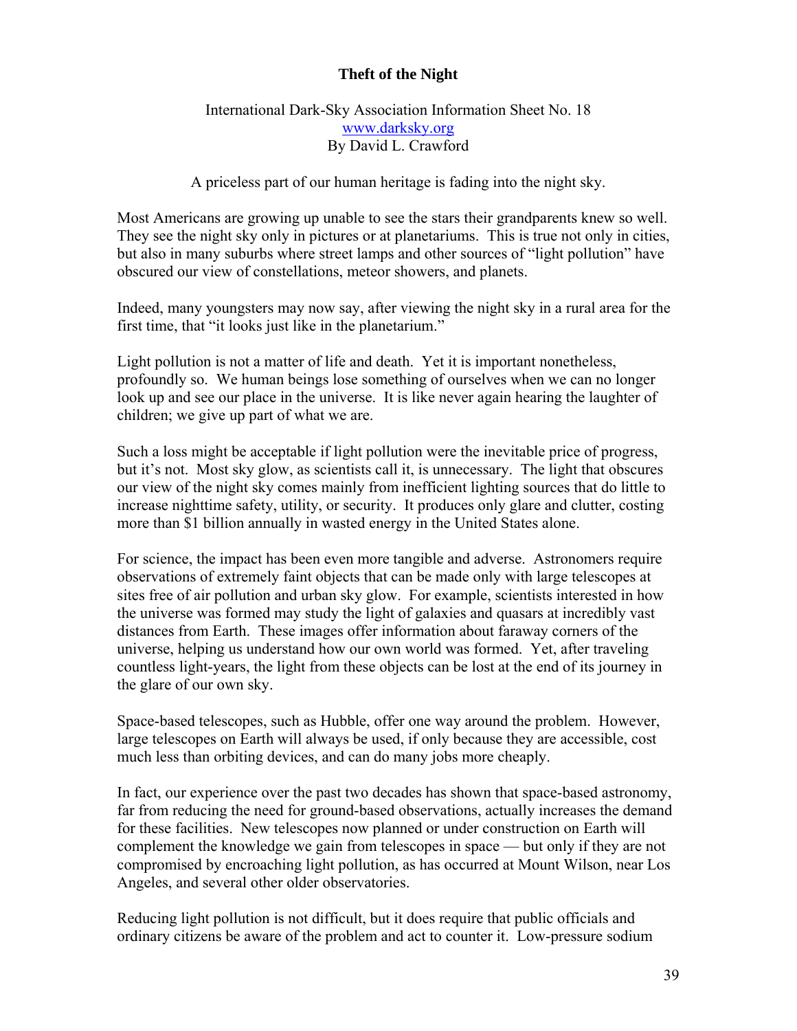**Theft of the Night**

International Dark-Sky Association Information Sheet No. 18
[www.darksky.org](http://www.darksky.org)
By David L. Crawford

A priceless part of our human heritage is fading into the night sky.

Most Americans are growing up unable to see the stars their grandparents knew so well. They see the night sky only in pictures or at planetariums. This is true not only in cities, but also in many suburbs where street lamps and other sources of "light pollution" have obscured our view of constellations, meteor showers, and planets.

Indeed, many youngsters may now say, after viewing the night sky in a rural area for the first time, that "it looks just like in the planetarium."

Light pollution is not a matter of life and death. Yet it is important nonetheless, profoundly so. We human beings lose something of ourselves when we can no longer look up and see our place in the universe. It is like never again hearing the laughter of children; we give up part of what we are.

Such a loss might be acceptable if light pollution were the inevitable price of progress, but it's not. Most sky glow, as scientists call it, is unnecessary. The light that obscures our view of the night sky comes mainly from inefficient lighting sources that do little to increase nighttime safety, utility, or security. It produces only glare and clutter, costing more than $1 billion annually in wasted energy in the United States alone.

For science, the impact has been even more tangible and adverse. Astronomers require observations of extremely faint objects that can be made only with large telescopes at sites free of air pollution and urban sky glow. For example, scientists interested in how the universe was formed may study the light of galaxies and quasars at incredibly vast distances from Earth. These images offer information about faraway corners of the universe, helping us understand how our own world was formed. Yet, after traveling countless light-years, the light from these objects can be lost at the end of its journey in the glare of our own sky.

Space-based telescopes, such as Hubble, offer one way around the problem. However, large telescopes on Earth will always be used, if only because they are accessible, cost much less than orbiting devices, and can do many jobs more cheaply.

In fact, our experience over the past two decades has shown that space-based astronomy, far from reducing the need for ground-based observations, actually increases the demand for these facilities. New telescopes now planned or under construction on Earth will complement the knowledge we gain from telescopes in space — but only if they are not compromised by encroaching light pollution, as has occurred at Mount Wilson, near Los Angeles, and several other older observatories.

Reducing light pollution is not difficult, but it does require that public officials and ordinary citizens be aware of the problem and act to counter it. Low-pressure sodium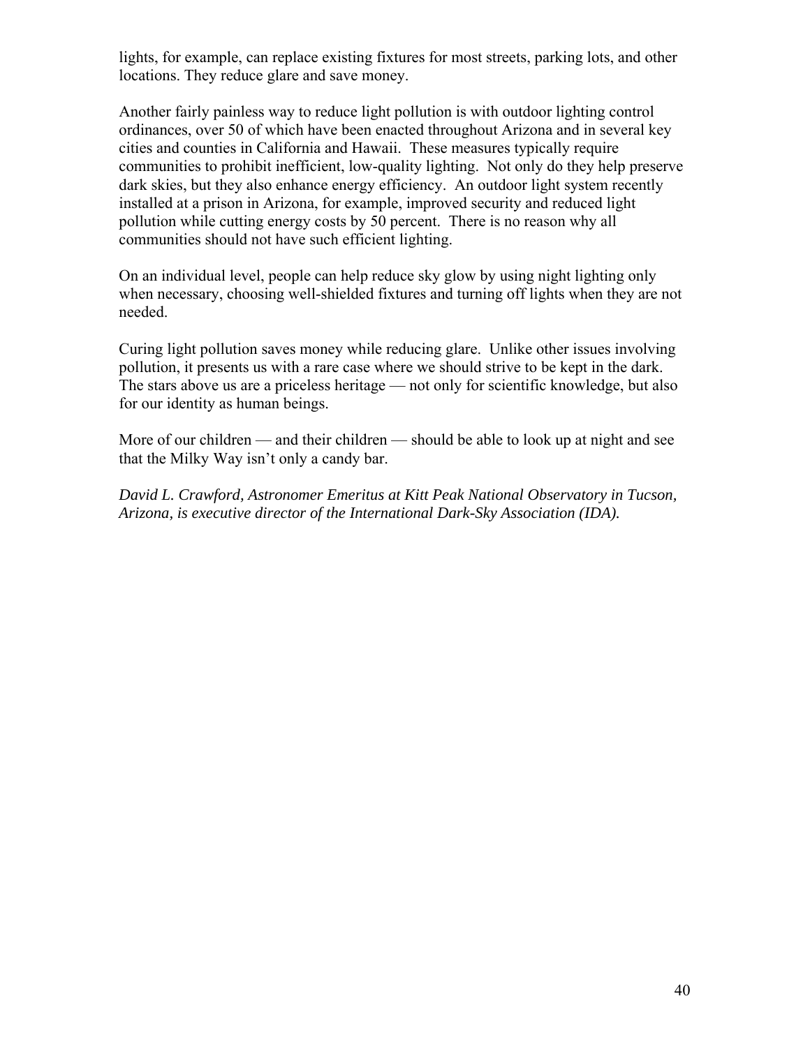lights, for example, can replace existing fixtures for most streets, parking lots, and other locations. They reduce glare and save money.

Another fairly painless way to reduce light pollution is with outdoor lighting control ordinances, over 50 of which have been enacted throughout Arizona and in several key cities and counties in California and Hawaii. These measures typically require communities to prohibit inefficient, low-quality lighting. Not only do they help preserve dark skies, but they also enhance energy efficiency. An outdoor light system recently installed at a prison in Arizona, for example, improved security and reduced light pollution while cutting energy costs by 50 percent. There is no reason why all communities should not have such efficient lighting.

On an individual level, people can help reduce sky glow by using night lighting only when necessary, choosing well-shielded fixtures and turning off lights when they are not needed.

Curing light pollution saves money while reducing glare. Unlike other issues involving pollution, it presents us with a rare case where we should strive to be kept in the dark. The stars above us are a priceless heritage — not only for scientific knowledge, but also for our identity as human beings.

More of our children — and their children — should be able to look up at night and see that the Milky Way isn't only a candy bar.

*David L. Crawford, Astronomer Emeritus at Kitt Peak National Observatory in Tucson, Arizona, is executive director of the International Dark-Sky Association (IDA).*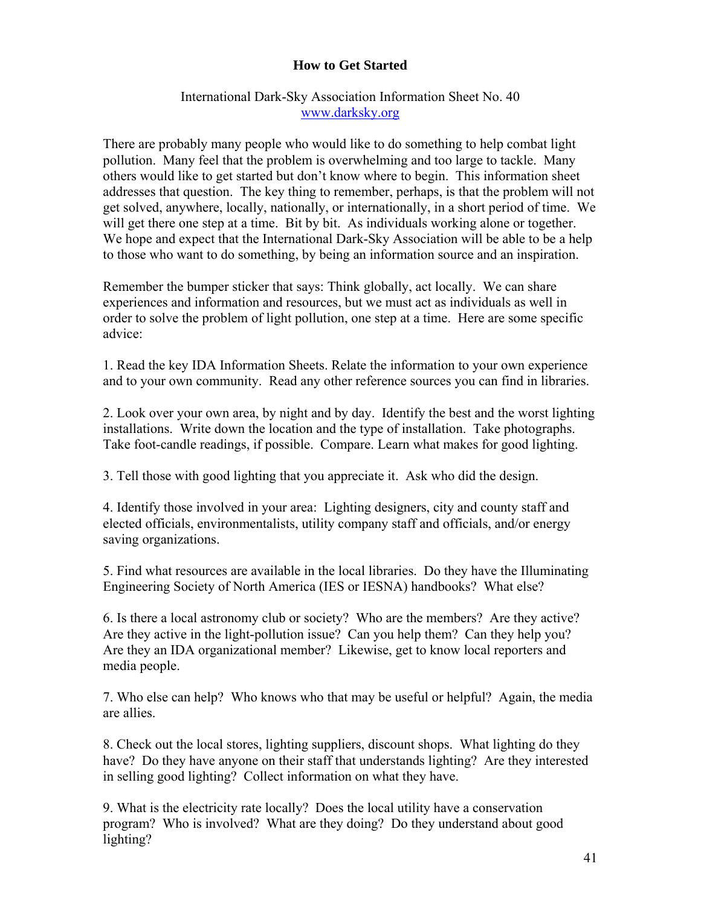# How to Get Started

International Dark-Sky Association Information Sheet No. 40
www.darksky.org

There are probably many people who would like to do something to help combat light pollution. Many feel that the problem is overwhelming and too large to tackle. Many others would like to get started but don't know where to begin. This information sheet addresses that question. The key thing to remember, perhaps, is that the problem will not get solved, anywhere, locally, nationally, or internationally, in a short period of time. We will get there one step at a time. Bit by bit. As individuals working alone or together. We hope and expect that the International Dark-Sky Association will be able to be a help to those who want to do something, by being an information source and an inspiration.

Remember the bumper sticker that says: Think globally, act locally. We can share experiences and information and resources, but we must act as individuals as well in order to solve the problem of light pollution, one step at a time. Here are some specific advice:

1. Read the key IDA Information Sheets. Relate the information to your own experience and to your own community. Read any other reference sources you can find in libraries.

2. Look over your own area, by night and by day. Identify the best and the worst lighting installations. Write down the location and the type of installation. Take photographs. Take foot-candle readings, if possible. Compare. Learn what makes for good lighting.

3. Tell those with good lighting that you appreciate it. Ask who did the design.

4. Identify those involved in your area: Lighting designers, city and county staff and elected officials, environmentalists, utility company staff and officials, and/or energy saving organizations.

5. Find what resources are available in the local libraries. Do they have the Illuminating Engineering Society of North America (IES or IESNA) handbooks? What else?

6. Is there a local astronomy club or society? Who are the members? Are they active? Are they active in the light-pollution issue? Can you help them? Can they help you? Are they an IDA organizational member? Likewise, get to know local reporters and media people.

7. Who else can help? Who knows who that may be useful or helpful? Again, the media are allies.

8. Check out the local stores, lighting suppliers, discount shops. What lighting do they have? Do they have anyone on their staff that understands lighting? Are they interested in selling good lighting? Collect information on what they have.

9. What is the electricity rate locally? Does the local utility have a conservation program? Who is involved? What are they doing? Do they understand about good lighting?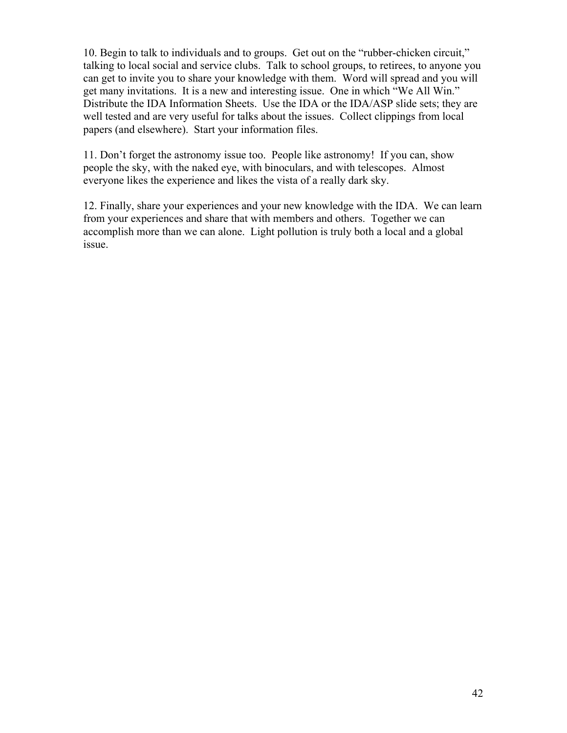10. Begin to talk to individuals and to groups. Get out on the "rubber-chicken circuit," talking to local social and service clubs. Talk to school groups, to retirees, to anyone you can get to invite you to share your knowledge with them. Word will spread and you will get many invitations. It is a new and interesting issue. One in which "We All Win." Distribute the IDA Information Sheets. Use the IDA or the IDA/ASP slide sets; they are well tested and are very useful for talks about the issues. Collect clippings from local papers (and elsewhere). Start your information files.

11. Don't forget the astronomy issue too. People like astronomy! If you can, show people the sky, with the naked eye, with binoculars, and with telescopes. Almost everyone likes the experience and likes the vista of a really dark sky.

12. Finally, share your experiences and your new knowledge with the IDA. We can learn from your experiences and share that with members and others. Together we can accomplish more than we can alone. Light pollution is truly both a local and a global issue.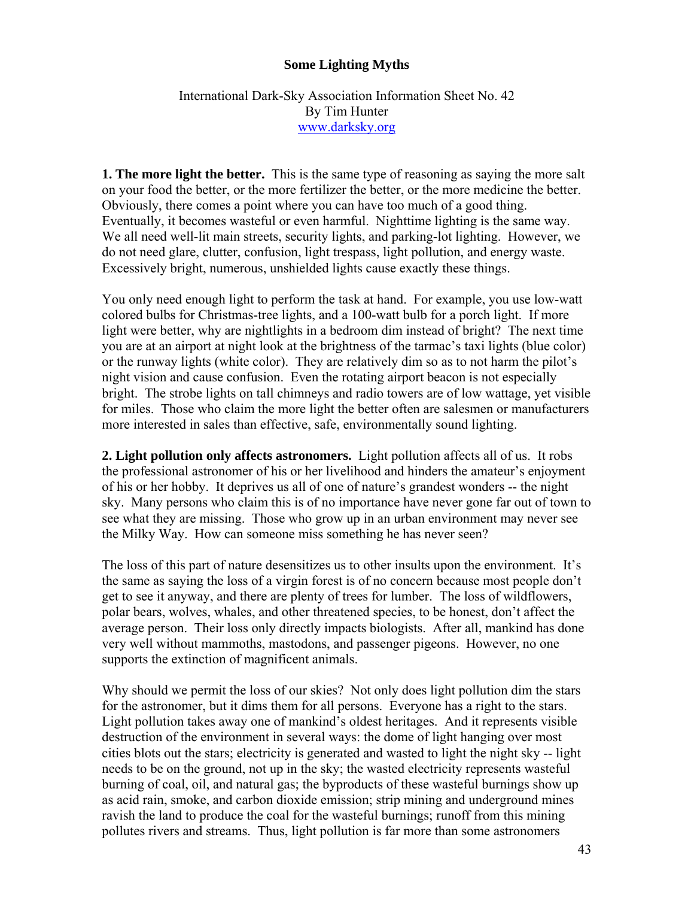**Some Lighting Myths**

International Dark-Sky Association Information Sheet No. 42
By Tim Hunter
www.darksky.org

**1. The more light the better.** This is the same type of reasoning as saying the more salt on your food the better, or the more fertilizer the better, or the more medicine the better. Obviously, there comes a point where you can have too much of a good thing. Eventually, it becomes wasteful or even harmful. Nighttime lighting is the same way. We all need well-lit main streets, security lights, and parking-lot lighting. However, we do not need glare, clutter, confusion, light trespass, light pollution, and energy waste. Excessively bright, numerous, unshielded lights cause exactly these things.

You only need enough light to perform the task at hand. For example, you use low-watt colored bulbs for Christmas-tree lights, and a 100-watt bulb for a porch light. If more light were better, why are nightlights in a bedroom dim instead of bright? The next time you are at an airport at night look at the brightness of the tarmac's taxi lights (blue color) or the runway lights (white color). They are relatively dim so as to not harm the pilot's night vision and cause confusion. Even the rotating airport beacon is not especially bright. The strobe lights on tall chimneys and radio towers are of low wattage, yet visible for miles. Those who claim the more light the better often are salesmen or manufacturers more interested in sales than effective, safe, environmentally sound lighting.

**2. Light pollution only affects astronomers.** Light pollution affects all of us. It robs the professional astronomer of his or her livelihood and hinders the amateur's enjoyment of his or her hobby. It deprives us all of one of nature's grandest wonders -- the night sky. Many persons who claim this is of no importance have never gone far out of town to see what they are missing. Those who grow up in an urban environment may never see the Milky Way. How can someone miss something he has never seen?

The loss of this part of nature desensitizes us to other insults upon the environment. It's the same as saying the loss of a virgin forest is of no concern because most people don't get to see it anyway, and there are plenty of trees for lumber. The loss of wildflowers, polar bears, wolves, whales, and other threatened species, to be honest, don't affect the average person. Their loss only directly impacts biologists. After all, mankind has done very well without mammoths, mastodons, and passenger pigeons. However, no one supports the extinction of magnificent animals.

Why should we permit the loss of our skies? Not only does light pollution dim the stars for the astronomer, but it dims them for all persons. Everyone has a right to the stars. Light pollution takes away one of mankind's oldest heritages. And it represents visible destruction of the environment in several ways: the dome of light hanging over most cities blots out the stars; electricity is generated and wasted to light the night sky -- light needs to be on the ground, not up in the sky; the wasted electricity represents wasteful burning of coal, oil, and natural gas; the byproducts of these wasteful burnings show up as acid rain, smoke, and carbon dioxide emission; strip mining and underground mines ravish the land to produce the coal for the wasteful burnings; runoff from this mining pollutes rivers and streams. Thus, light pollution is far more than some astronomers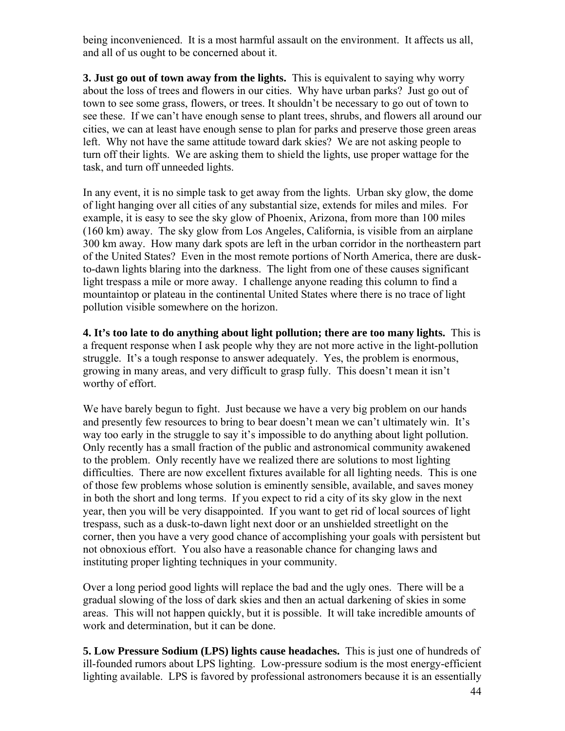being inconvenienced. It is a most harmful assault on the environment. It affects us all, and all of us ought to be concerned about it.

**3. Just go out of town away from the lights.** This is equivalent to saying why worry about the loss of trees and flowers in our cities. Why have urban parks? Just go out of town to see some grass, flowers, or trees. It shouldn't be necessary to go out of town to see these. If we can't have enough sense to plant trees, shrubs, and flowers all around our cities, we can at least have enough sense to plan for parks and preserve those green areas left. Why not have the same attitude toward dark skies? We are not asking people to turn off their lights. We are asking them to shield the lights, use proper wattage for the task, and turn off unneeded lights.

In any event, it is no simple task to get away from the lights. Urban sky glow, the dome of light hanging over all cities of any substantial size, extends for miles and miles. For example, it is easy to see the sky glow of Phoenix, Arizona, from more than 100 miles (160 km) away. The sky glow from Los Angeles, California, is visible from an airplane 300 km away. How many dark spots are left in the urban corridor in the northeastern part of the United States? Even in the most remote portions of North America, there are dusk-to-dawn lights blaring into the darkness. The light from one of these causes significant light trespass a mile or more away. I challenge anyone reading this column to find a mountaintop or plateau in the continental United States where there is no trace of light pollution visible somewhere on the horizon.

**4. It's too late to do anything about light pollution; there are too many lights.** This is a frequent response when I ask people why they are not more active in the light-pollution struggle. It's a tough response to answer adequately. Yes, the problem is enormous, growing in many areas, and very difficult to grasp fully. This doesn't mean it isn't worthy of effort.

We have barely begun to fight. Just because we have a very big problem on our hands and presently few resources to bring to bear doesn't mean we can't ultimately win. It's way too early in the struggle to say it's impossible to do anything about light pollution. Only recently has a small fraction of the public and astronomical community awakened to the problem. Only recently have we realized there are solutions to most lighting difficulties. There are now excellent fixtures available for all lighting needs. This is one of those few problems whose solution is eminently sensible, available, and saves money in both the short and long terms. If you expect to rid a city of its sky glow in the next year, then you will be very disappointed. If you want to get rid of local sources of light trespass, such as a dusk-to-dawn light next door or an unshielded streetlight on the corner, then you have a very good chance of accomplishing your goals with persistent but not obnoxious effort. You also have a reasonable chance for changing laws and instituting proper lighting techniques in your community.

Over a long period good lights will replace the bad and the ugly ones. There will be a gradual slowing of the loss of dark skies and then an actual darkening of skies in some areas. This will not happen quickly, but it is possible. It will take incredible amounts of work and determination, but it can be done.

**5. Low Pressure Sodium (LPS) lights cause headaches.** This is just one of hundreds of ill-founded rumors about LPS lighting. Low-pressure sodium is the most energy-efficient lighting available. LPS is favored by professional astronomers because it is an essentially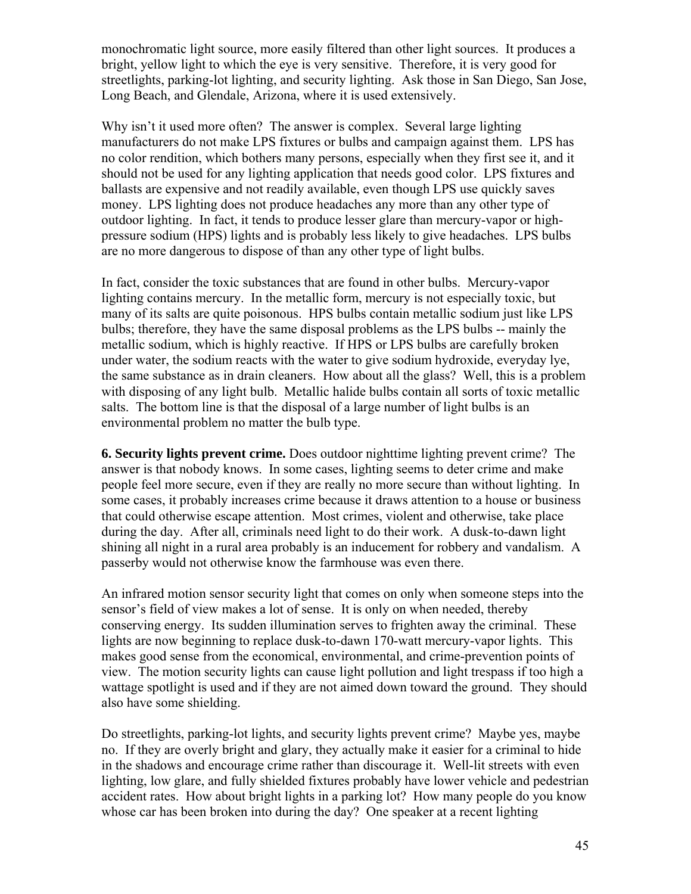monochromatic light source, more easily filtered than other light sources. It produces a bright, yellow light to which the eye is very sensitive. Therefore, it is very good for streetlights, parking-lot lighting, and security lighting. Ask those in San Diego, San Jose, Long Beach, and Glendale, Arizona, where it is used extensively.

Why isn't it used more often? The answer is complex. Several large lighting manufacturers do not make LPS fixtures or bulbs and campaign against them. LPS has no color rendition, which bothers many persons, especially when they first see it, and it should not be used for any lighting application that needs good color. LPS fixtures and ballasts are expensive and not readily available, even though LPS use quickly saves money. LPS lighting does not produce headaches any more than any other type of outdoor lighting. In fact, it tends to produce lesser glare than mercury-vapor or high-pressure sodium (HPS) lights and is probably less likely to give headaches. LPS bulbs are no more dangerous to dispose of than any other type of light bulbs.

In fact, consider the toxic substances that are found in other bulbs. Mercury-vapor lighting contains mercury. In the metallic form, mercury is not especially toxic, but many of its salts are quite poisonous. HPS bulbs contain metallic sodium just like LPS bulbs; therefore, they have the same disposal problems as the LPS bulbs -- mainly the metallic sodium, which is highly reactive. If HPS or LPS bulbs are carefully broken under water, the sodium reacts with the water to give sodium hydroxide, everyday lye, the same substance as in drain cleaners. How about all the glass? Well, this is a problem with disposing of any light bulb. Metallic halide bulbs contain all sorts of toxic metallic salts. The bottom line is that the disposal of a large number of light bulbs is an environmental problem no matter the bulb type.

**6. Security lights prevent crime.** Does outdoor nighttime lighting prevent crime? The answer is that nobody knows. In some cases, lighting seems to deter crime and make people feel more secure, even if they are really no more secure than without lighting. In some cases, it probably increases crime because it draws attention to a house or business that could otherwise escape attention. Most crimes, violent and otherwise, take place during the day. After all, criminals need light to do their work. A dusk-to-dawn light shining all night in a rural area probably is an inducement for robbery and vandalism. A passerby would not otherwise know the farmhouse was even there.

An infrared motion sensor security light that comes on only when someone steps into the sensor's field of view makes a lot of sense. It is only on when needed, thereby conserving energy. Its sudden illumination serves to frighten away the criminal. These lights are now beginning to replace dusk-to-dawn 170-watt mercury-vapor lights. This makes good sense from the economical, environmental, and crime-prevention points of view. The motion security lights can cause light pollution and light trespass if too high a wattage spotlight is used and if they are not aimed down toward the ground. They should also have some shielding.

Do streetlights, parking-lot lights, and security lights prevent crime? Maybe yes, maybe no. If they are overly bright and glary, they actually make it easier for a criminal to hide in the shadows and encourage crime rather than discourage it. Well-lit streets with even lighting, low glare, and fully shielded fixtures probably have lower vehicle and pedestrian accident rates. How about bright lights in a parking lot? How many people do you know whose car has been broken into during the day? One speaker at a recent lighting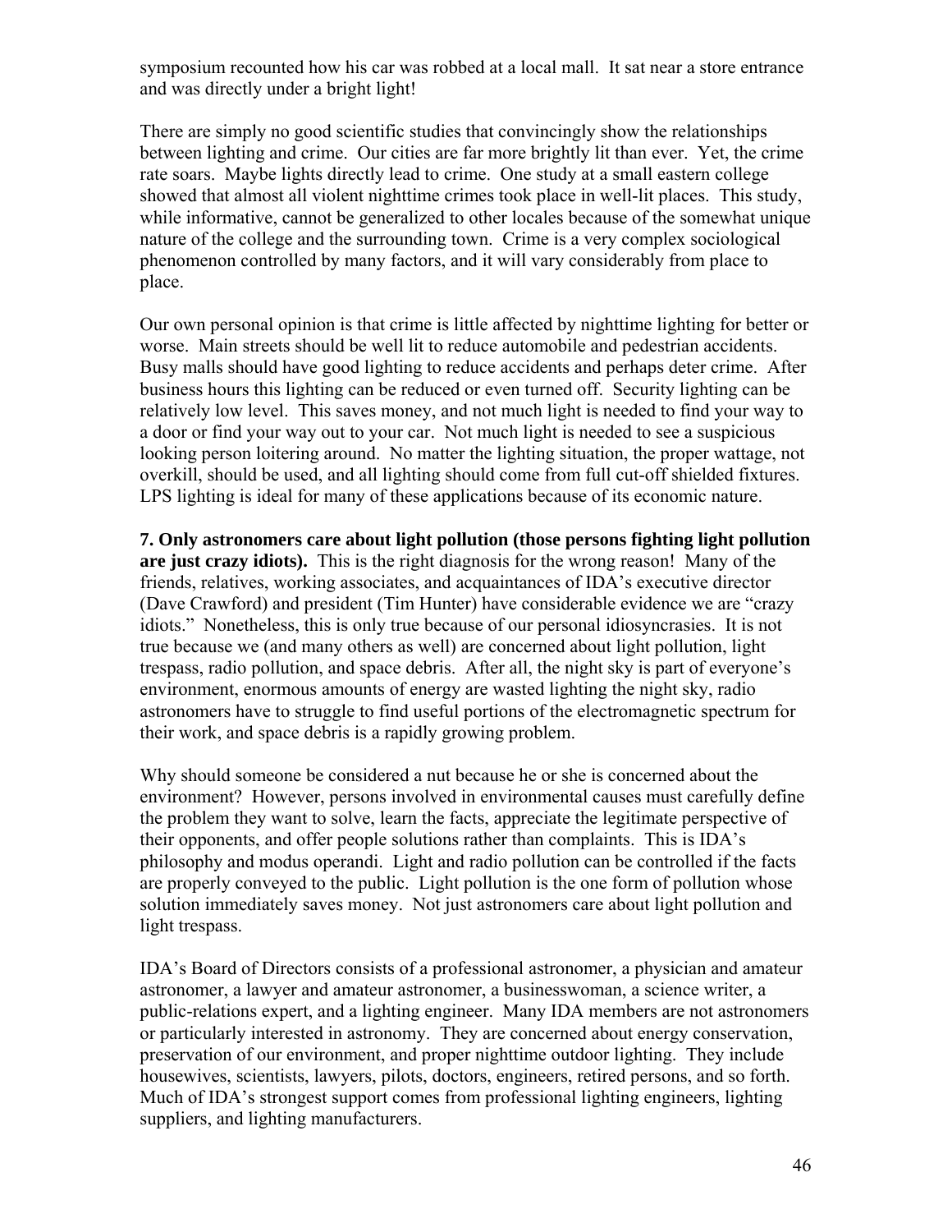symposium recounted how his car was robbed at a local mall. It sat near a store entrance and was directly under a bright light!

There are simply no good scientific studies that convincingly show the relationships between lighting and crime. Our cities are far more brightly lit than ever. Yet, the crime rate soars. Maybe lights directly lead to crime. One study at a small eastern college showed that almost all violent nighttime crimes took place in well-lit places. This study, while informative, cannot be generalized to other locales because of the somewhat unique nature of the college and the surrounding town. Crime is a very complex sociological phenomenon controlled by many factors, and it will vary considerably from place to place.

Our own personal opinion is that crime is little affected by nighttime lighting for better or worse. Main streets should be well lit to reduce automobile and pedestrian accidents. Busy malls should have good lighting to reduce accidents and perhaps deter crime. After business hours this lighting can be reduced or even turned off. Security lighting can be relatively low level. This saves money, and not much light is needed to find your way to a door or find your way out to your car. Not much light is needed to see a suspicious looking person loitering around. No matter the lighting situation, the proper wattage, not overkill, should be used, and all lighting should come from full cut-off shielded fixtures. LPS lighting is ideal for many of these applications because of its economic nature.

**7. Only astronomers care about light pollution (those persons fighting light pollution are just crazy idiots).** This is the right diagnosis for the wrong reason! Many of the friends, relatives, working associates, and acquaintances of IDA's executive director (Dave Crawford) and president (Tim Hunter) have considerable evidence we are "crazy idiots." Nonetheless, this is only true because of our personal idiosyncrasies. It is not true because we (and many others as well) are concerned about light pollution, light trespass, radio pollution, and space debris. After all, the night sky is part of everyone's environment, enormous amounts of energy are wasted lighting the night sky, radio astronomers have to struggle to find useful portions of the electromagnetic spectrum for their work, and space debris is a rapidly growing problem.

Why should someone be considered a nut because he or she is concerned about the environment? However, persons involved in environmental causes must carefully define the problem they want to solve, learn the facts, appreciate the legitimate perspective of their opponents, and offer people solutions rather than complaints. This is IDA's philosophy and modus operandi. Light and radio pollution can be controlled if the facts are properly conveyed to the public. Light pollution is the one form of pollution whose solution immediately saves money. Not just astronomers care about light pollution and light trespass.

IDA's Board of Directors consists of a professional astronomer, a physician and amateur astronomer, a lawyer and amateur astronomer, a businesswoman, a science writer, a public-relations expert, and a lighting engineer. Many IDA members are not astronomers or particularly interested in astronomy. They are concerned about energy conservation, preservation of our environment, and proper nighttime outdoor lighting. They include housewives, scientists, lawyers, pilots, doctors, engineers, retired persons, and so forth. Much of IDA's strongest support comes from professional lighting engineers, lighting suppliers, and lighting manufacturers.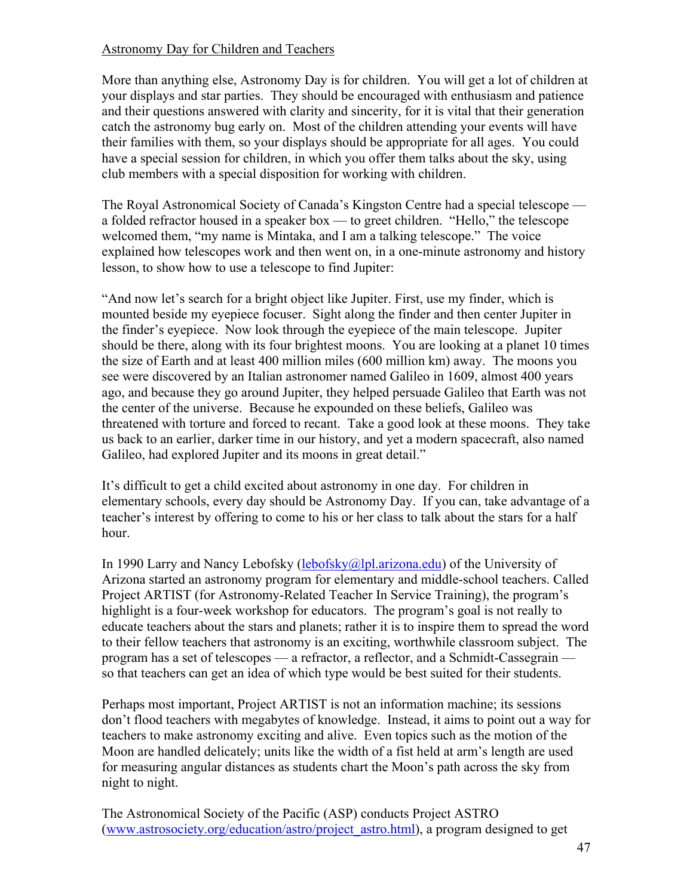## Astronomy Day for Children and Teachers

More than anything else, Astronomy Day is for children. You will get a lot of children at your displays and star parties. They should be encouraged with enthusiasm and patience and their questions answered with clarity and sincerity, for it is vital that their generation catch the astronomy bug early on. Most of the children attending your events will have their families with them, so your displays should be appropriate for all ages. You could have a special session for children, in which you offer them talks about the sky, using club members with a special disposition for working with children.

The Royal Astronomical Society of Canada's Kingston Centre had a special telescope — a folded refractor housed in a speaker box — to greet children. "Hello," the telescope welcomed them, "my name is Mintaka, and I am a talking telescope." The voice explained how telescopes work and then went on, in a one-minute astronomy and history lesson, to show how to use a telescope to find Jupiter:

"And now let's search for a bright object like Jupiter. First, use my finder, which is mounted beside my eyepiece focuser. Sight along the finder and then center Jupiter in the finder's eyepiece. Now look through the eyepiece of the main telescope. Jupiter should be there, along with its four brightest moons. You are looking at a planet 10 times the size of Earth and at least 400 million miles (600 million km) away. The moons you see were discovered by an Italian astronomer named Galileo in 1609, almost 400 years ago, and because they go around Jupiter, they helped persuade Galileo that Earth was not the center of the universe. Because he expounded on these beliefs, Galileo was threatened with torture and forced to recant. Take a good look at these moons. They take us back to an earlier, darker time in our history, and yet a modern spacecraft, also named Galileo, had explored Jupiter and its moons in great detail."

It's difficult to get a child excited about astronomy in one day. For children in elementary schools, every day should be Astronomy Day. If you can, take advantage of a teacher's interest by offering to come to his or her class to talk about the stars for a half hour.

In 1990 Larry and Nancy Lebofsky (lebofsky@lpl.arizona.edu) of the University of Arizona started an astronomy program for elementary and middle-school teachers. Called Project ARTIST (for Astronomy-Related Teacher In Service Training), the program's highlight is a four-week workshop for educators. The program's goal is not really to educate teachers about the stars and planets; rather it is to inspire them to spread the word to their fellow teachers that astronomy is an exciting, worthwhile classroom subject. The program has a set of telescopes — a refractor, a reflector, and a Schmidt-Cassegrain — so that teachers can get an idea of which type would be best suited for their students.

Perhaps most important, Project ARTIST is not an information machine; its sessions don't flood teachers with megabytes of knowledge. Instead, it aims to point out a way for teachers to make astronomy exciting and alive. Even topics such as the motion of the Moon are handled delicately; units like the width of a fist held at arm's length are used for measuring angular distances as students chart the Moon's path across the sky from night to night.

The Astronomical Society of the Pacific (ASP) conducts Project ASTRO (www.astrosociety.org/education/astro/project_astro.html), a program designed to get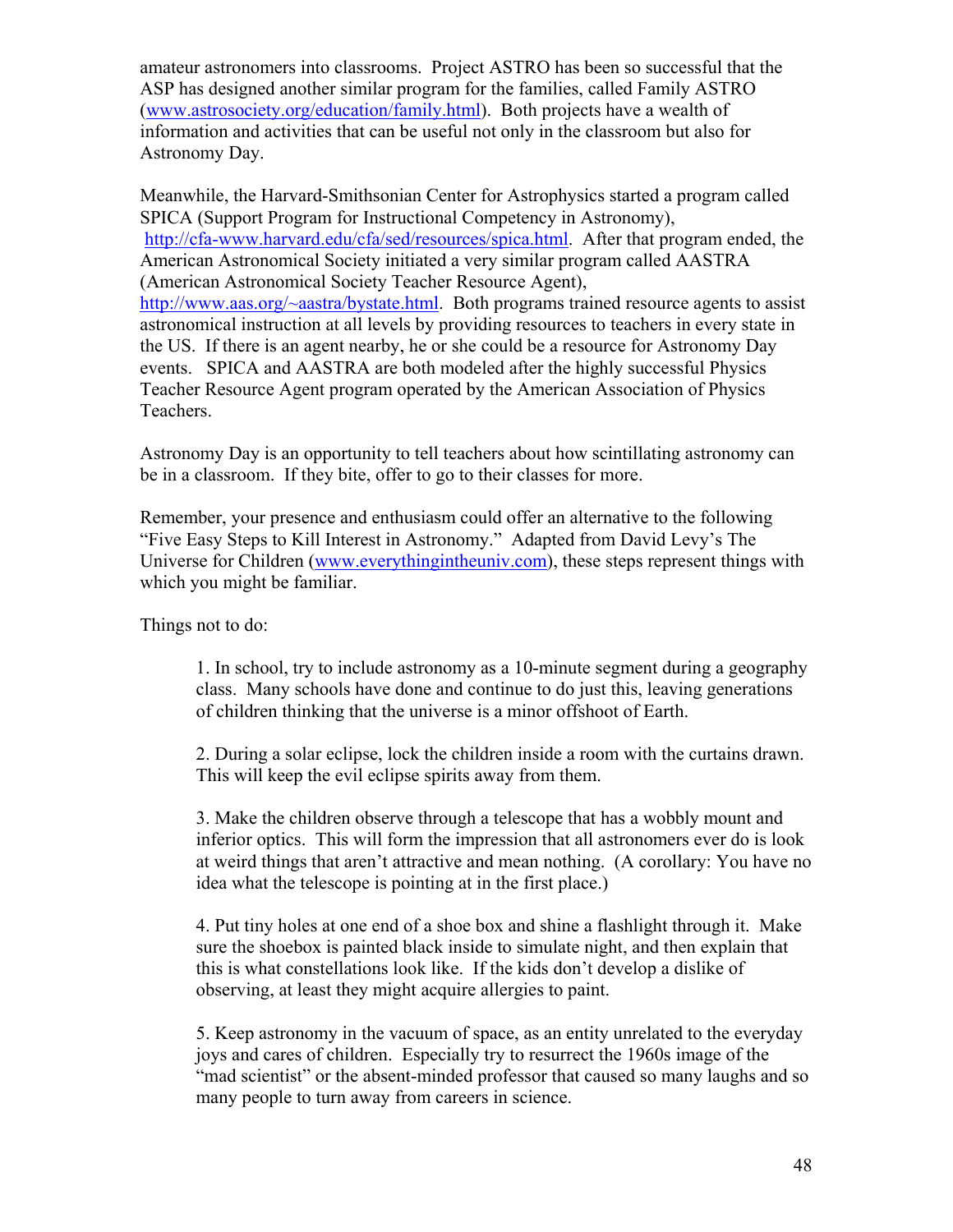amateur astronomers into classrooms.  Project ASTRO has been so successful that the ASP has designed another similar program for the families, called Family ASTRO (www.astrosociety.org/education/family.html).  Both projects have a wealth of information and activities that can be useful not only in the classroom but also for Astronomy Day.

Meanwhile, the Harvard-Smithsonian Center for Astrophysics started a program called SPICA (Support Program for Instructional Competency in Astronomy), http://cfa-www.harvard.edu/cfa/sed/resources/spica.html.  After that program ended, the American Astronomical Society initiated a very similar program called AASTRA (American Astronomical Society Teacher Resource Agent), http://www.aas.org/~aastra/bystate.html.  Both programs trained resource agents to assist astronomical instruction at all levels by providing resources to teachers in every state in the US.  If there is an agent nearby, he or she could be a resource for Astronomy Day events.   SPICA and AASTRA are both modeled after the highly successful Physics Teacher Resource Agent program operated by the American Association of Physics Teachers.

Astronomy Day is an opportunity to tell teachers about how scintillating astronomy can be in a classroom.  If they bite, offer to go to their classes for more.

Remember, your presence and enthusiasm could offer an alternative to the following "Five Easy Steps to Kill Interest in Astronomy."  Adapted from David Levy's The Universe for Children (www.everythingintheuniv.com), these steps represent things with which you might be familiar.

Things not to do:

> 1. In school, try to include astronomy as a 10-minute segment during a geography class.  Many schools have done and continue to do just this, leaving generations of children thinking that the universe is a minor offshoot of Earth.
>
> 2. During a solar eclipse, lock the children inside a room with the curtains drawn. This will keep the evil eclipse spirits away from them.
>
> 3. Make the children observe through a telescope that has a wobbly mount and inferior optics.  This will form the impression that all astronomers ever do is look at weird things that aren't attractive and mean nothing.  (A corollary: You have no idea what the telescope is pointing at in the first place.)
>
> 4. Put tiny holes at one end of a shoe box and shine a flashlight through it.  Make sure the shoebox is painted black inside to simulate night, and then explain that this is what constellations look like.  If the kids don't develop a dislike of observing, at least they might acquire allergies to paint.
>
> 5. Keep astronomy in the vacuum of space, as an entity unrelated to the everyday joys and cares of children.  Especially try to resurrect the 1960s image of the "mad scientist" or the absent-minded professor that caused so many laughs and so many people to turn away from careers in science.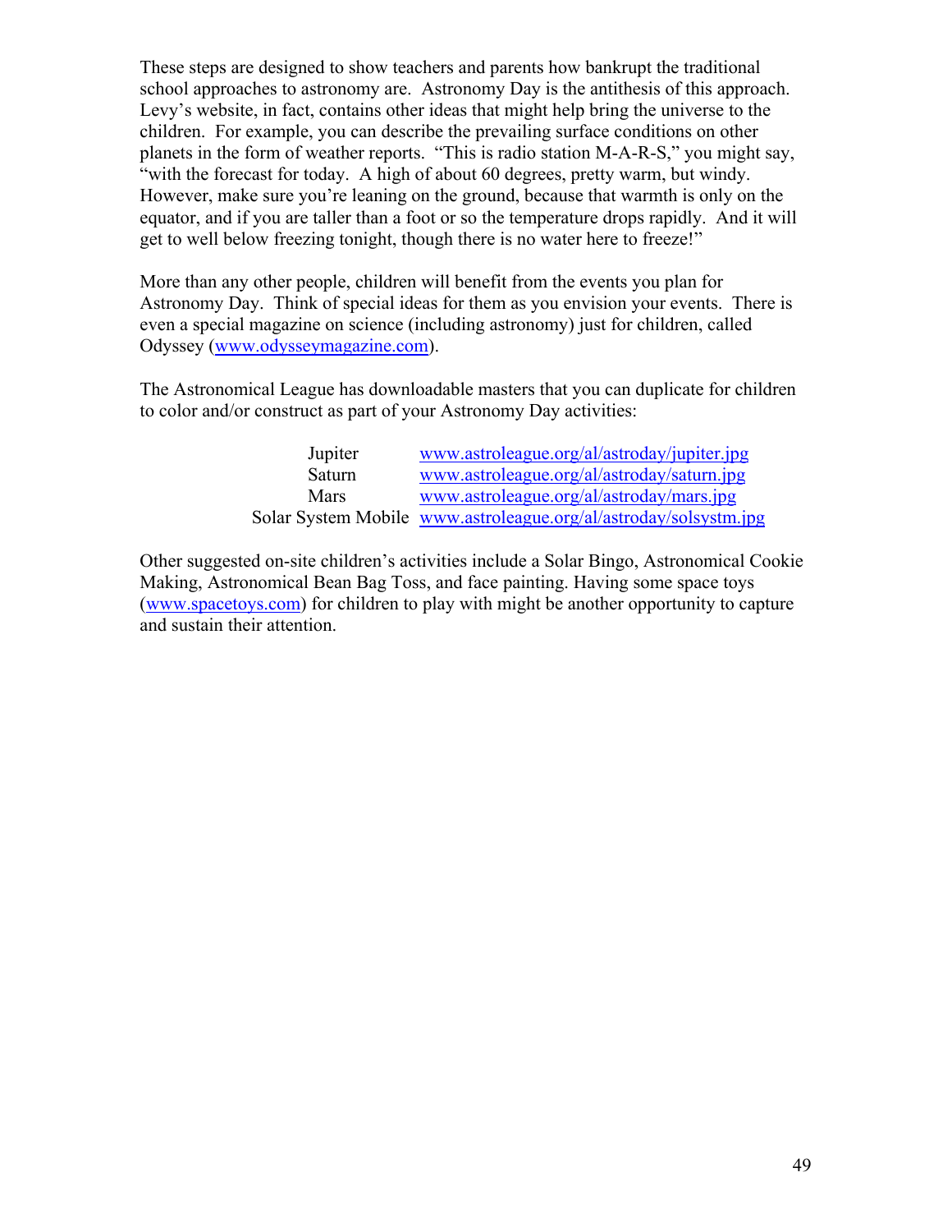These steps are designed to show teachers and parents how bankrupt the traditional school approaches to astronomy are. Astronomy Day is the antithesis of this approach. Levy's website, in fact, contains other ideas that might help bring the universe to the children. For example, you can describe the prevailing surface conditions on other planets in the form of weather reports. "This is radio station M-A-R-S," you might say, "with the forecast for today. A high of about 60 degrees, pretty warm, but windy. However, make sure you're leaning on the ground, because that warmth is only on the equator, and if you are taller than a foot or so the temperature drops rapidly. And it will get to well below freezing tonight, though there is no water here to freeze!"

More than any other people, children will benefit from the events you plan for Astronomy Day. Think of special ideas for them as you envision your events. There is even a special magazine on science (including astronomy) just for children, called Odyssey (www.odysseymagazine.com).

The Astronomical League has downloadable masters that you can duplicate for children to color and/or construct as part of your Astronomy Day activities:

| | |
|---|---|
| Jupiter | www.astroleague.org/al/astroday/jupiter.jpg |
| Saturn | www.astroleague.org/al/astroday/saturn.jpg |
| Mars | www.astroleague.org/al/astroday/mars.jpg |
| Solar System Mobile | www.astroleague.org/al/astroday/solsystm.jpg |

Other suggested on-site children's activities include a Solar Bingo, Astronomical Cookie Making, Astronomical Bean Bag Toss, and face painting. Having some space toys (www.spacetoys.com) for children to play with might be another opportunity to capture and sustain their attention.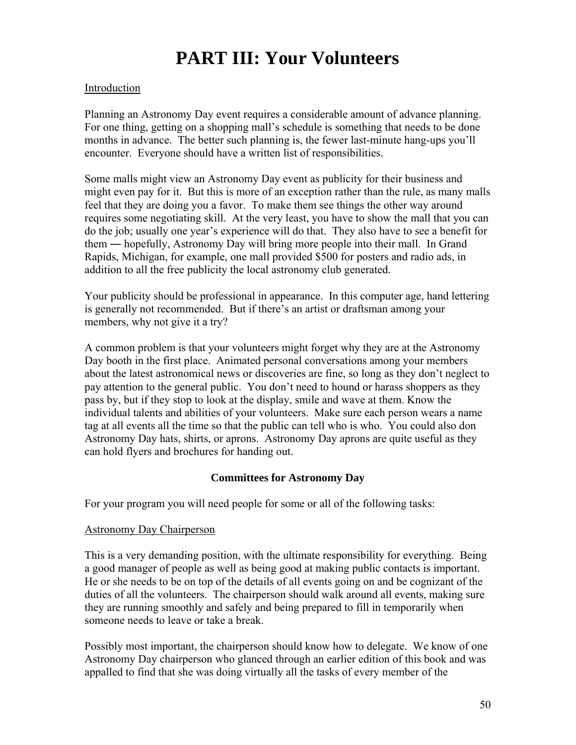# PART III: Your Volunteers

Introduction

Planning an Astronomy Day event requires a considerable amount of advance planning. For one thing, getting on a shopping mall's schedule is something that needs to be done months in advance. The better such planning is, the fewer last-minute hang-ups you'll encounter. Everyone should have a written list of responsibilities.

Some malls might view an Astronomy Day event as publicity for their business and might even pay for it. But this is more of an exception rather than the rule, as many malls feel that they are doing you a favor. To make them see things the other way around requires some negotiating skill. At the very least, you have to show the mall that you can do the job; usually one year's experience will do that. They also have to see a benefit for them ― hopefully, Astronomy Day will bring more people into their mall. In Grand Rapids, Michigan, for example, one mall provided $500 for posters and radio ads, in addition to all the free publicity the local astronomy club generated.

Your publicity should be professional in appearance. In this computer age, hand lettering is generally not recommended. But if there's an artist or draftsman among your members, why not give it a try?

A common problem is that your volunteers might forget why they are at the Astronomy Day booth in the first place. Animated personal conversations among your members about the latest astronomical news or discoveries are fine, so long as they don't neglect to pay attention to the general public. You don't need to hound or harass shoppers as they pass by, but if they stop to look at the display, smile and wave at them. Know the individual talents and abilities of your volunteers. Make sure each person wears a name tag at all events all the time so that the public can tell who is who. You could also don Astronomy Day hats, shirts, or aprons. Astronomy Day aprons are quite useful as they can hold flyers and brochures for handing out.

### Committees for Astronomy Day

For your program you will need people for some or all of the following tasks:

Astronomy Day Chairperson

This is a very demanding position, with the ultimate responsibility for everything. Being a good manager of people as well as being good at making public contacts is important. He or she needs to be on top of the details of all events going on and be cognizant of the duties of all the volunteers. The chairperson should walk around all events, making sure they are running smoothly and safely and being prepared to fill in temporarily when someone needs to leave or take a break.

Possibly most important, the chairperson should know how to delegate. We know of one Astronomy Day chairperson who glanced through an earlier edition of this book and was appalled to find that she was doing virtually all the tasks of every member of the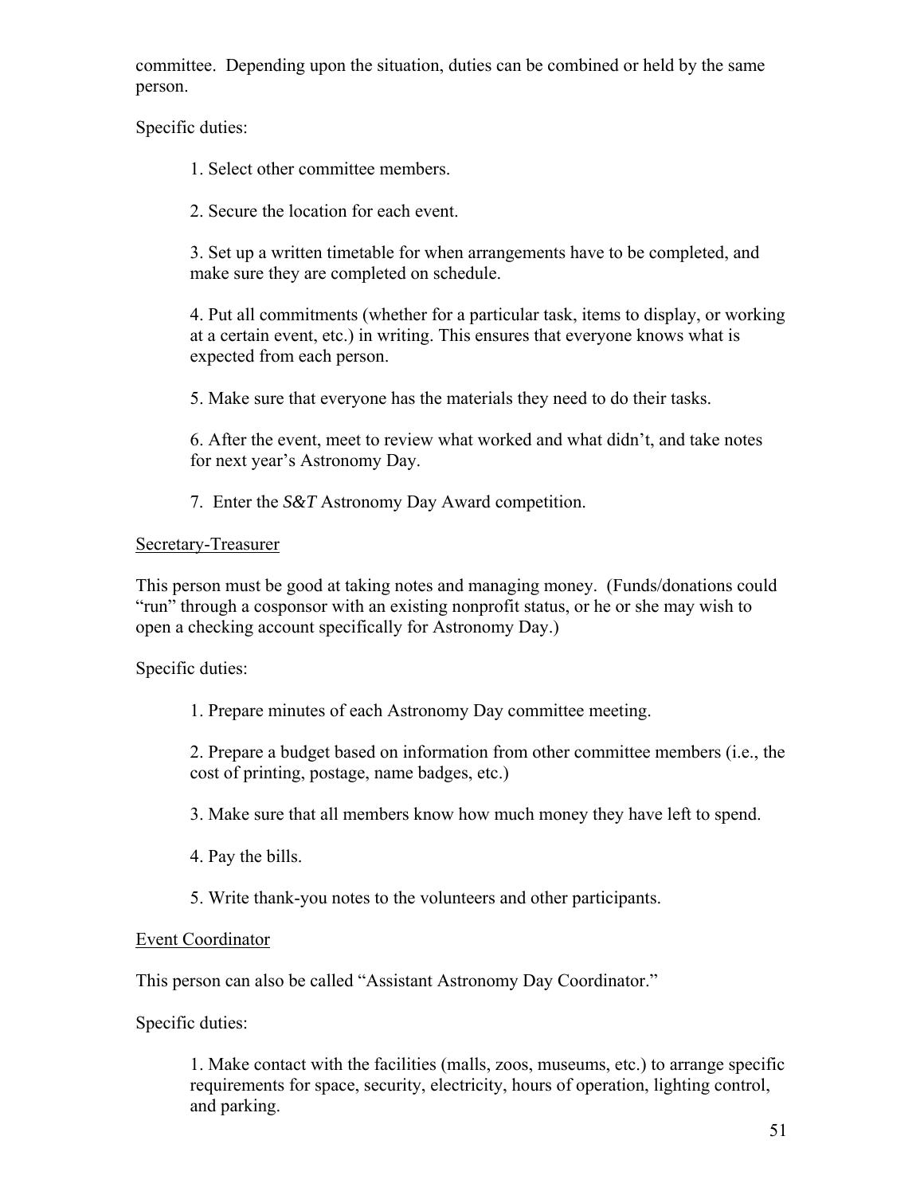committee. Depending upon the situation, duties can be combined or held by the same person.

Specific duties:

1. Select other committee members.

2. Secure the location for each event.

3. Set up a written timetable for when arrangements have to be completed, and make sure they are completed on schedule.

4. Put all commitments (whether for a particular task, items to display, or working at a certain event, etc.) in writing. This ensures that everyone knows what is expected from each person.

5. Make sure that everyone has the materials they need to do their tasks.

6. After the event, meet to review what worked and what didn't, and take notes for next year's Astronomy Day.

7. Enter the *S&T* Astronomy Day Award competition.

<u>Secretary-Treasurer</u>

This person must be good at taking notes and managing money. (Funds/donations could "run" through a cosponsor with an existing nonprofit status, or he or she may wish to open a checking account specifically for Astronomy Day.)

Specific duties:

1. Prepare minutes of each Astronomy Day committee meeting.

2. Prepare a budget based on information from other committee members (i.e., the cost of printing, postage, name badges, etc.)

3. Make sure that all members know how much money they have left to spend.

4. Pay the bills.

5. Write thank-you notes to the volunteers and other participants.

<u>Event Coordinator</u>

This person can also be called "Assistant Astronomy Day Coordinator."

Specific duties:

1. Make contact with the facilities (malls, zoos, museums, etc.) to arrange specific requirements for space, security, electricity, hours of operation, lighting control, and parking.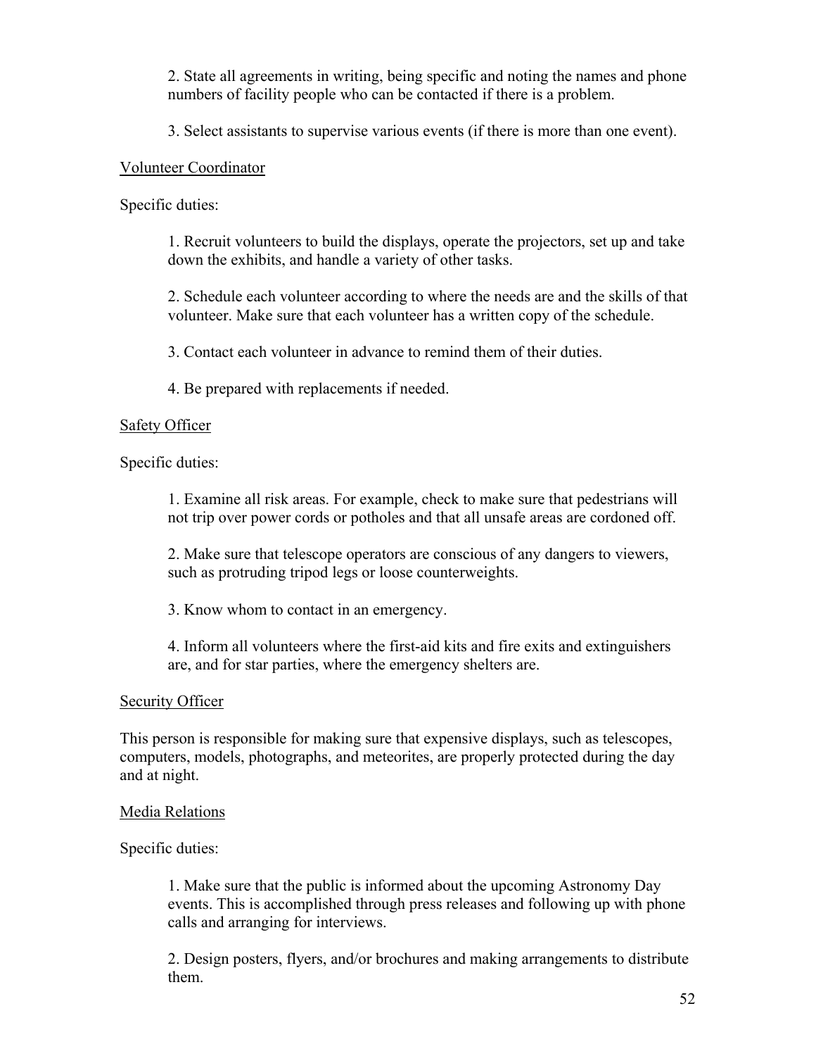2. State all agreements in writing, being specific and noting the names and phone numbers of facility people who can be contacted if there is a problem.

3. Select assistants to supervise various events (if there is more than one event).

<u>Volunteer Coordinator</u>

Specific duties:

1. Recruit volunteers to build the displays, operate the projectors, set up and take down the exhibits, and handle a variety of other tasks.

2. Schedule each volunteer according to where the needs are and the skills of that volunteer. Make sure that each volunteer has a written copy of the schedule.

3. Contact each volunteer in advance to remind them of their duties.

4. Be prepared with replacements if needed.

<u>Safety Officer</u>

Specific duties:

1. Examine all risk areas. For example, check to make sure that pedestrians will not trip over power cords or potholes and that all unsafe areas are cordoned off.

2. Make sure that telescope operators are conscious of any dangers to viewers, such as protruding tripod legs or loose counterweights.

3. Know whom to contact in an emergency.

4. Inform all volunteers where the first-aid kits and fire exits and extinguishers are, and for star parties, where the emergency shelters are.

<u>Security Officer</u>

This person is responsible for making sure that expensive displays, such as telescopes, computers, models, photographs, and meteorites, are properly protected during the day and at night.

<u>Media Relations</u>

Specific duties:

1. Make sure that the public is informed about the upcoming Astronomy Day events. This is accomplished through press releases and following up with phone calls and arranging for interviews.

2. Design posters, flyers, and/or brochures and making arrangements to distribute them.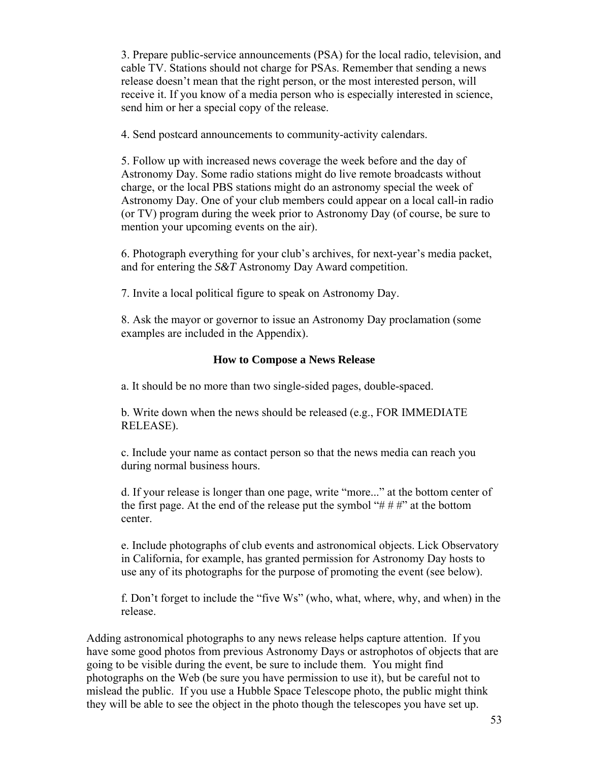3. Prepare public-service announcements (PSA) for the local radio, television, and cable TV. Stations should not charge for PSAs. Remember that sending a news release doesn't mean that the right person, or the most interested person, will receive it. If you know of a media person who is especially interested in science, send him or her a special copy of the release.

4. Send postcard announcements to community-activity calendars.

5. Follow up with increased news coverage the week before and the day of Astronomy Day. Some radio stations might do live remote broadcasts without charge, or the local PBS stations might do an astronomy special the week of Astronomy Day. One of your club members could appear on a local call-in radio (or TV) program during the week prior to Astronomy Day (of course, be sure to mention your upcoming events on the air).

6. Photograph everything for your club's archives, for next-year's media packet, and for entering the *S&T* Astronomy Day Award competition.

7. Invite a local political figure to speak on Astronomy Day.

8. Ask the mayor or governor to issue an Astronomy Day proclamation (some examples are included in the Appendix).

## How to Compose a News Release

a. It should be no more than two single-sided pages, double-spaced.

b. Write down when the news should be released (e.g., FOR IMMEDIATE RELEASE).

c. Include your name as contact person so that the news media can reach you during normal business hours.

d. If your release is longer than one page, write "more..." at the bottom center of the first page. At the end of the release put the symbol "# # #" at the bottom center.

e. Include photographs of club events and astronomical objects. Lick Observatory in California, for example, has granted permission for Astronomy Day hosts to use any of its photographs for the purpose of promoting the event (see below).

f. Don't forget to include the "five Ws" (who, what, where, why, and when) in the release.

Adding astronomical photographs to any news release helps capture attention. If you have some good photos from previous Astronomy Days or astrophotos of objects that are going to be visible during the event, be sure to include them. You might find photographs on the Web (be sure you have permission to use it), but be careful not to mislead the public. If you use a Hubble Space Telescope photo, the public might think they will be able to see the object in the photo though the telescopes you have set up.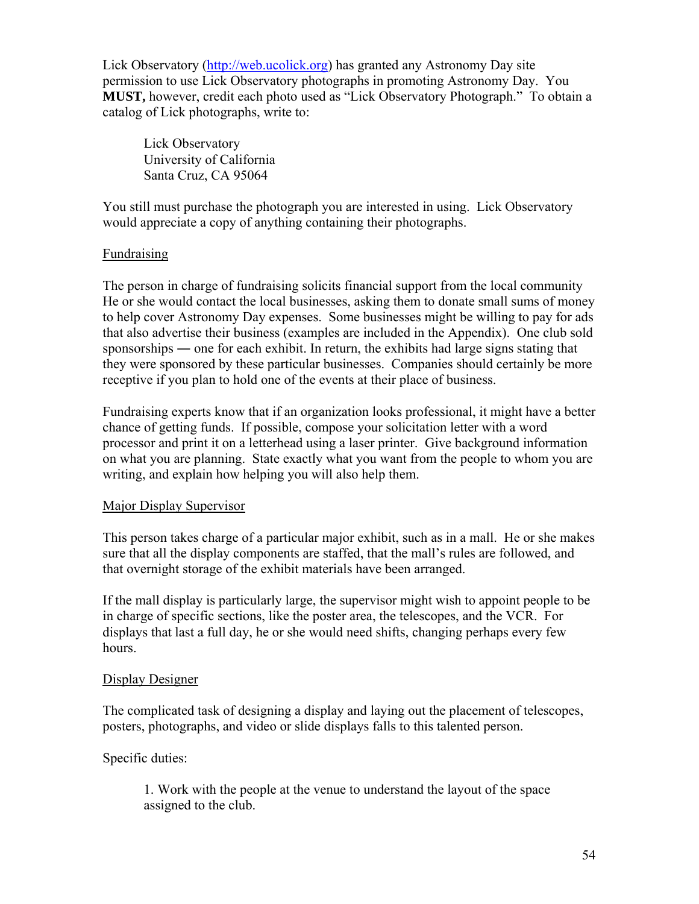Lick Observatory ([http://web.ucolick.org](http://web.ucolick.org)) has granted any Astronomy Day site permission to use Lick Observatory photographs in promoting Astronomy Day. You **MUST,** however, credit each photo used as "Lick Observatory Photograph." To obtain a catalog of Lick photographs, write to:

> Lick Observatory
> University of California
> Santa Cruz, CA 95064

You still must purchase the photograph you are interested in using. Lick Observatory would appreciate a copy of anything containing their photographs.

Fundraising

The person in charge of fundraising solicits financial support from the local community He or she would contact the local businesses, asking them to donate small sums of money to help cover Astronomy Day expenses. Some businesses might be willing to pay for ads that also advertise their business (examples are included in the Appendix). One club sold sponsorships — one for each exhibit. In return, the exhibits had large signs stating that they were sponsored by these particular businesses. Companies should certainly be more receptive if you plan to hold one of the events at their place of business.

Fundraising experts know that if an organization looks professional, it might have a better chance of getting funds. If possible, compose your solicitation letter with a word processor and print it on a letterhead using a laser printer. Give background information on what you are planning. State exactly what you want from the people to whom you are writing, and explain how helping you will also help them.

Major Display Supervisor

This person takes charge of a particular major exhibit, such as in a mall. He or she makes sure that all the display components are staffed, that the mall's rules are followed, and that overnight storage of the exhibit materials have been arranged.

If the mall display is particularly large, the supervisor might wish to appoint people to be in charge of specific sections, like the poster area, the telescopes, and the VCR. For displays that last a full day, he or she would need shifts, changing perhaps every few hours.

Display Designer

The complicated task of designing a display and laying out the placement of telescopes, posters, photographs, and video or slide displays falls to this talented person.

Specific duties:

1. Work with the people at the venue to understand the layout of the space assigned to the club.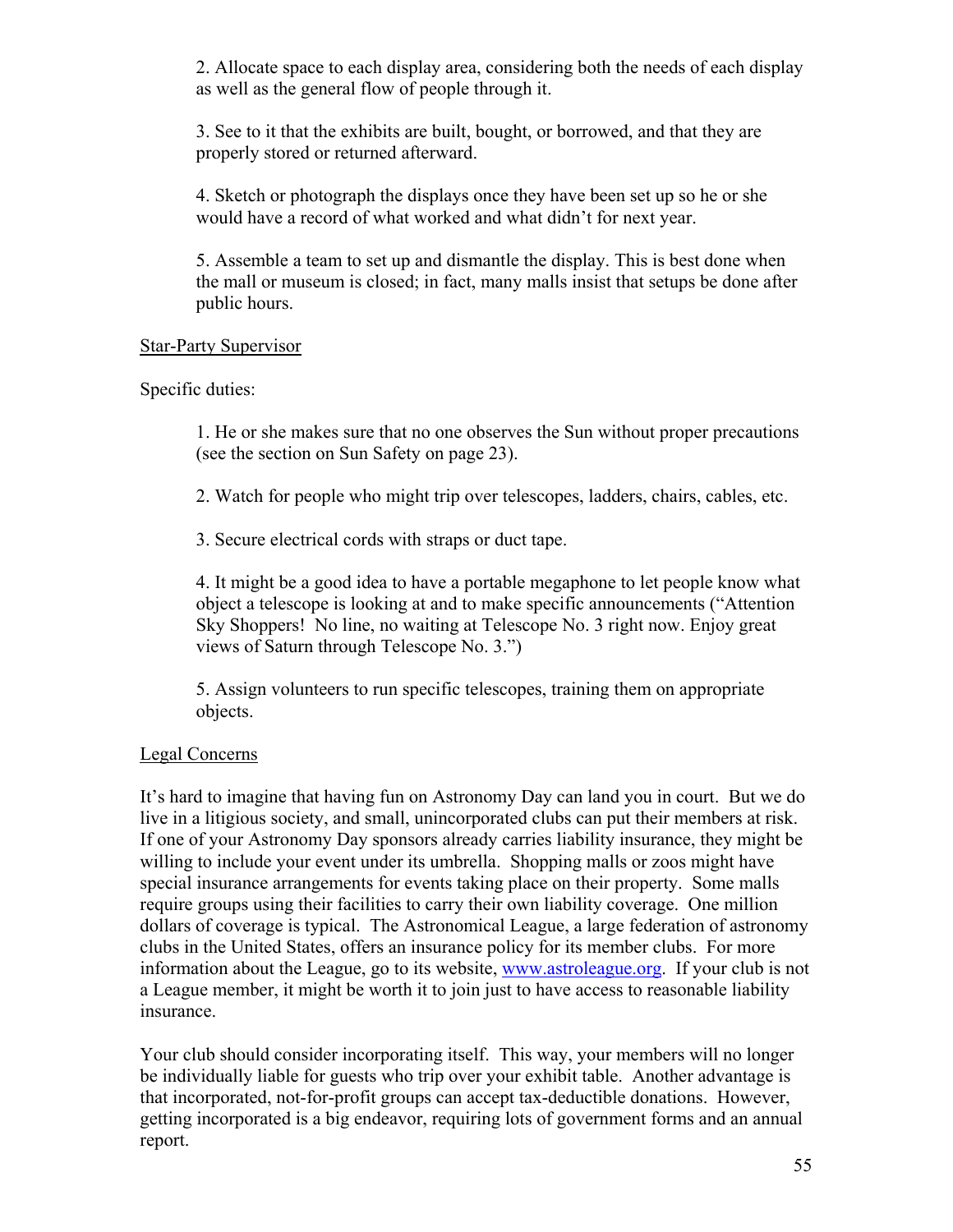2. Allocate space to each display area, considering both the needs of each display as well as the general flow of people through it.

3. See to it that the exhibits are built, bought, or borrowed, and that they are properly stored or returned afterward.

4. Sketch or photograph the displays once they have been set up so he or she would have a record of what worked and what didn't for next year.

5. Assemble a team to set up and dismantle the display. This is best done when the mall or museum is closed; in fact, many malls insist that setups be done after public hours.

Star-Party Supervisor

Specific duties:

1. He or she makes sure that no one observes the Sun without proper precautions (see the section on Sun Safety on page 23).

2. Watch for people who might trip over telescopes, ladders, chairs, cables, etc.

3. Secure electrical cords with straps or duct tape.

4. It might be a good idea to have a portable megaphone to let people know what object a telescope is looking at and to make specific announcements ("Attention Sky Shoppers! No line, no waiting at Telescope No. 3 right now. Enjoy great views of Saturn through Telescope No. 3.")

5. Assign volunteers to run specific telescopes, training them on appropriate objects.

Legal Concerns

It's hard to imagine that having fun on Astronomy Day can land you in court. But we do live in a litigious society, and small, unincorporated clubs can put their members at risk. If one of your Astronomy Day sponsors already carries liability insurance, they might be willing to include your event under its umbrella. Shopping malls or zoos might have special insurance arrangements for events taking place on their property. Some malls require groups using their facilities to carry their own liability coverage. One million dollars of coverage is typical. The Astronomical League, a large federation of astronomy clubs in the United States, offers an insurance policy for its member clubs. For more information about the League, go to its website, www.astroleague.org. If your club is not a League member, it might be worth it to join just to have access to reasonable liability insurance.

Your club should consider incorporating itself. This way, your members will no longer be individually liable for guests who trip over your exhibit table. Another advantage is that incorporated, not-for-profit groups can accept tax-deductible donations. However, getting incorporated is a big endeavor, requiring lots of government forms and an annual report.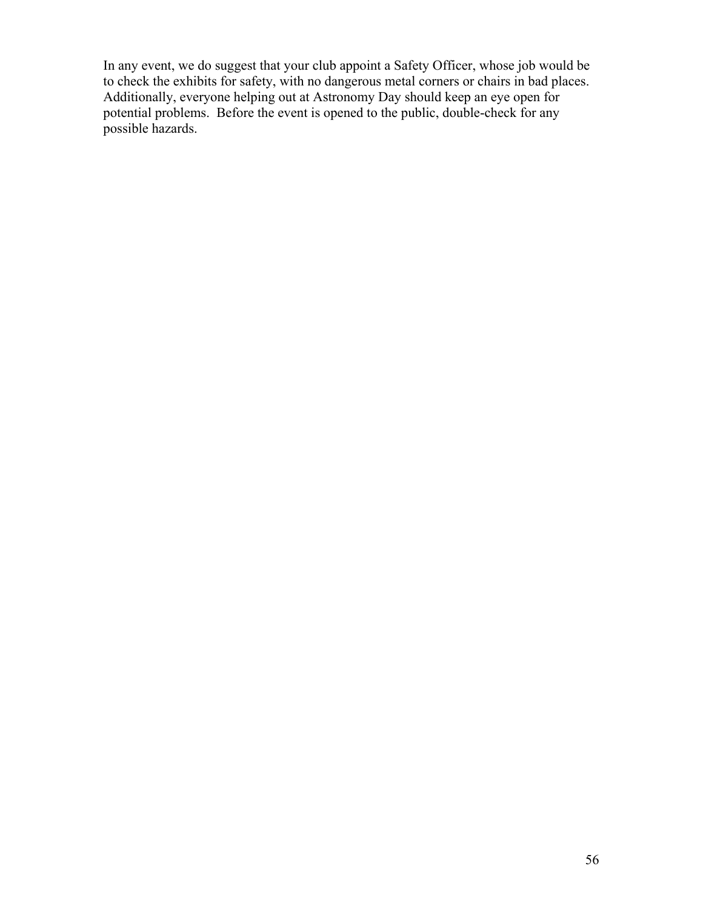In any event, we do suggest that your club appoint a Safety Officer, whose job would be to check the exhibits for safety, with no dangerous metal corners or chairs in bad places. Additionally, everyone helping out at Astronomy Day should keep an eye open for potential problems. Before the event is opened to the public, double-check for any possible hazards.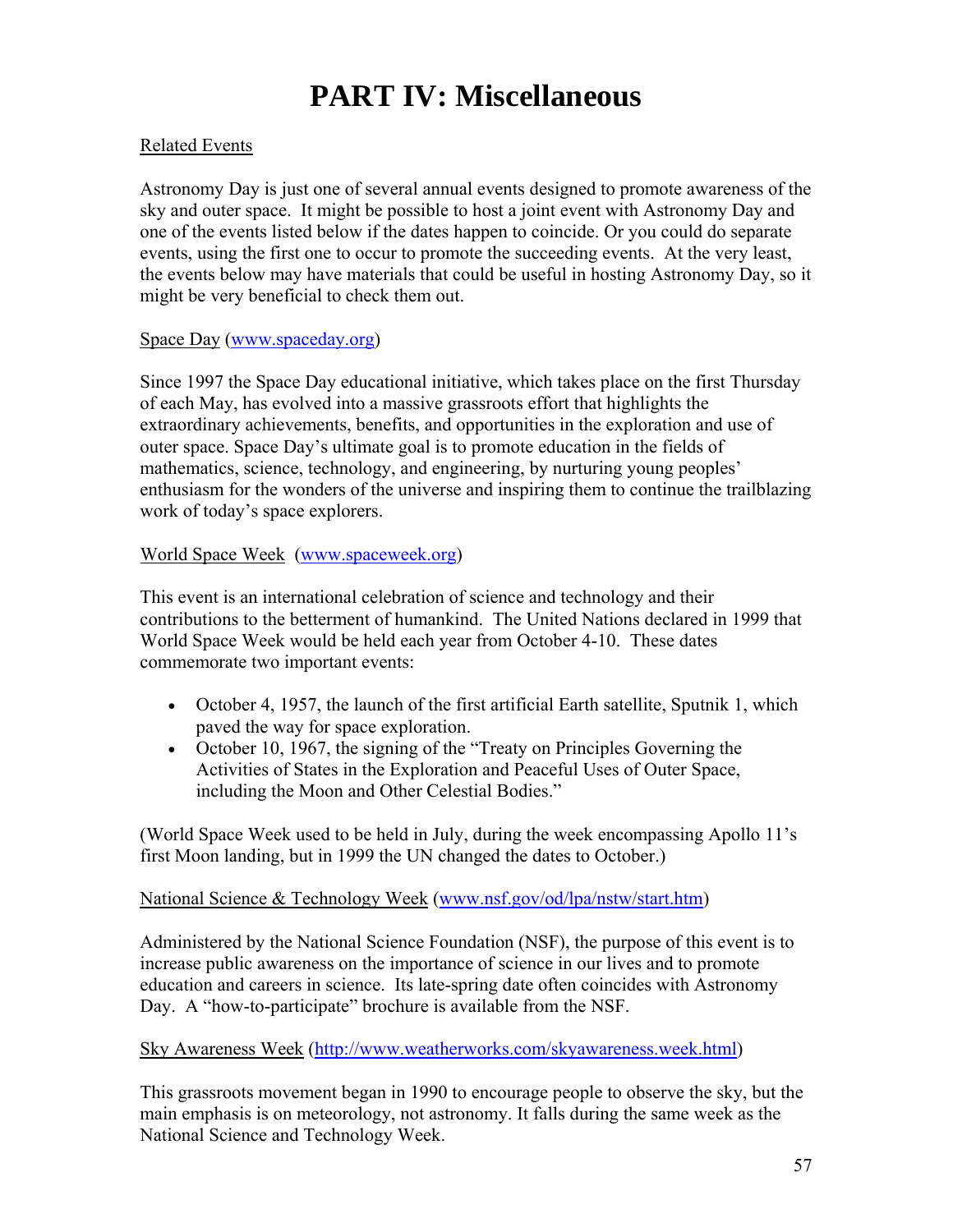# PART IV: Miscellaneous

Related Events

Astronomy Day is just one of several annual events designed to promote awareness of the sky and outer space. It might be possible to host a joint event with Astronomy Day and one of the events listed below if the dates happen to coincide. Or you could do separate events, using the first one to occur to promote the succeeding events. At the very least, the events below may have materials that could be useful in hosting Astronomy Day, so it might be very beneficial to check them out.

Space Day (www.spaceday.org)

Since 1997 the Space Day educational initiative, which takes place on the first Thursday of each May, has evolved into a massive grassroots effort that highlights the extraordinary achievements, benefits, and opportunities in the exploration and use of outer space. Space Day's ultimate goal is to promote education in the fields of mathematics, science, technology, and engineering, by nurturing young peoples' enthusiasm for the wonders of the universe and inspiring them to continue the trailblazing work of today's space explorers.

World Space Week (www.spaceweek.org)

This event is an international celebration of science and technology and their contributions to the betterment of humankind. The United Nations declared in 1999 that World Space Week would be held each year from October 4-10. These dates commemorate two important events:

- October 4, 1957, the launch of the first artificial Earth satellite, Sputnik 1, which paved the way for space exploration.
- October 10, 1967, the signing of the "Treaty on Principles Governing the Activities of States in the Exploration and Peaceful Uses of Outer Space, including the Moon and Other Celestial Bodies."

(World Space Week used to be held in July, during the week encompassing Apollo 11's first Moon landing, but in 1999 the UN changed the dates to October.)

National Science & Technology Week (www.nsf.gov/od/lpa/nstw/start.htm)

Administered by the National Science Foundation (NSF), the purpose of this event is to increase public awareness on the importance of science in our lives and to promote education and careers in science. Its late-spring date often coincides with Astronomy Day. A "how-to-participate" brochure is available from the NSF.

Sky Awareness Week (http://www.weatherworks.com/skyawareness.week.html)

This grassroots movement began in 1990 to encourage people to observe the sky, but the main emphasis is on meteorology, not astronomy. It falls during the same week as the National Science and Technology Week.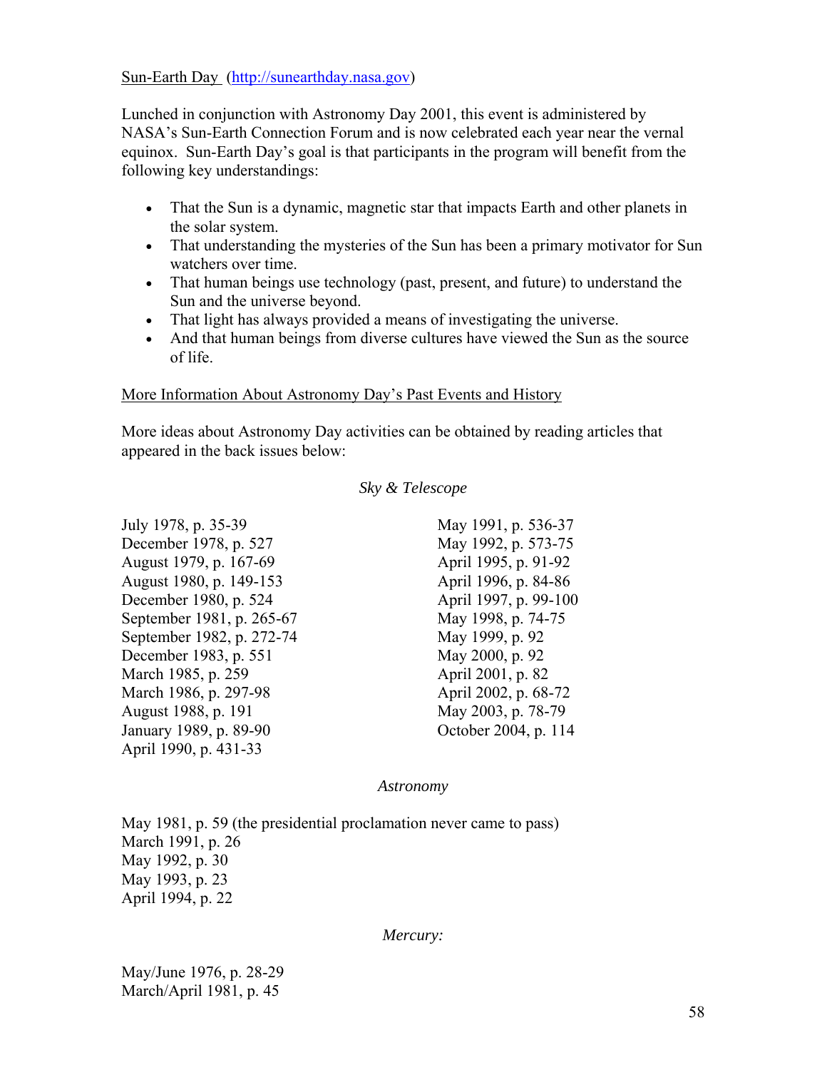Sun-Earth Day (http://sunearthday.nasa.gov)

Lunched in conjunction with Astronomy Day 2001, this event is administered by NASA's Sun-Earth Connection Forum and is now celebrated each year near the vernal equinox. Sun-Earth Day's goal is that participants in the program will benefit from the following key understandings:

- That the Sun is a dynamic, magnetic star that impacts Earth and other planets in the solar system.
- That understanding the mysteries of the Sun has been a primary motivator for Sun watchers over time.
- That human beings use technology (past, present, and future) to understand the Sun and the universe beyond.
- That light has always provided a means of investigating the universe.
- And that human beings from diverse cultures have viewed the Sun as the source of life.

More Information About Astronomy Day's Past Events and History

More ideas about Astronomy Day activities can be obtained by reading articles that appeared in the back issues below:

*Sky & Telescope*

July 1978, p. 35-39
December 1978, p. 527
August 1979, p. 167-69
August 1980, p. 149-153
December 1980, p. 524
September 1981, p. 265-67
September 1982, p. 272-74
December 1983, p. 551
March 1985, p. 259
March 1986, p. 297-98
August 1988, p. 191
January 1989, p. 89-90
April 1990, p. 431-33
May 1991, p. 536-37
May 1992, p. 573-75
April 1995, p. 91-92
April 1996, p. 84-86
April 1997, p. 99-100
May 1998, p. 74-75
May 1999, p. 92
May 2000, p. 92
April 2001, p. 82
April 2002, p. 68-72
May 2003, p. 78-79
October 2004, p. 114

*Astronomy*

May 1981, p. 59 (the presidential proclamation never came to pass)
March 1991, p. 26
May 1992, p. 30
May 1993, p. 23
April 1994, p. 22

*Mercury:*

May/June 1976, p. 28-29
March/April 1981, p. 45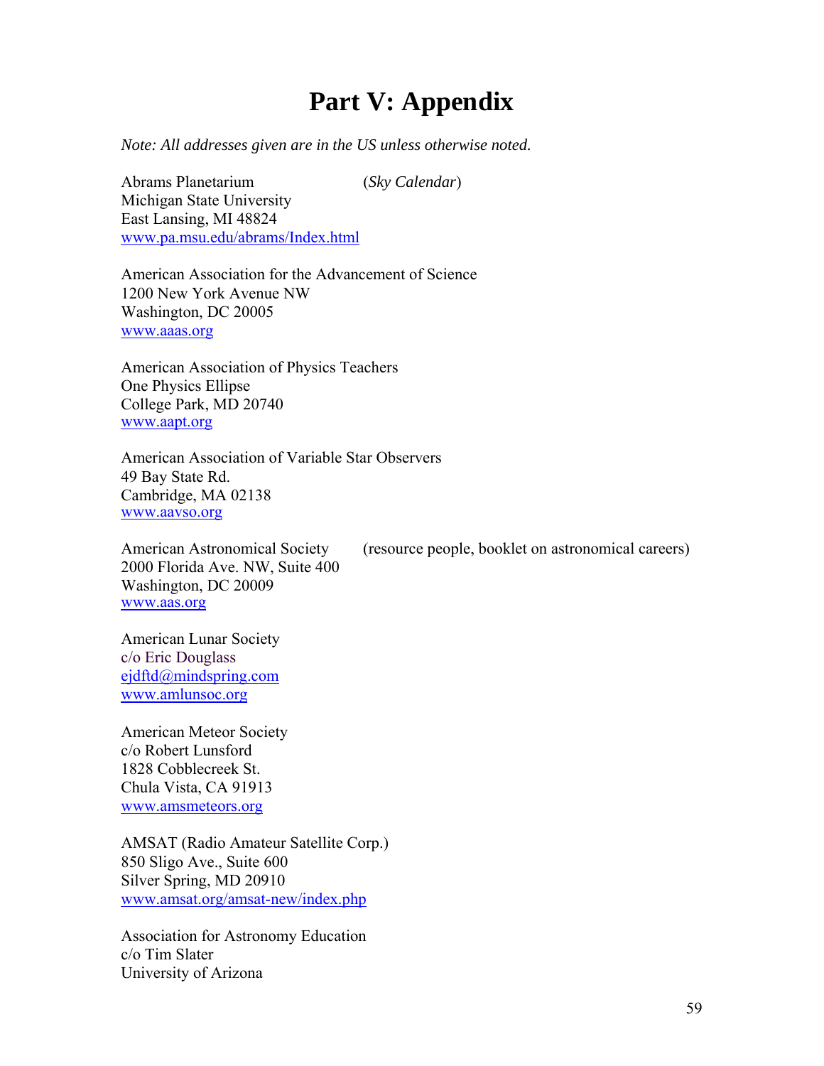# Part V: Appendix

*Note: All addresses given are in the US unless otherwise noted.*

Abrams Planetarium (*Sky Calendar*)
Michigan State University
East Lansing, MI 48824
www.pa.msu.edu/abrams/Index.html

American Association for the Advancement of Science
1200 New York Avenue NW
Washington, DC 20005
www.aaas.org

American Association of Physics Teachers
One Physics Ellipse
College Park, MD 20740
www.aapt.org

American Association of Variable Star Observers
49 Bay State Rd.
Cambridge, MA 02138
www.aavso.org

American Astronomical Society (resource people, booklet on astronomical careers)
2000 Florida Ave. NW, Suite 400
Washington, DC 20009
www.aas.org

American Lunar Society
c/o Eric Douglass
ejdftd@mindspring.com
www.amlunsoc.org

American Meteor Society
c/o Robert Lunsford
1828 Cobblecreek St.
Chula Vista, CA 91913
www.amsmeteors.org

AMSAT (Radio Amateur Satellite Corp.)
850 Sligo Ave., Suite 600
Silver Spring, MD 20910
www.amsat.org/amsat-new/index.php

Association for Astronomy Education
c/o Tim Slater
University of Arizona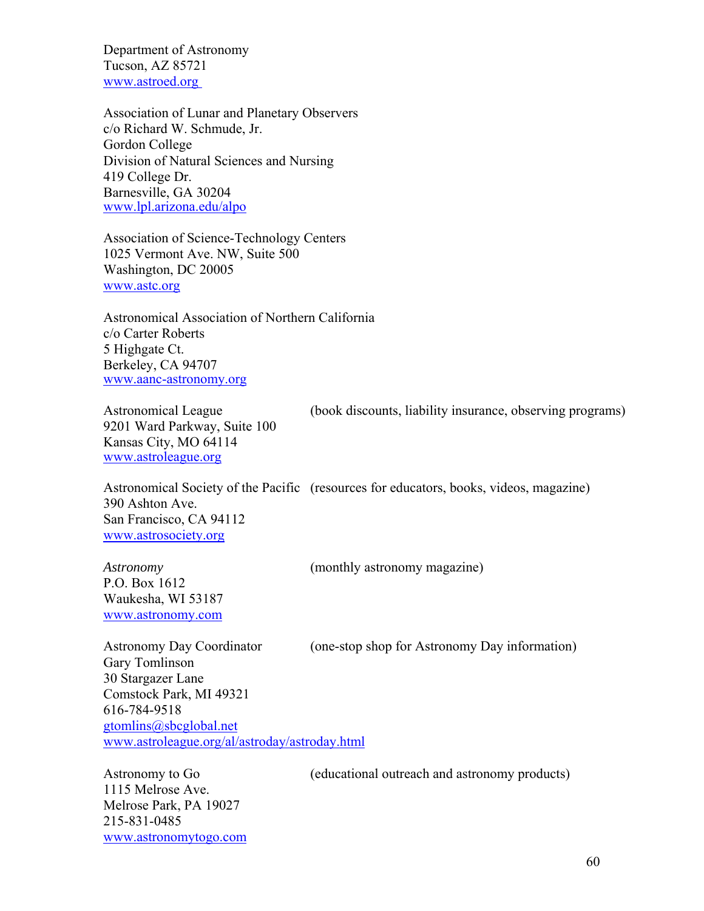Department of Astronomy
Tucson, AZ 85721
www.astroed.org

Association of Lunar and Planetary Observers
c/o Richard W. Schmude, Jr.
Gordon College
Division of Natural Sciences and Nursing
419 College Dr.
Barnesville, GA 30204
www.lpl.arizona.edu/alpo

Association of Science-Technology Centers
1025 Vermont Ave. NW, Suite 500
Washington, DC 20005
www.astc.org

Astronomical Association of Northern California
c/o Carter Roberts
5 Highgate Ct.
Berkeley, CA 94707
www.aanc-astronomy.org

Astronomical League (book discounts, liability insurance, observing programs)
9201 Ward Parkway, Suite 100
Kansas City, MO 64114
www.astroleague.org

Astronomical Society of the Pacific (resources for educators, books, videos, magazine)
390 Ashton Ave.
San Francisco, CA 94112
www.astrosociety.org

*Astronomy* (monthly astronomy magazine)
P.O. Box 1612
Waukesha, WI 53187
www.astronomy.com

Astronomy Day Coordinator (one-stop shop for Astronomy Day information)
Gary Tomlinson
30 Stargazer Lane
Comstock Park, MI 49321
616-784-9518
gtomlins@sbcglobal.net
www.astroleague.org/al/astroday/astroday.html

Astronomy to Go (educational outreach and astronomy products)
1115 Melrose Ave.
Melrose Park, PA 19027
215-831-0485
www.astronomytogo.com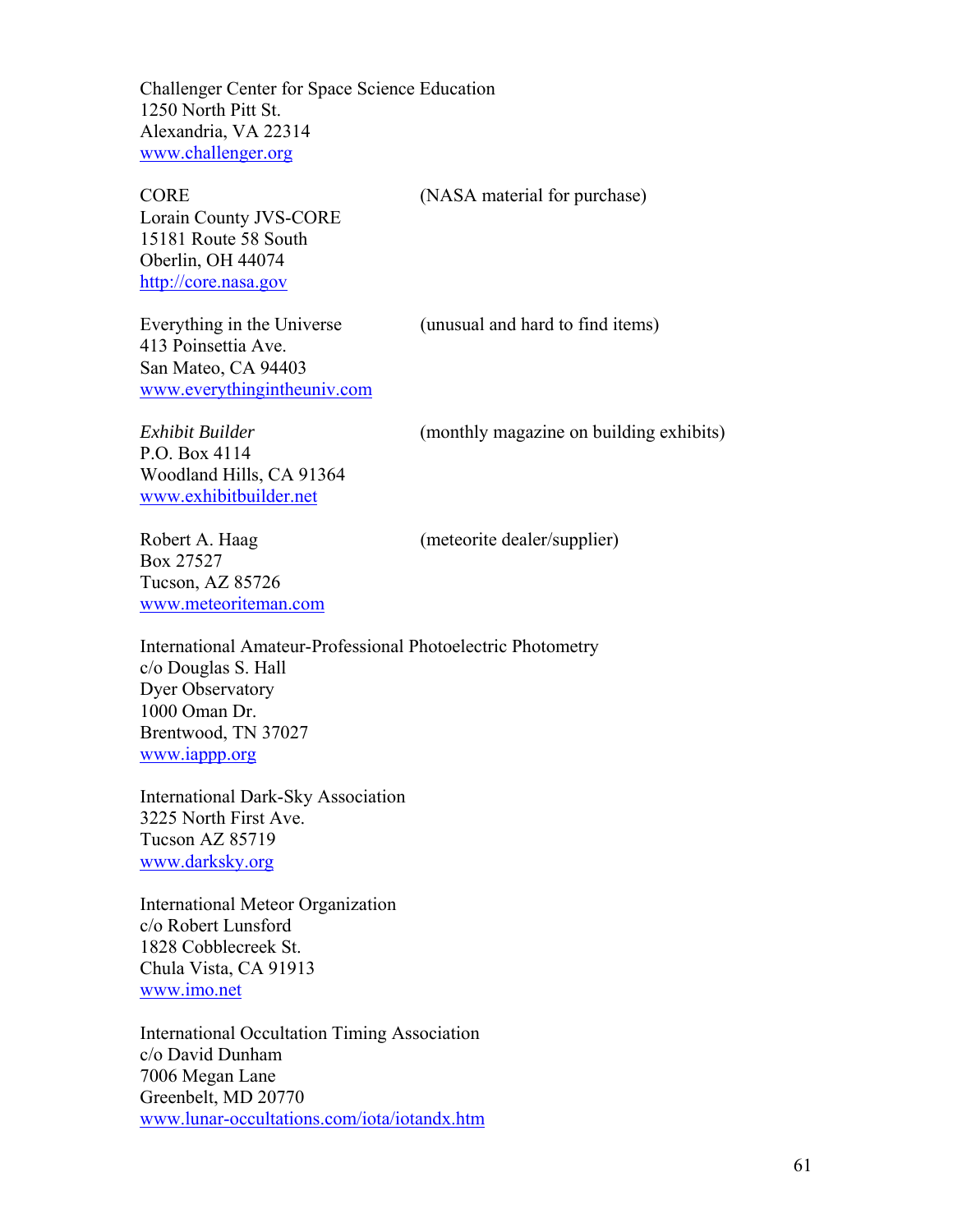Challenger Center for Space Science Education
1250 North Pitt St.
Alexandria, VA 22314
www.challenger.org

CORE (NASA material for purchase)
Lorain County JVS-CORE
15181 Route 58 South
Oberlin, OH 44074
http://core.nasa.gov

Everything in the Universe (unusual and hard to find items)
413 Poinsettia Ave.
San Mateo, CA 94403
www.everythingintheuniv.com

*Exhibit Builder* (monthly magazine on building exhibits)
P.O. Box 4114
Woodland Hills, CA 91364
www.exhibitbuilder.net

Robert A. Haag (meteorite dealer/supplier)
Box 27527
Tucson, AZ 85726
www.meteoriteman.com

International Amateur-Professional Photoelectric Photometry
c/o Douglas S. Hall
Dyer Observatory
1000 Oman Dr.
Brentwood, TN 37027
www.iappp.org

International Dark-Sky Association
3225 North First Ave.
Tucson AZ 85719
www.darksky.org

International Meteor Organization
c/o Robert Lunsford
1828 Cobblecreek St.
Chula Vista, CA 91913
www.imo.net

International Occultation Timing Association
c/o David Dunham
7006 Megan Lane
Greenbelt, MD 20770
www.lunar-occultations.com/iota/iotandx.htm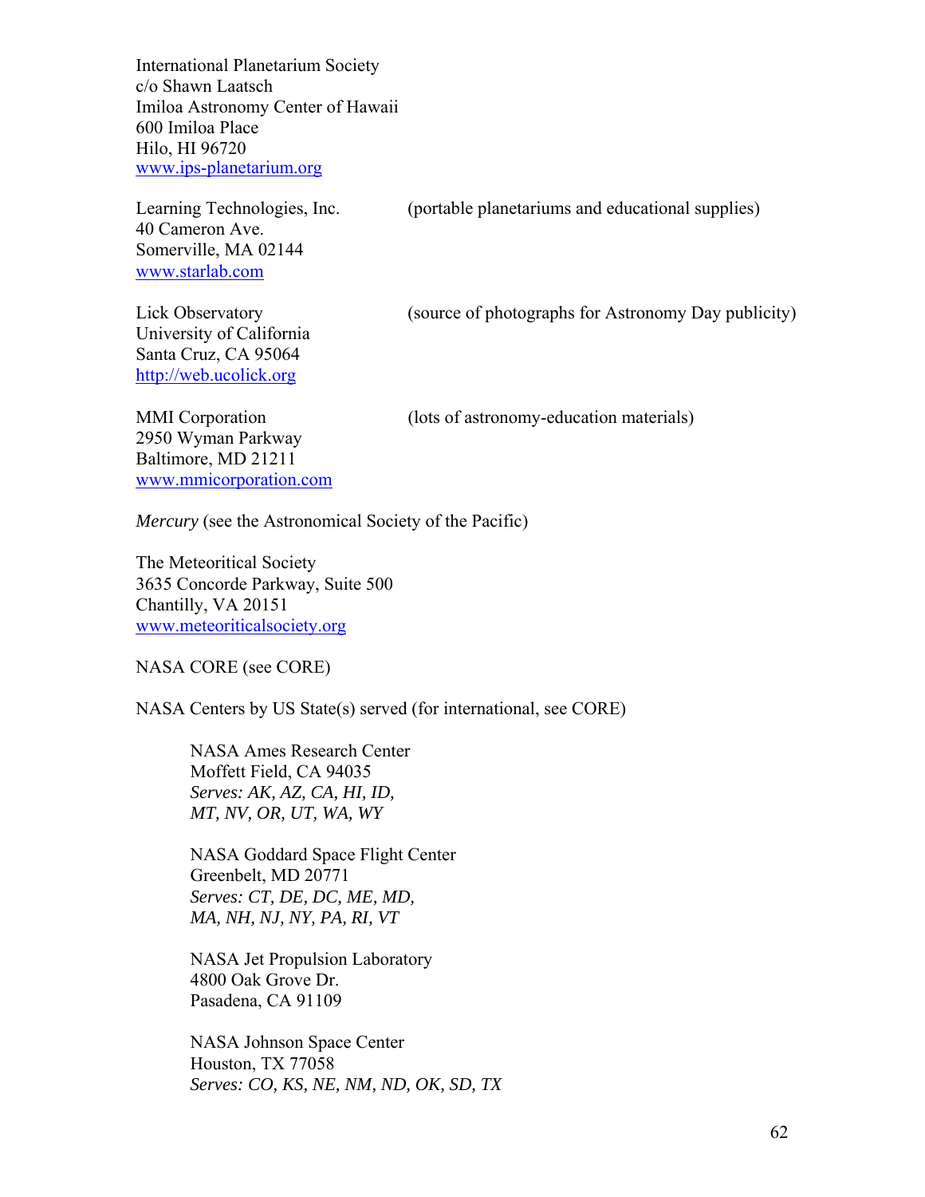International Planetarium Society
c/o Shawn Laatsch
Imiloa Astronomy Center of Hawaii
600 Imiloa Place
Hilo, HI 96720
www.ips-planetarium.org

Learning Technologies, Inc. (portable planetariums and educational supplies)
40 Cameron Ave.
Somerville, MA 02144
www.starlab.com

Lick Observatory (source of photographs for Astronomy Day publicity)
University of California
Santa Cruz, CA 95064
http://web.ucolick.org

MMI Corporation (lots of astronomy-education materials)
2950 Wyman Parkway
Baltimore, MD 21211
www.mmicorporation.com

*Mercury* (see the Astronomical Society of the Pacific)

The Meteoritical Society
3635 Concorde Parkway, Suite 500
Chantilly, VA 20151
www.meteoriticalsociety.org

NASA CORE (see CORE)

NASA Centers by US State(s) served (for international, see CORE)

> NASA Ames Research Center
> Moffett Field, CA 94035
> *Serves: AK, AZ, CA, HI, ID, MT, NV, OR, UT, WA, WY*
>
> NASA Goddard Space Flight Center
> Greenbelt, MD 20771
> *Serves: CT, DE, DC, ME, MD, MA, NH, NJ, NY, PA, RI, VT*
>
> NASA Jet Propulsion Laboratory
> 4800 Oak Grove Dr.
> Pasadena, CA 91109
>
> NASA Johnson Space Center
> Houston, TX 77058
> *Serves: CO, KS, NE, NM, ND, OK, SD, TX*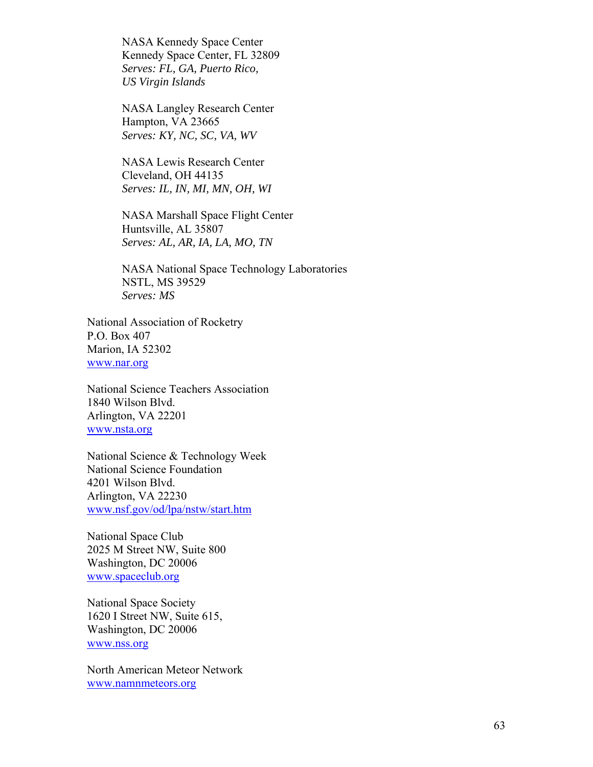NASA Kennedy Space Center  
Kennedy Space Center, FL 32809  
*Serves: FL, GA, Puerto Rico, US Virgin Islands*

NASA Langley Research Center  
Hampton, VA 23665  
*Serves: KY, NC, SC, VA, WV*

NASA Lewis Research Center  
Cleveland, OH 44135  
*Serves: IL, IN, MI, MN, OH, WI*

NASA Marshall Space Flight Center  
Huntsville, AL 35807  
*Serves: AL, AR, IA, LA, MO, TN*

NASA National Space Technology Laboratories  
NSTL, MS 39529  
*Serves: MS*

National Association of Rocketry  
P.O. Box 407  
Marion, IA 52302  
www.nar.org

National Science Teachers Association  
1840 Wilson Blvd.  
Arlington, VA 22201  
www.nsta.org

National Science & Technology Week  
National Science Foundation  
4201 Wilson Blvd.  
Arlington, VA 22230  
www.nsf.gov/od/lpa/nstw/start.htm

National Space Club  
2025 M Street NW, Suite 800  
Washington, DC 20006  
www.spaceclub.org

National Space Society  
1620 I Street NW, Suite 615,  
Washington, DC 20006  
www.nss.org

North American Meteor Network  
www.namnmeteors.org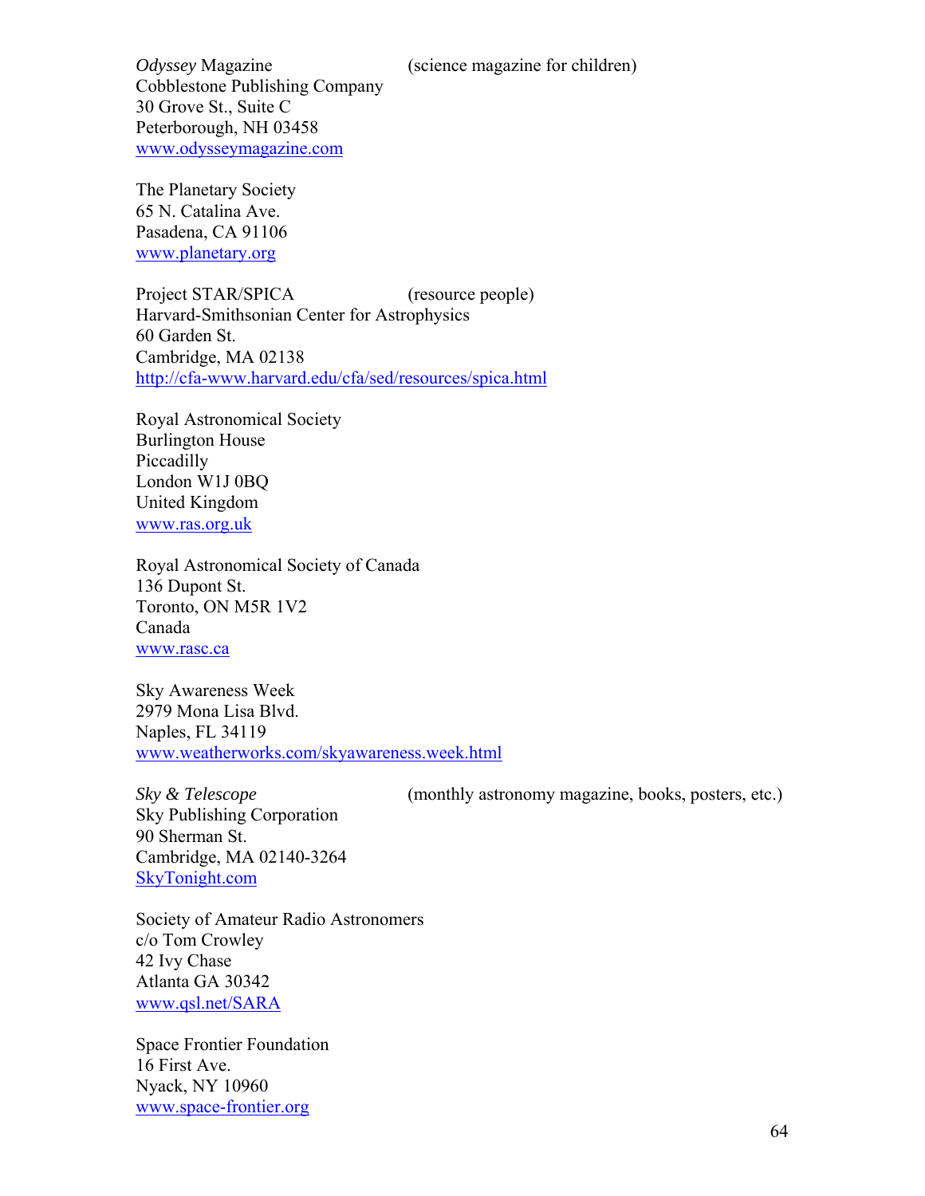*Odyssey* Magazine (science magazine for children)
Cobblestone Publishing Company
30 Grove St., Suite C
Peterborough, NH 03458
www.odysseymagazine.com

The Planetary Society
65 N. Catalina Ave.
Pasadena, CA 91106
www.planetary.org

Project STAR/SPICA (resource people)
Harvard-Smithsonian Center for Astrophysics
60 Garden St.
Cambridge, MA 02138
http://cfa-www.harvard.edu/cfa/sed/resources/spica.html

Royal Astronomical Society
Burlington House
Piccadilly
London W1J 0BQ
United Kingdom
www.ras.org.uk

Royal Astronomical Society of Canada
136 Dupont St.
Toronto, ON M5R 1V2
Canada
www.rasc.ca

Sky Awareness Week
2979 Mona Lisa Blvd.
Naples, FL 34119
www.weatherworks.com/skyawareness.week.html

*Sky & Telescope* (monthly astronomy magazine, books, posters, etc.)
Sky Publishing Corporation
90 Sherman St.
Cambridge, MA 02140-3264
SkyTonight.com

Society of Amateur Radio Astronomers
c/o Tom Crowley
42 Ivy Chase
Atlanta GA 30342
www.qsl.net/SARA

Space Frontier Foundation
16 First Ave.
Nyack, NY 10960
www.space-frontier.org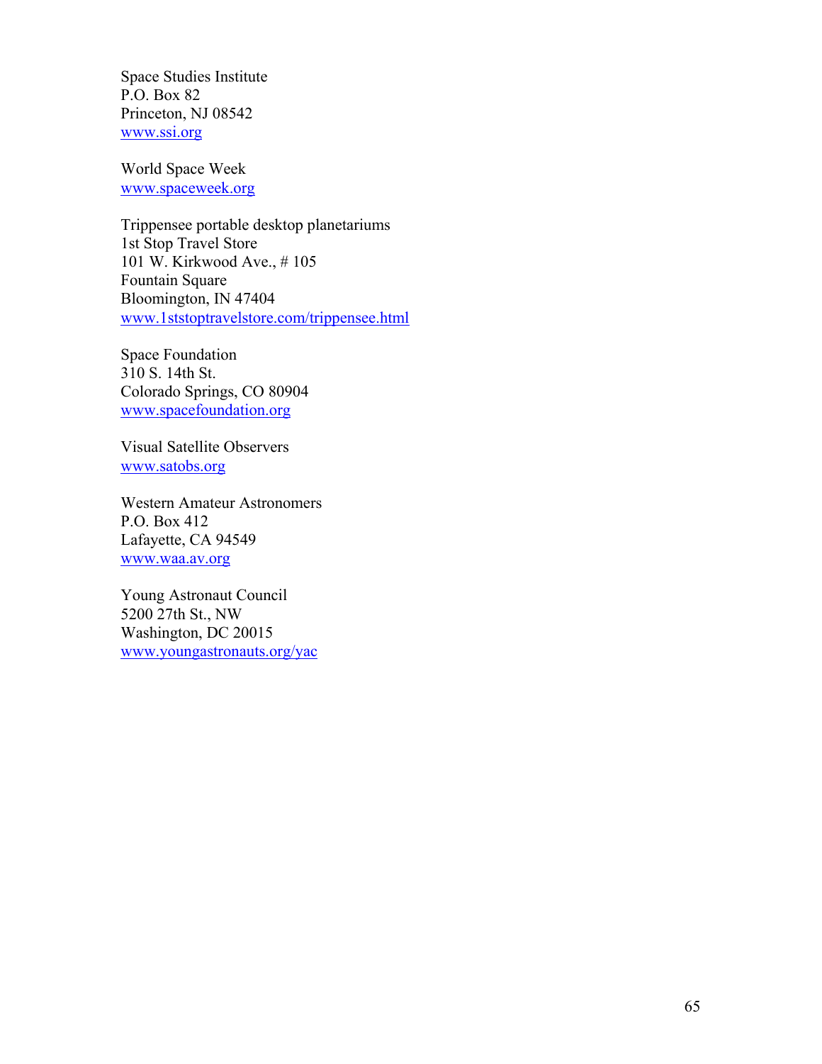Space Studies Institute  
P.O. Box 82  
Princeton, NJ 08542  
www.ssi.org

World Space Week  
www.spaceweek.org

Trippensee portable desktop planetariums  
1st Stop Travel Store  
101 W. Kirkwood Ave., # 105  
Fountain Square  
Bloomington, IN 47404  
www.1ststoptravelstore.com/trippensee.html

Space Foundation  
310 S. 14th St.  
Colorado Springs, CO 80904  
www.spacefoundation.org

Visual Satellite Observers  
www.satobs.org

Western Amateur Astronomers  
P.O. Box 412  
Lafayette, CA 94549  
www.waa.av.org

Young Astronaut Council  
5200 27th St., NW  
Washington, DC 20015  
www.youngastronauts.org/yac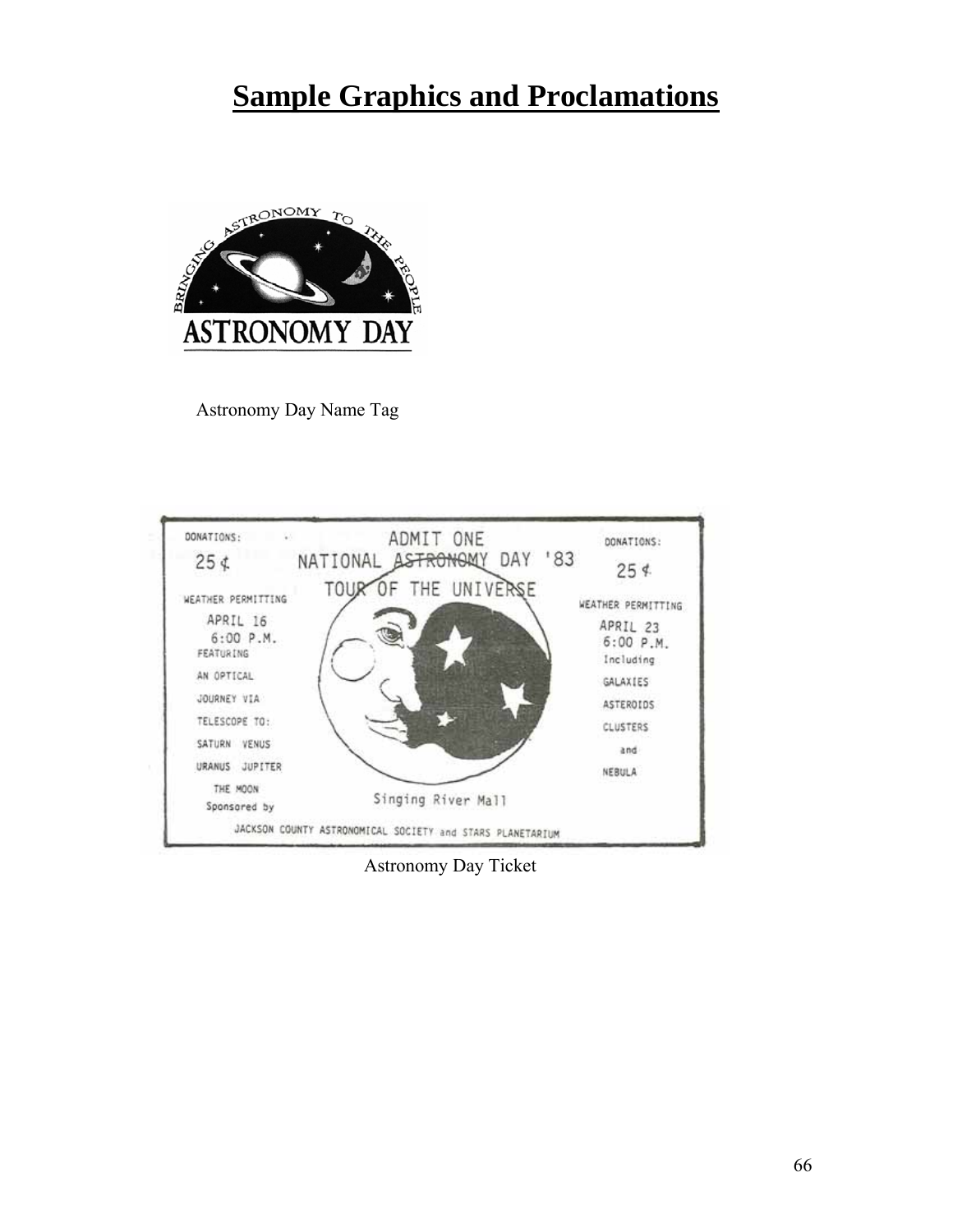# Sample Graphics and Proclamations

Astronomy Day Name Tag

Astronomy Day Ticket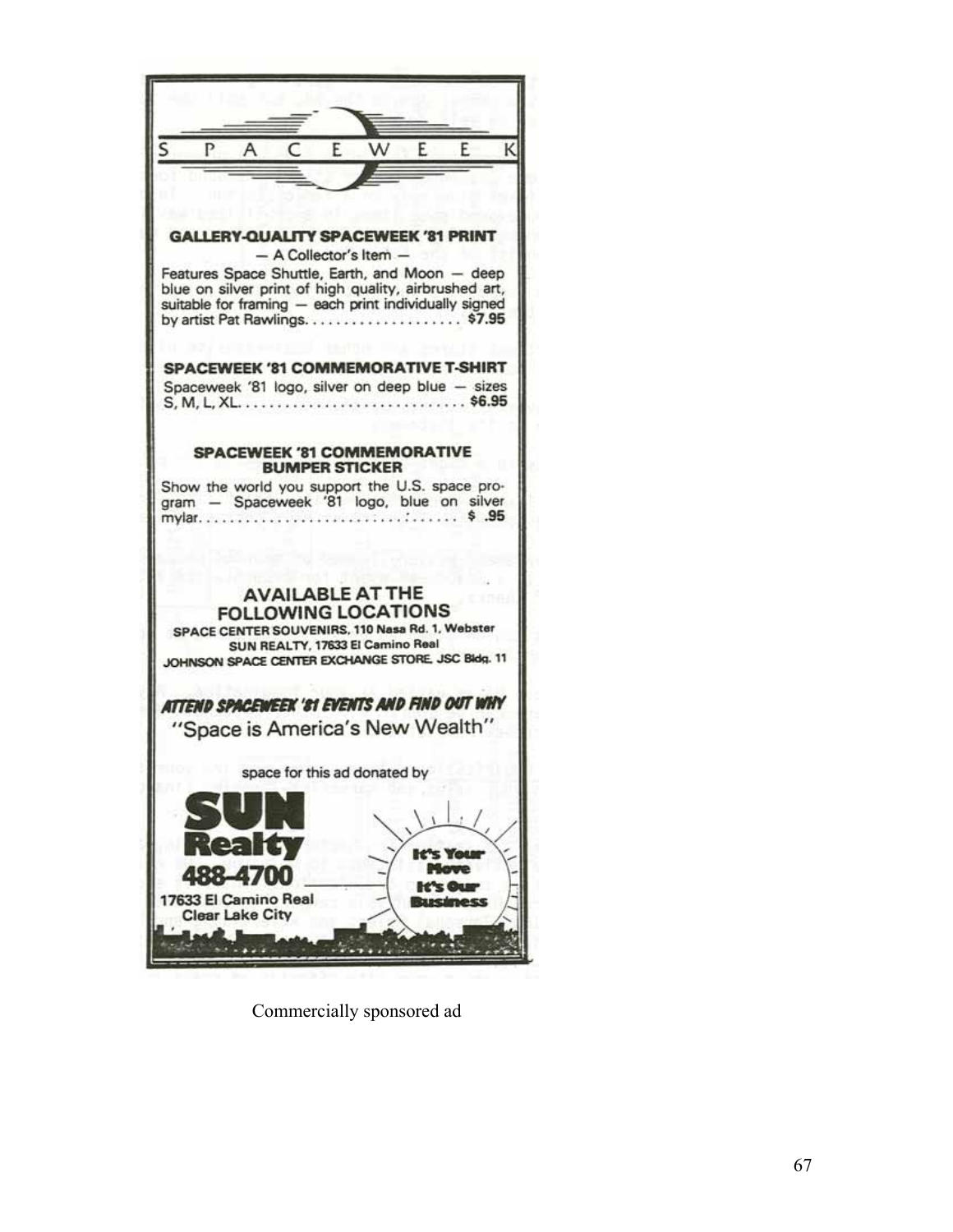# SPACEWEEK

**GALLERY-QUALITY SPACEWEEK '81 PRINT**

— A Collector's Item —

Features Space Shuttle, Earth, and Moon — deep blue on silver print of high quality, airbrushed art, suitable for framing — each print individually signed by artist Pat Rawlings. . . . . . . . . . . . . . . . . . . $7.95

**SPACEWEEK '81 COMMEMORATIVE T-SHIRT**

Spaceweek '81 logo, silver on deep blue — sizes S, M, L, XL. . . . . . . . . . . . . . . . . . . . . . . . . . . . $6.95

**SPACEWEEK '81 COMMEMORATIVE BUMPER STICKER**

Show the world you support the U.S. space program — Spaceweek '81 logo, blue on silver mylar. . . . . . . . . . . . . . . . . . . . . . . . . . . . . . . $ .95

## AVAILABLE AT THE FOLLOWING LOCATIONS

SPACE CENTER SOUVENIRS, 110 Nasa Rd. 1, Webster

SUN REALTY, 17633 El Camino Real

JOHNSON SPACE CENTER EXCHANGE STORE, JSC Bldg. 11

***ATTEND SPACEWEEK '81 EVENTS AND FIND OUT WHY***

"Space is America's New Wealth"

space for this ad donated by

**SUN Realty**

**488-4700**

17633 El Camino Real

Clear Lake City

**It's Your Move**

**It's Our Business**

Commercially sponsored ad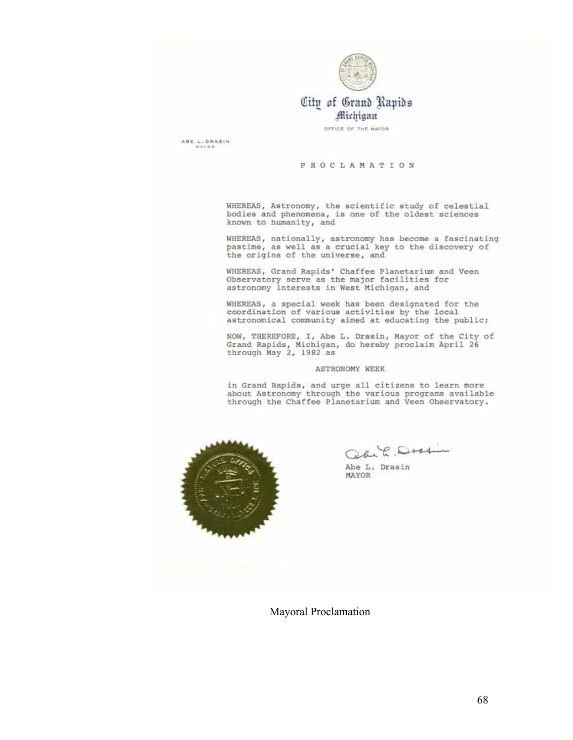City of Grand Rapids
Michigan

OFFICE OF THE MAYOR

ABE L. DRASIN
MAYOR

# PROCLAMATION

WHEREAS, Astronomy, the scientific study of celestial bodies and phenomena, is one of the oldest sciences known to humanity, and

WHEREAS, nationally, astronomy has become a fascinating pastime, as well as a crucial key to the discovery of the origins of the universe, and

WHEREAS, Grand Rapids' Chaffee Planetarium and Veen Observatory serve as the major facilities for astronomy interests in West Michigan, and

WHEREAS, a special week has been designated for the coordination of various activities by the local astronomical community aimed at educating the public;

NOW, THEREFORE, I, Abe L. Drasin, Mayor of the City of Grand Rapids, Michigan, do hereby proclaim April 26 through May 2, 1982 as

ASTRONOMY WEEK

in Grand Rapids, and urge all citizens to learn more about Astronomy through the various programs available through the Chaffee Planetarium and Veen Observatory.

Abe L. Drasin
MAYOR

Mayoral Proclamation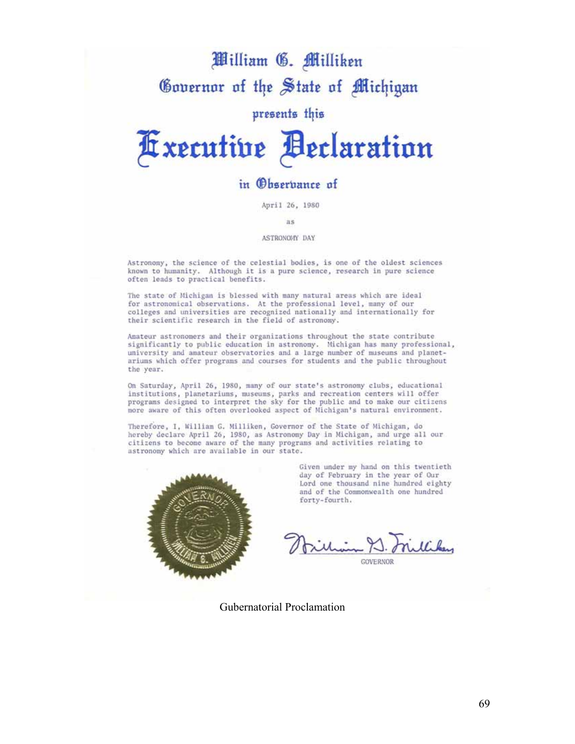# William G. Milliken

## Governor of the State of Michigan

presents this

# Executive Declaration

## in Observance of

April 26, 1980

as

ASTRONOMY DAY

Astronomy, the science of the celestial bodies, is one of the oldest sciences known to humanity. Although it is a pure science, research in pure science often leads to practical benefits.

The state of Michigan is blessed with many natural areas which are ideal for astronomical observations. At the professional level, many of our colleges and universities are recognized nationally and internationally for their scientific research in the field of astronomy.

Amateur astronomers and their organizations throughout the state contribute significantly to public education in astronomy. Michigan has many professional, university and amateur observatories and a large number of museums and planetariums which offer programs and courses for students and the public throughout the year.

On Saturday, April 26, 1980, many of our state's astronomy clubs, educational institutions, planetariums, museums, parks and recreation centers will offer programs designed to interpret the sky for the public and to make our citizens more aware of this often overlooked aspect of Michigan's natural environment.

Therefore, I, William G. Milliken, Governor of the State of Michigan, do hereby declare April 26, 1980, as Astronomy Day in Michigan, and urge all our citizens to become aware of the many programs and activities relating to astronomy which are available in our state.

Given under my hand on this twentieth day of February in the year of Our Lord one thousand nine hundred eighty and of the Commonwealth one hundred forty-fourth.

William G. Milliken

GOVERNOR

Gubernatorial Proclamation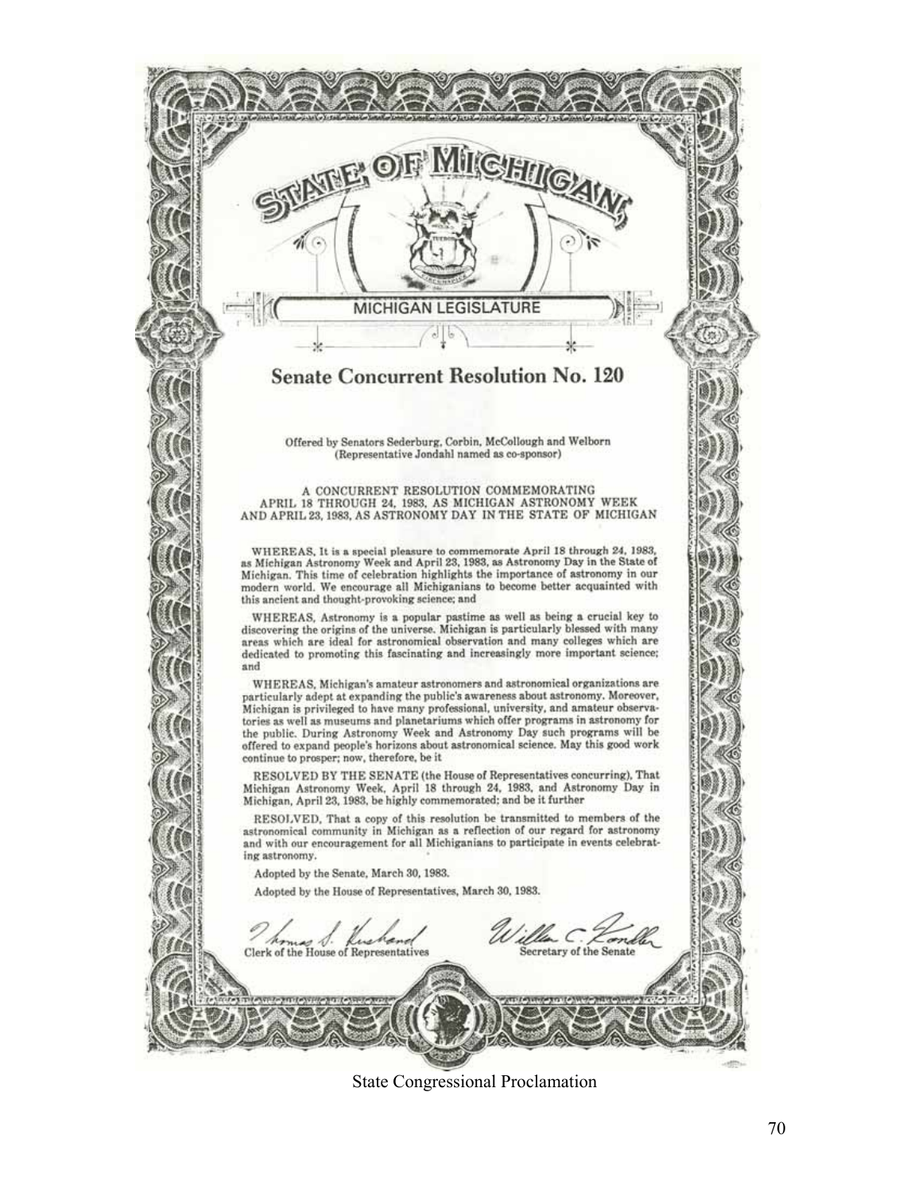# STATE OF MICHIGAN

MICHIGAN LEGISLATURE

## Senate Concurrent Resolution No. 120

Offered by Senators Sederburg, Corbin, McCollough and Welborn
(Representative Jondahl named as co-sponsor)

A CONCURRENT RESOLUTION COMMEMORATING APRIL 18 THROUGH 24, 1983, AS MICHIGAN ASTRONOMY WEEK AND APRIL 23, 1983, AS ASTRONOMY DAY IN THE STATE OF MICHIGAN

WHEREAS, It is a special pleasure to commemorate April 18 through 24, 1983, as Michigan Astronomy Week and April 23, 1983, as Astronomy Day in the State of Michigan. This time of celebration highlights the importance of astronomy in our modern world. We encourage all Michiganians to become better acquainted with this ancient and thought-provoking science; and

WHEREAS, Astronomy is a popular pastime as well as being a crucial key to discovering the origins of the universe. Michigan is particularly blessed with many areas which are ideal for astronomical observation and many colleges which are dedicated to promoting this fascinating and increasingly more important science; and

WHEREAS, Michigan's amateur astronomers and astronomical organizations are particularly adept at expanding the public's awareness about astronomy. Moreover, Michigan is privileged to have many professional, university, and amateur observatories as well as museums and planetariums which offer programs in astronomy for the public. During Astronomy Week and Astronomy Day such programs will be offered to expand people's horizons about astronomical science. May this good work continue to prosper; now, therefore, be it

RESOLVED BY THE SENATE (the House of Representatives concurring), That Michigan Astronomy Week, April 18 through 24, 1983, and Astronomy Day in Michigan, April 23, 1983, be highly commemorated; and be it further

RESOLVED, That a copy of this resolution be transmitted to members of the astronomical community in Michigan as a reflection of our regard for astronomy and with our encouragement for all Michiganians to participate in events celebrating astronomy.

Adopted by the Senate, March 30, 1983.

Adopted by the House of Representatives, March 30, 1983.

Thomas S. Kushand — Clerk of the House of Representatives

William C. Kandler — Secretary of the Senate

State Congressional Proclamation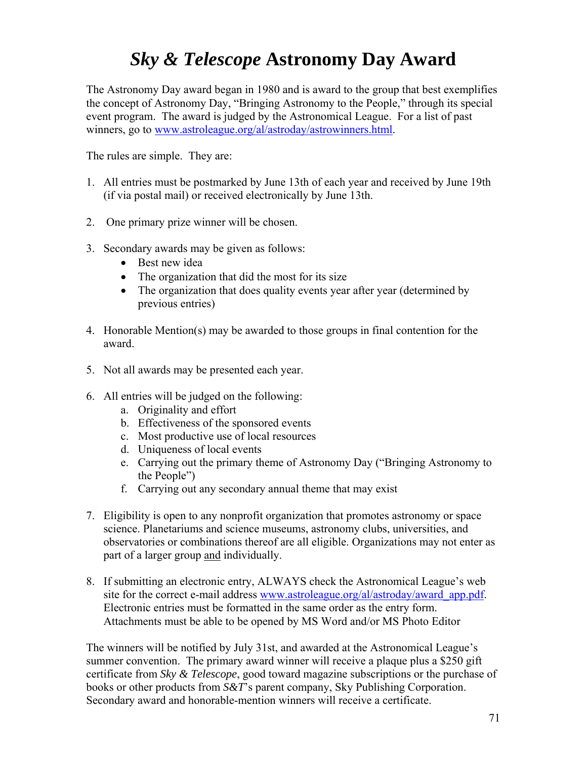# *Sky & Telescope* Astronomy Day Award

The Astronomy Day award began in 1980 and is award to the group that best exemplifies the concept of Astronomy Day, "Bringing Astronomy to the People," through its special event program. The award is judged by the Astronomical League. For a list of past winners, go to [www.astroleague.org/al/astroday/astrowinners.html](www.astroleague.org/al/astroday/astrowinners.html).

The rules are simple. They are:

1. All entries must be postmarked by June 13th of each year and received by June 19th (if via postal mail) or received electronically by June 13th.

2. One primary prize winner will be chosen.

3. Secondary awards may be given as follows:
   - Best new idea
   - The organization that did the most for its size
   - The organization that does quality events year after year (determined by previous entries)

4. Honorable Mention(s) may be awarded to those groups in final contention for the award.

5. Not all awards may be presented each year.

6. All entries will be judged on the following:
   a. Originality and effort
   b. Effectiveness of the sponsored events
   c. Most productive use of local resources
   d. Uniqueness of local events
   e. Carrying out the primary theme of Astronomy Day ("Bringing Astronomy to the People")
   f. Carrying out any secondary annual theme that may exist

7. Eligibility is open to any nonprofit organization that promotes astronomy or space science. Planetariums and science museums, astronomy clubs, universities, and observatories or combinations thereof are all eligible. Organizations may not enter as part of a larger group <u>and</u> individually.

8. If submitting an electronic entry, ALWAYS check the Astronomical League's web site for the correct e-mail address [www.astroleague.org/al/astroday/award_app.pdf](www.astroleague.org/al/astroday/award_app.pdf). Electronic entries must be formatted in the same order as the entry form. Attachments must be able to be opened by MS Word and/or MS Photo Editor

The winners will be notified by July 31st, and awarded at the Astronomical League's summer convention. The primary award winner will receive a plaque plus a $250 gift certificate from *Sky & Telescope*, good toward magazine subscriptions or the purchase of books or other products from *S&T*'s parent company, Sky Publishing Corporation. Secondary award and honorable-mention winners will receive a certificate.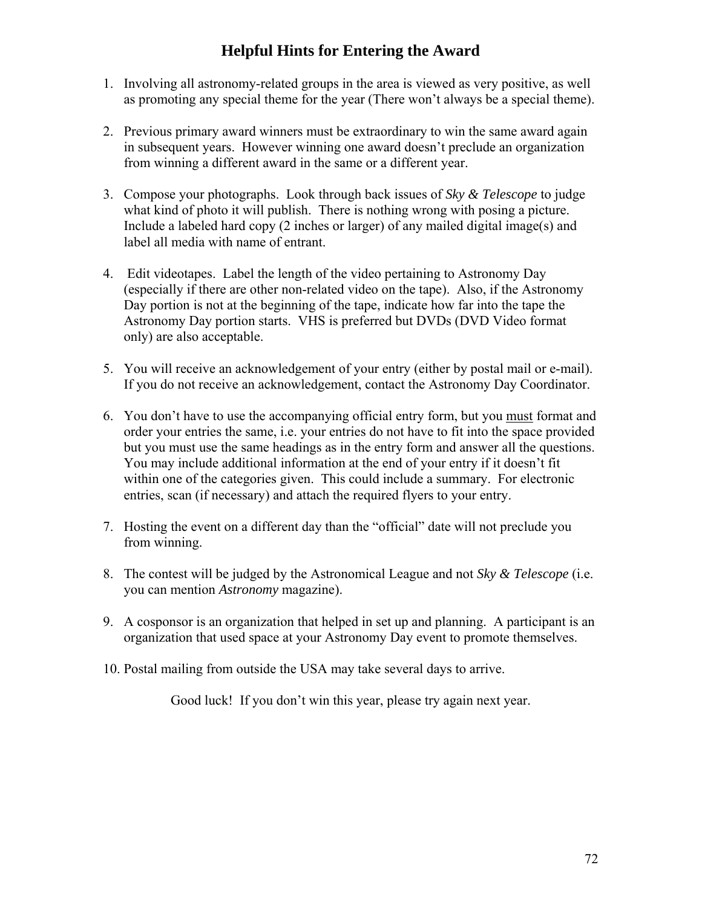# Helpful Hints for Entering the Award

1. Involving all astronomy-related groups in the area is viewed as very positive, as well as promoting any special theme for the year (There won't always be a special theme).

2. Previous primary award winners must be extraordinary to win the same award again in subsequent years. However winning one award doesn't preclude an organization from winning a different award in the same or a different year.

3. Compose your photographs. Look through back issues of *Sky & Telescope* to judge what kind of photo it will publish. There is nothing wrong with posing a picture. Include a labeled hard copy (2 inches or larger) of any mailed digital image(s) and label all media with name of entrant.

4. Edit videotapes. Label the length of the video pertaining to Astronomy Day (especially if there are other non-related video on the tape). Also, if the Astronomy Day portion is not at the beginning of the tape, indicate how far into the tape the Astronomy Day portion starts. VHS is preferred but DVDs (DVD Video format only) are also acceptable.

5. You will receive an acknowledgement of your entry (either by postal mail or e-mail). If you do not receive an acknowledgement, contact the Astronomy Day Coordinator.

6. You don't have to use the accompanying official entry form, but you <u>must</u> format and order your entries the same, i.e. your entries do not have to fit into the space provided but you must use the same headings as in the entry form and answer all the questions. You may include additional information at the end of your entry if it doesn't fit within one of the categories given. This could include a summary. For electronic entries, scan (if necessary) and attach the required flyers to your entry.

7. Hosting the event on a different day than the "official" date will not preclude you from winning.

8. The contest will be judged by the Astronomical League and not *Sky & Telescope* (i.e. you can mention *Astronomy* magazine).

9. A cosponsor is an organization that helped in set up and planning. A participant is an organization that used space at your Astronomy Day event to promote themselves.

10. Postal mailing from outside the USA may take several days to arrive.

Good luck! If you don't win this year, please try again next year.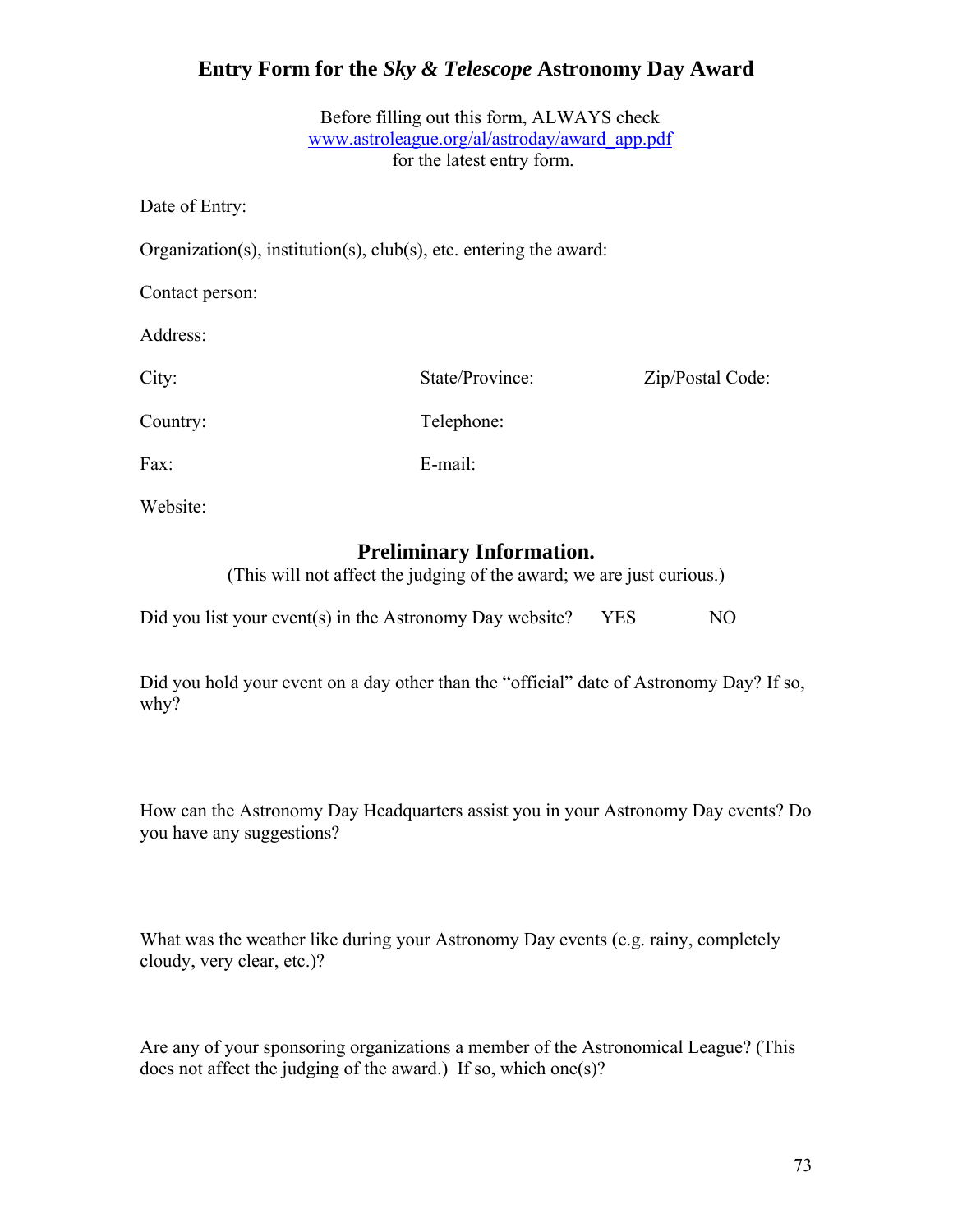# Entry Form for the *Sky & Telescope* Astronomy Day Award

Before filling out this form, ALWAYS check
[www.astroleague.org/al/astroday/award_app.pdf](www.astroleague.org/al/astroday/award_app.pdf)
for the latest entry form.

Date of Entry:

Organization(s), institution(s), club(s), etc. entering the award:

Contact person:

Address:

City: State/Province: Zip/Postal Code:

Country: Telephone:

Fax: E-mail:

Website:

## Preliminary Information.

(This will not affect the judging of the award; we are just curious.)

Did you list your event(s) in the Astronomy Day website? YES NO

Did you hold your event on a day other than the "official" date of Astronomy Day? If so, why?

How can the Astronomy Day Headquarters assist you in your Astronomy Day events? Do you have any suggestions?

What was the weather like during your Astronomy Day events (e.g. rainy, completely cloudy, very clear, etc.)?

Are any of your sponsoring organizations a member of the Astronomical League? (This does not affect the judging of the award.) If so, which one(s)?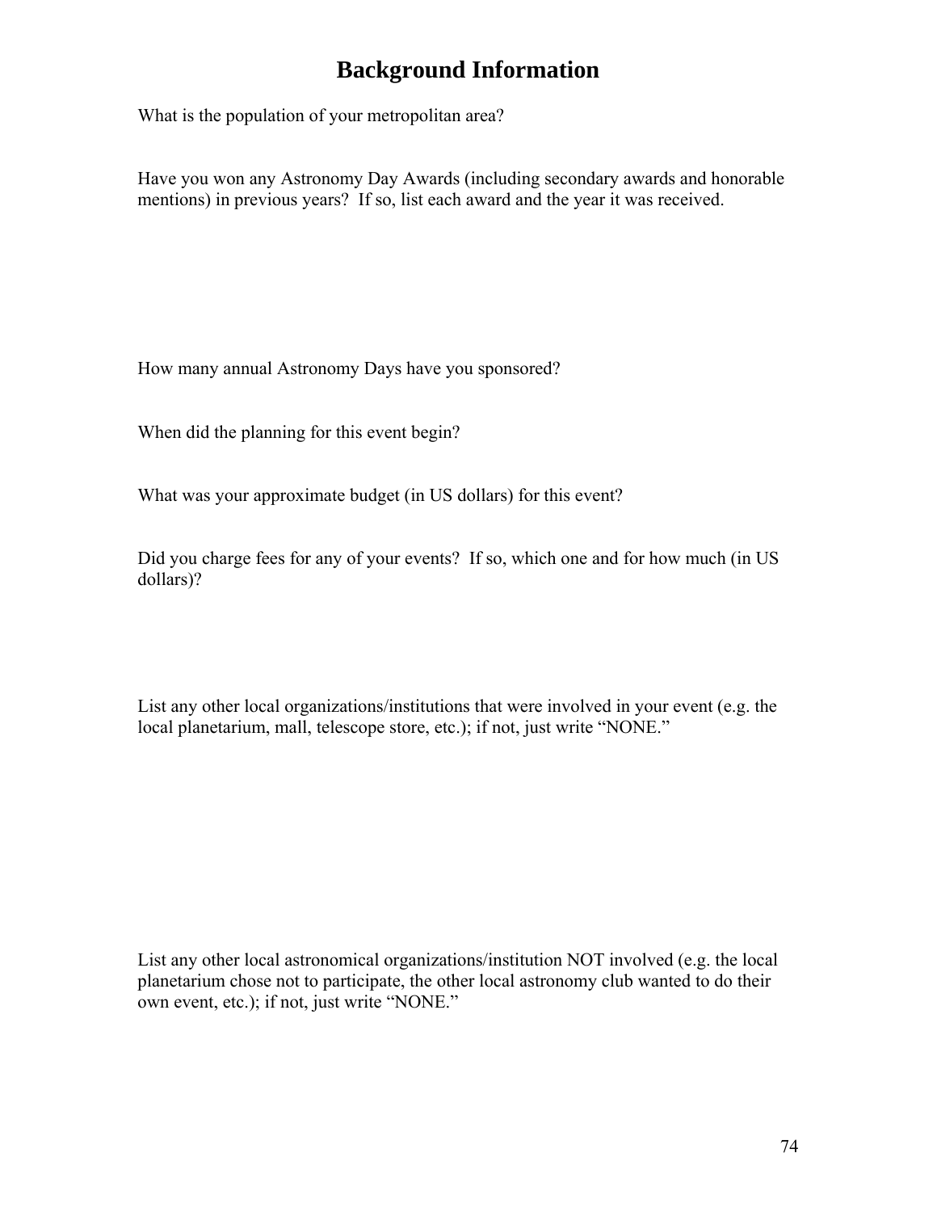# Background Information

What is the population of your metropolitan area?

Have you won any Astronomy Day Awards (including secondary awards and honorable mentions) in previous years? If so, list each award and the year it was received.

How many annual Astronomy Days have you sponsored?

When did the planning for this event begin?

What was your approximate budget (in US dollars) for this event?

Did you charge fees for any of your events? If so, which one and for how much (in US dollars)?

List any other local organizations/institutions that were involved in your event (e.g. the local planetarium, mall, telescope store, etc.); if not, just write "NONE."

List any other local astronomical organizations/institution NOT involved (e.g. the local planetarium chose not to participate, the other local astronomy club wanted to do their own event, etc.); if not, just write "NONE."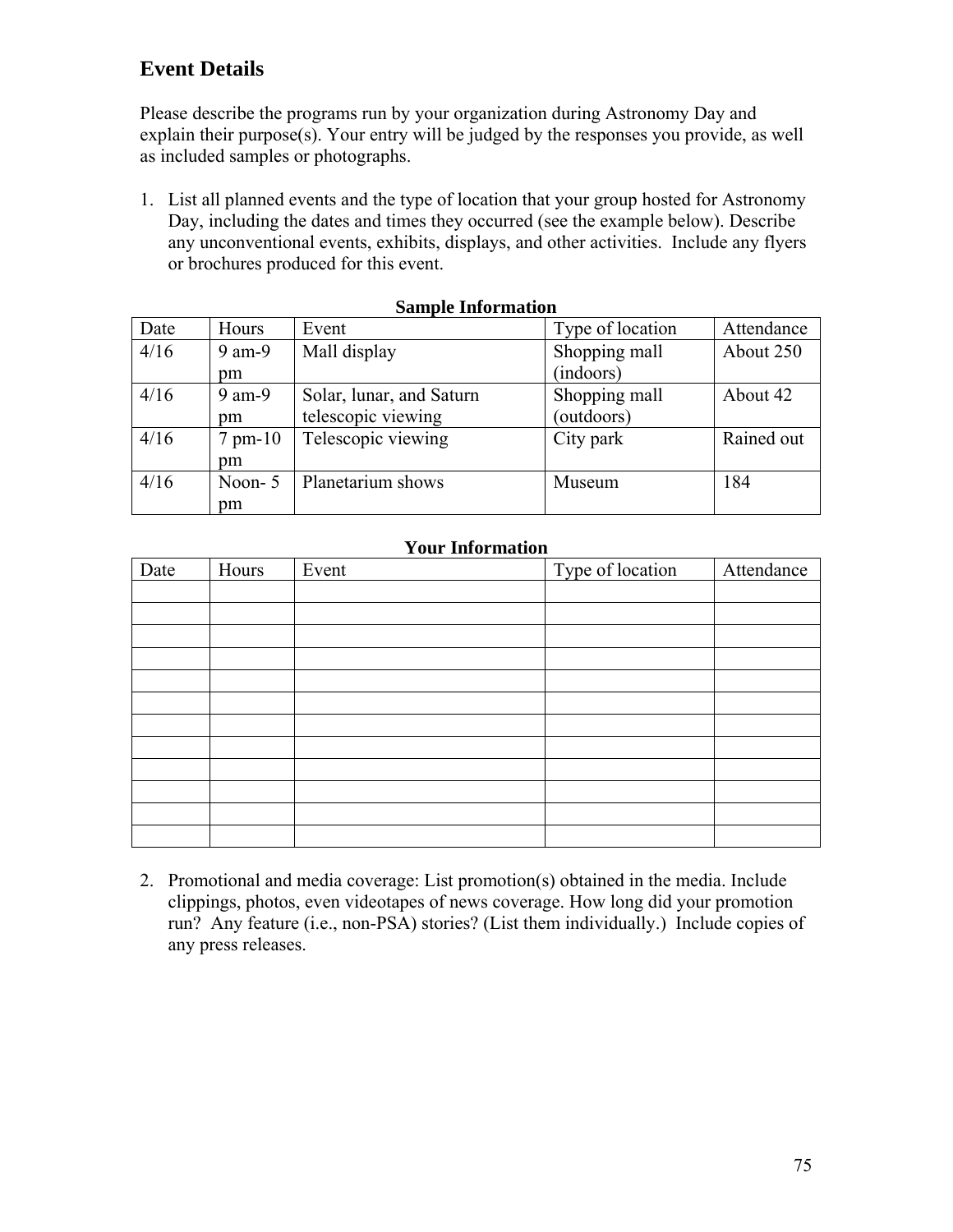## Event Details

Please describe the programs run by your organization during Astronomy Day and explain their purpose(s). Your entry will be judged by the responses you provide, as well as included samples or photographs.

1. List all planned events and the type of location that your group hosted for Astronomy Day, including the dates and times they occurred (see the example below). Describe any unconventional events, exhibits, displays, and other activities. Include any flyers or brochures produced for this event.

**Sample Information**

| Date | Hours | Event | Type of location | Attendance |
|---|---|---|---|---|
| 4/16 | 9 am-9 pm | Mall display | Shopping mall (indoors) | About 250 |
| 4/16 | 9 am-9 pm | Solar, lunar, and Saturn telescopic viewing | Shopping mall (outdoors) | About 42 |
| 4/16 | 7 pm-10 pm | Telescopic viewing | City park | Rained out |
| 4/16 | Noon- 5 pm | Planetarium shows | Museum | 184 |

**Your Information**

| Date | Hours | Event | Type of location | Attendance |
|---|---|---|---|---|
| | | | | |
| | | | | |
| | | | | |
| | | | | |
| | | | | |
| | | | | |
| | | | | |
| | | | | |
| | | | | |
| | | | | |
| | | | | |
| | | | | |

2. Promotional and media coverage: List promotion(s) obtained in the media. Include clippings, photos, even videotapes of news coverage. How long did your promotion run? Any feature (i.e., non-PSA) stories? (List them individually.) Include copies of any press releases.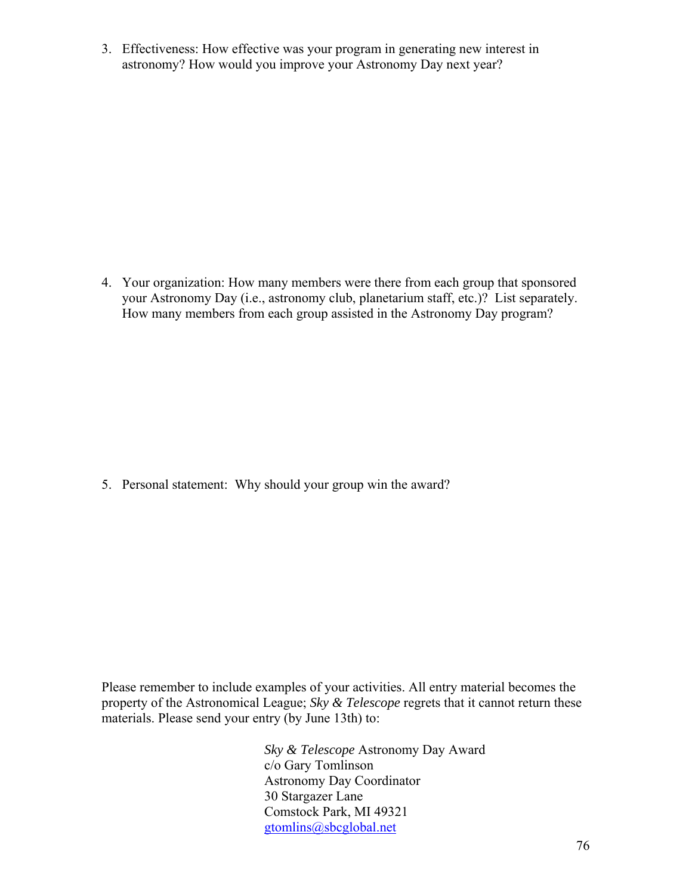3. Effectiveness: How effective was your program in generating new interest in astronomy? How would you improve your Astronomy Day next year?

4. Your organization: How many members were there from each group that sponsored your Astronomy Day (i.e., astronomy club, planetarium staff, etc.)? List separately. How many members from each group assisted in the Astronomy Day program?

5. Personal statement: Why should your group win the award?

Please remember to include examples of your activities. All entry material becomes the property of the Astronomical League; *Sky & Telescope* regrets that it cannot return these materials. Please send your entry (by June 13th) to:

*Sky & Telescope* Astronomy Day Award
c/o Gary Tomlinson
Astronomy Day Coordinator
30 Stargazer Lane
Comstock Park, MI 49321
gtomlins@sbcglobal.net